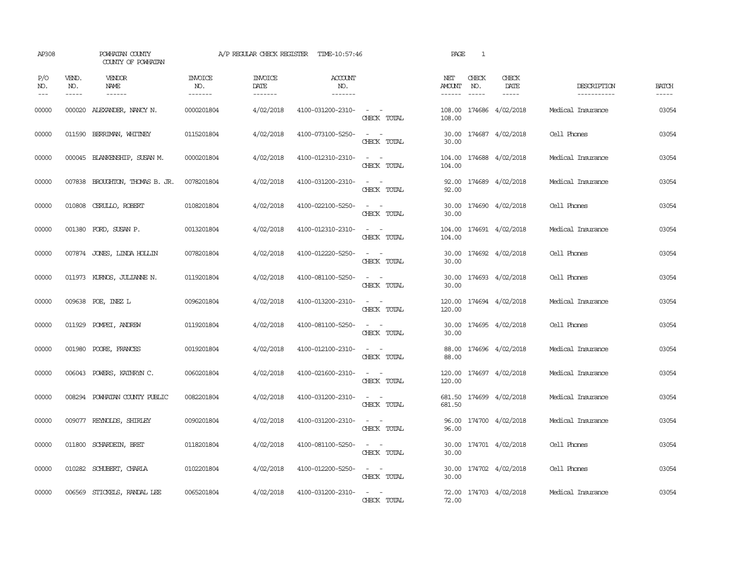AP308 POWHATAN COUNTY A/P REGULAR CHECK REGISTER TIME-10:57:46 PAGE 1
COUNTY OF POWHATAN

| P/O NO. | VEND. NO. | VENDOR NAME | INVOICE NO. | INVOICE DATE | ACCOUNT NO. | | NET AMOUNT | CHECK NO. | CHECK DATE | DESCRIPTION | BATCH |
|---|---|---|---|---|---|---|---|---|---|---|---|
| 00000 | 000020 | ALEXANDER, NANCY N. | 0000201804 | 4/02/2018 | 4100-031200-2310- | - - | 108.00 | 174686 | 4/02/2018 | Medical Insurance | 03054 |
| | | | | | | CHECK TOTAL | 108.00 | | | | |
| 00000 | 011590 | BERRIMAN, WHITNEY | 0115201804 | 4/02/2018 | 4100-073100-5250- | - - | 30.00 | 174687 | 4/02/2018 | Cell Phones | 03054 |
| | | | | | | CHECK TOTAL | 30.00 | | | | |
| 00000 | 000045 | BLANKENSHIP, SUSAN M. | 0000201804 | 4/02/2018 | 4100-012310-2310- | - - | 104.00 | 174688 | 4/02/2018 | Medical Insurance | 03054 |
| | | | | | | CHECK TOTAL | 104.00 | | | | |
| 00000 | 007838 | BROUGHTON, THOMAS B. JR. | 0078201804 | 4/02/2018 | 4100-031200-2310- | - - | 92.00 | 174689 | 4/02/2018 | Medical Insurance | 03054 |
| | | | | | | CHECK TOTAL | 92.00 | | | | |
| 00000 | 010808 | CERULLO, ROBERT | 0108201804 | 4/02/2018 | 4100-022100-5250- | - - | 30.00 | 174690 | 4/02/2018 | Cell Phones | 03054 |
| | | | | | | CHECK TOTAL | 30.00 | | | | |
| 00000 | 001380 | FORD, SUSAN P. | 0013201804 | 4/02/2018 | 4100-012310-2310- | - - | 104.00 | 174691 | 4/02/2018 | Medical Insurance | 03054 |
| | | | | | | CHECK TOTAL | 104.00 | | | | |
| 00000 | 007874 | JONES, LINDA HOLLIN | 0078201804 | 4/02/2018 | 4100-012220-5250- | - - | 30.00 | 174692 | 4/02/2018 | Cell Phones | 03054 |
| | | | | | | CHECK TOTAL | 30.00 | | | | |
| 00000 | 011973 | KURNOS, JULIANNE N. | 0119201804 | 4/02/2018 | 4100-081100-5250- | - - | 30.00 | 174693 | 4/02/2018 | Cell Phones | 03054 |
| | | | | | | CHECK TOTAL | 30.00 | | | | |
| 00000 | 009638 | POE, INEZ L | 0096201804 | 4/02/2018 | 4100-013200-2310- | - - | 120.00 | 174694 | 4/02/2018 | Medical Insurance | 03054 |
| | | | | | | CHECK TOTAL | 120.00 | | | | |
| 00000 | 011929 | POMPEI, ANDREW | 0119201804 | 4/02/2018 | 4100-081100-5250- | - - | 30.00 | 174695 | 4/02/2018 | Cell Phones | 03054 |
| | | | | | | CHECK TOTAL | 30.00 | | | | |
| 00000 | 001980 | POORE, FRANCES | 0019201804 | 4/02/2018 | 4100-012100-2310- | - - | 88.00 | 174696 | 4/02/2018 | Medical Insurance | 03054 |
| | | | | | | CHECK TOTAL | 88.00 | | | | |
| 00000 | 006043 | POWERS, KATHRYN C. | 0060201804 | 4/02/2018 | 4100-021600-2310- | - - | 120.00 | 174697 | 4/02/2018 | Medical Insurance | 03054 |
| | | | | | | CHECK TOTAL | 120.00 | | | | |
| 00000 | 008294 | POWHATAN COUNTY PUBLIC | 0082201804 | 4/02/2018 | 4100-031200-2310- | - - | 681.50 | 174699 | 4/02/2018 | Medical Insurance | 03054 |
| | | | | | | CHECK TOTAL | 681.50 | | | | |
| 00000 | 009077 | REYNOLDS, SHIRLEY | 0090201804 | 4/02/2018 | 4100-031200-2310- | - - | 96.00 | 174700 | 4/02/2018 | Medical Insurance | 03054 |
| | | | | | | CHECK TOTAL | 96.00 | | | | |
| 00000 | 011800 | SCHARDEIN, BRET | 0118201804 | 4/02/2018 | 4100-081100-5250- | - - | 30.00 | 174701 | 4/02/2018 | Cell Phones | 03054 |
| | | | | | | CHECK TOTAL | 30.00 | | | | |
| 00000 | 010282 | SCHUBERT, CHARLA | 0102201804 | 4/02/2018 | 4100-012200-5250- | - - | 30.00 | 174702 | 4/02/2018 | Cell Phones | 03054 |
| | | | | | | CHECK TOTAL | 30.00 | | | | |
| 00000 | 006569 | STICKELS, RANDAL LEE | 0065201804 | 4/02/2018 | 4100-031200-2310- | - - | 72.00 | 174703 | 4/02/2018 | Medical Insurance | 03054 |
| | | | | | | CHECK TOTAL | 72.00 | | | | |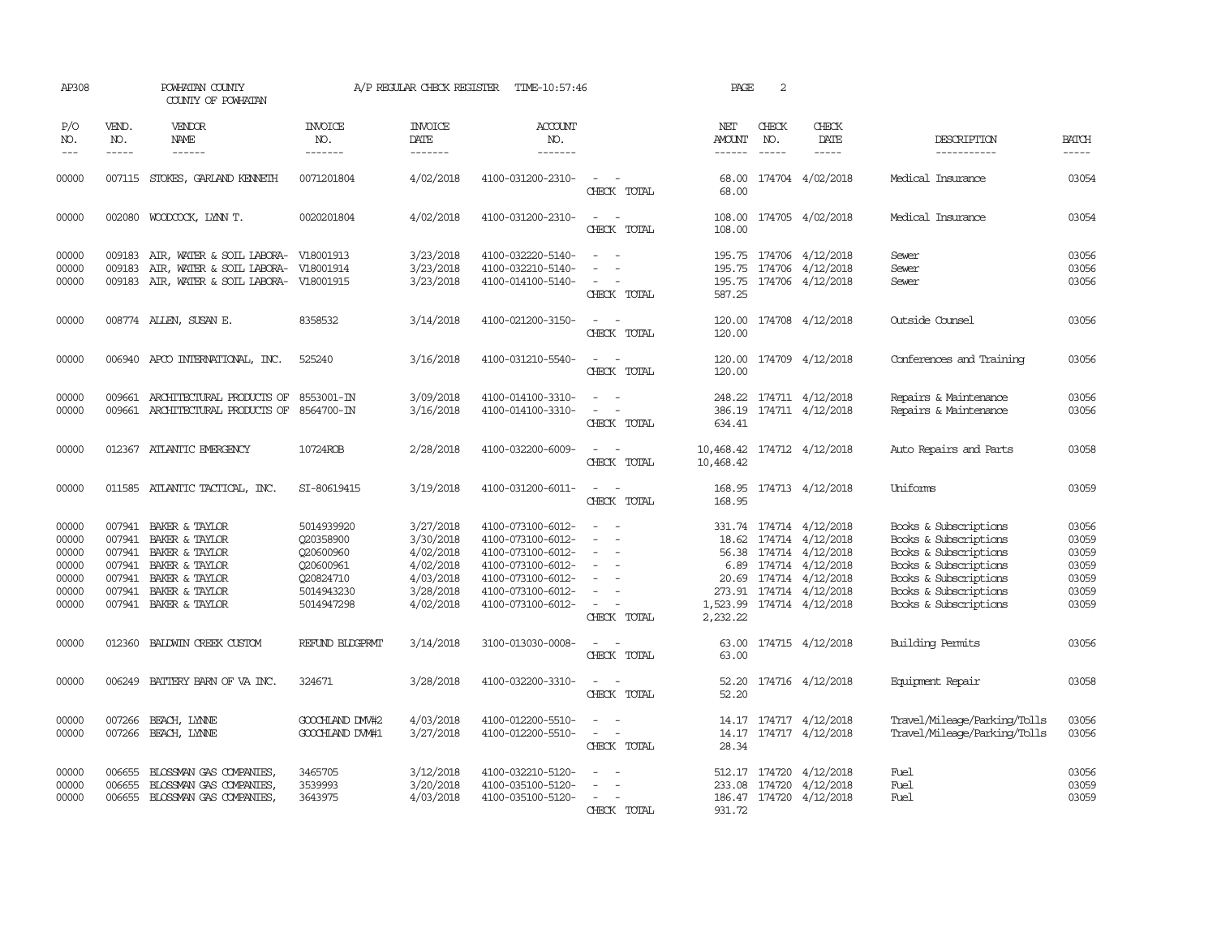AP308 POWHATAN COUNTY A/P REGULAR CHECK REGISTER TIME-10:57:46 PAGE 2

COUNTY OF POWHATAN

| P/O NO. | VEND. NO. | VENDOR NAME | INVOICE NO. | INVOICE DATE | ACCOUNT NO. | | NET AMOUNT | CHECK NO. | CHECK DATE | DESCRIPTION | BATCH |
|---|---|---|---|---|---|---|---|---|---|---|---|
| 00000 | 007115 | STOKES, GARLAND KENNETH | 0071201804 | 4/02/2018 | 4100-031200-2310- | - - | 68.00 | 174704 | 4/02/2018 | Medical Insurance | 03054 |
| | | | | | | CHECK TOTAL | 68.00 | | | | |
| 00000 | 002080 | WOODCOCK, LYNN T. | 0020201804 | 4/02/2018 | 4100-031200-2310- | - - | 108.00 | 174705 | 4/02/2018 | Medical Insurance | 03054 |
| | | | | | | CHECK TOTAL | 108.00 | | | | |
| 00000 | 009183 | AIR, WATER & SOIL LABORA- | V18001913 | 3/23/2018 | 4100-032220-5140- | - - | 195.75 | 174706 | 4/12/2018 | Sewer | 03056 |
| 00000 | 009183 | AIR, WATER & SOIL LABORA- | V18001914 | 3/23/2018 | 4100-032210-5140- | - - | 195.75 | 174706 | 4/12/2018 | Sewer | 03056 |
| 00000 | 009183 | AIR, WATER & SOIL LABORA- | V18001915 | 3/23/2018 | 4100-014100-5140- | - - | 195.75 | 174706 | 4/12/2018 | Sewer | 03056 |
| | | | | | | CHECK TOTAL | 587.25 | | | | |
| 00000 | 008774 | ALLEN, SUSAN E. | 8358532 | 3/14/2018 | 4100-021200-3150- | - - | 120.00 | 174708 | 4/12/2018 | Outside Counsel | 03056 |
| | | | | | | CHECK TOTAL | 120.00 | | | | |
| 00000 | 006940 | APCO INTERNATIONAL, INC. | 525240 | 3/16/2018 | 4100-031210-5540- | - - | 120.00 | 174709 | 4/12/2018 | Conferences and Training | 03056 |
| | | | | | | CHECK TOTAL | 120.00 | | | | |
| 00000 | 009661 | ARCHITECTURAL PRODUCTS OF | 8553001-IN | 3/09/2018 | 4100-014100-3310- | - - | 248.22 | 174711 | 4/12/2018 | Repairs & Maintenance | 03056 |
| 00000 | 009661 | ARCHITECTURAL PRODUCTS OF | 8564700-IN | 3/16/2018 | 4100-014100-3310- | - - | 386.19 | 174711 | 4/12/2018 | Repairs & Maintenance | 03056 |
| | | | | | | CHECK TOTAL | 634.41 | | | | |
| 00000 | 012367 | ATLANTIC EMERGENCY | 10724ROB | 2/28/2018 | 4100-032200-6009- | - - | 10,468.42 | 174712 | 4/12/2018 | Auto Repairs and Parts | 03058 |
| | | | | | | CHECK TOTAL | 10,468.42 | | | | |
| 00000 | 011585 | ATLANTIC TACTICAL, INC. | SI-80619415 | 3/19/2018 | 4100-031200-6011- | - - | 168.95 | 174713 | 4/12/2018 | Uniforms | 03059 |
| | | | | | | CHECK TOTAL | 168.95 | | | | |
| 00000 | 007941 | BAKER & TAYLOR | 5014939920 | 3/27/2018 | 4100-073100-6012- | - - | 331.74 | 174714 | 4/12/2018 | Books & Subscriptions | 03056 |
| 00000 | 007941 | BAKER & TAYLOR | Q20358900 | 3/30/2018 | 4100-073100-6012- | - - | 18.62 | 174714 | 4/12/2018 | Books & Subscriptions | 03059 |
| 00000 | 007941 | BAKER & TAYLOR | Q20600960 | 4/02/2018 | 4100-073100-6012- | - - | 56.38 | 174714 | 4/12/2018 | Books & Subscriptions | 03059 |
| 00000 | 007941 | BAKER & TAYLOR | Q20600961 | 4/02/2018 | 4100-073100-6012- | - - | 6.89 | 174714 | 4/12/2018 | Books & Subscriptions | 03059 |
| 00000 | 007941 | BAKER & TAYLOR | Q20824710 | 4/03/2018 | 4100-073100-6012- | - - | 20.69 | 174714 | 4/12/2018 | Books & Subscriptions | 03059 |
| 00000 | 007941 | BAKER & TAYLOR | 5014943230 | 3/28/2018 | 4100-073100-6012- | - - | 273.91 | 174714 | 4/12/2018 | Books & Subscriptions | 03059 |
| 00000 | 007941 | BAKER & TAYLOR | 5014947298 | 4/02/2018 | 4100-073100-6012- | - - | 1,523.99 | 174714 | 4/12/2018 | Books & Subscriptions | 03059 |
| | | | | | | CHECK TOTAL | 2,232.22 | | | | |
| 00000 | 012360 | BALDWIN CREEK CUSTOM | REFUND BLDGPRMT | 3/14/2018 | 3100-013030-0008- | - - | 63.00 | 174715 | 4/12/2018 | Building Permits | 03056 |
| | | | | | | CHECK TOTAL | 63.00 | | | | |
| 00000 | 006249 | BATTERY BARN OF VA INC. | 324671 | 3/28/2018 | 4100-032200-3310- | - - | 52.20 | 174716 | 4/12/2018 | Equipment Repair | 03058 |
| | | | | | | CHECK TOTAL | 52.20 | | | | |
| 00000 | 007266 | BEACH, LYNNE | GOOCHLAND DMV#2 | 4/03/2018 | 4100-012200-5510- | - - | 14.17 | 174717 | 4/12/2018 | Travel/Mileage/Parking/Tolls | 03056 |
| 00000 | 007266 | BEACH, LYNNE | GOOCHLAND DVM#1 | 3/27/2018 | 4100-012200-5510- | - - | 14.17 | 174717 | 4/12/2018 | Travel/Mileage/Parking/Tolls | 03056 |
| | | | | | | CHECK TOTAL | 28.34 | | | | |
| 00000 | 006655 | BLOSSMAN GAS COMPANIES, | 3465705 | 3/12/2018 | 4100-032210-5120- | - - | 512.17 | 174720 | 4/12/2018 | Fuel | 03056 |
| 00000 | 006655 | BLOSSMAN GAS COMPANIES, | 3539993 | 3/20/2018 | 4100-035100-5120- | - - | 233.08 | 174720 | 4/12/2018 | Fuel | 03059 |
| 00000 | 006655 | BLOSSMAN GAS COMPANIES, | 3643975 | 4/03/2018 | 4100-035100-5120- | - - | 186.47 | 174720 | 4/12/2018 | Fuel | 03059 |
| | | | | | | CHECK TOTAL | 931.72 | | | | |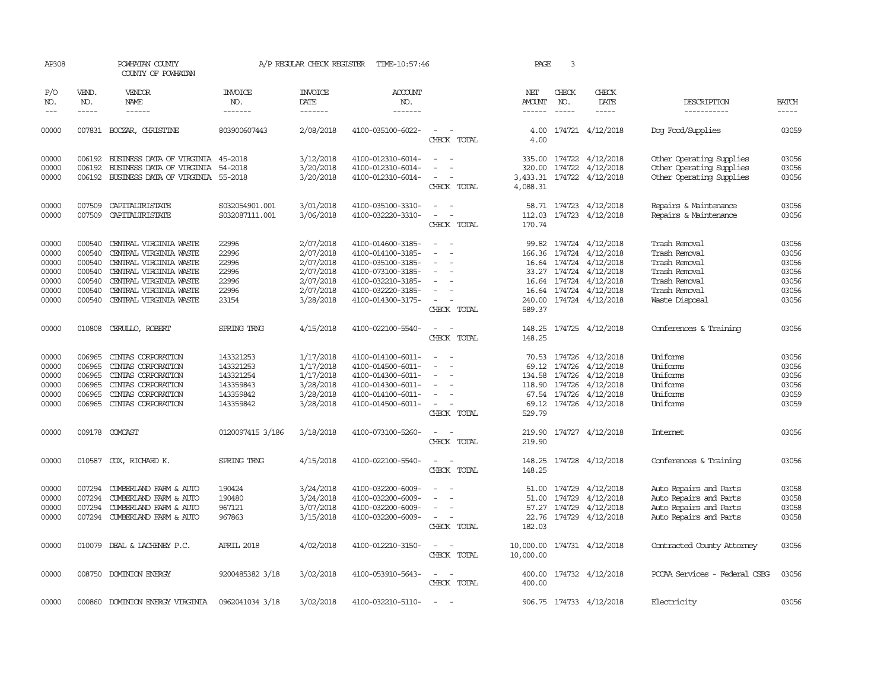AP308 POWHATAN COUNTY A/P REGULAR CHECK REGISTER TIME-10:57:46 PAGE 3

COUNTY OF POWHATAN

| P/O NO. | VEND. NO. | VENDOR NAME | INVOICE NO. | INVOICE DATE | ACCOUNT NO. | | NET AMOUNT | CHECK NO. | CHECK DATE | DESCRIPTION | BATCH |
|---|---|---|---|---|---|---|---|---|---|---|---|
| 00000 | 007831 | BOCZAR, CHRISTINE | 803900607443 | 2/08/2018 | 4100-035100-6022- | - - | 4.00 | 174721 | 4/12/2018 | Dog Food/Supplies | 03059 |
| | | | | | | CHECK TOTAL | 4.00 | | | | |
| 00000 | 006192 | BUSINESS DATA OF VIRGINIA | 45-2018 | 3/12/2018 | 4100-012310-6014- | - - | 335.00 | 174722 | 4/12/2018 | Other Operating Supplies | 03056 |
| 00000 | 006192 | BUSINESS DATA OF VIRGINIA | 54-2018 | 3/20/2018 | 4100-012310-6014- | - - | 320.00 | 174722 | 4/12/2018 | Other Operating Supplies | 03056 |
| 00000 | 006192 | BUSINESS DATA OF VIRGINIA | 55-2018 | 3/20/2018 | 4100-012310-6014- | - - | 3,433.31 | 174722 | 4/12/2018 | Other Operating Supplies | 03056 |
| | | | | | | CHECK TOTAL | 4,088.31 | | | | |
| 00000 | 007509 | CAPITALTRISTATE | S032054901.001 | 3/01/2018 | 4100-035100-3310- | - - | 58.71 | 174723 | 4/12/2018 | Repairs & Maintenance | 03056 |
| 00000 | 007509 | CAPITALTRISTATE | S032087111.001 | 3/06/2018 | 4100-032220-3310- | - - | 112.03 | 174723 | 4/12/2018 | Repairs & Maintenance | 03056 |
| | | | | | | CHECK TOTAL | 170.74 | | | | |
| 00000 | 000540 | CENTRAL VIRGINIA WASTE | 22996 | 2/07/2018 | 4100-014600-3185- | - - | 99.82 | 174724 | 4/12/2018 | Trash Removal | 03056 |
| 00000 | 000540 | CENTRAL VIRGINIA WASTE | 22996 | 2/07/2018 | 4100-014100-3185- | - - | 166.36 | 174724 | 4/12/2018 | Trash Removal | 03056 |
| 00000 | 000540 | CENTRAL VIRGINIA WASTE | 22996 | 2/07/2018 | 4100-035100-3185- | - - | 16.64 | 174724 | 4/12/2018 | Trash Removal | 03056 |
| 00000 | 000540 | CENTRAL VIRGINIA WASTE | 22996 | 2/07/2018 | 4100-073100-3185- | - - | 33.27 | 174724 | 4/12/2018 | Trash Removal | 03056 |
| 00000 | 000540 | CENTRAL VIRGINIA WASTE | 22996 | 2/07/2018 | 4100-032210-3185- | - - | 16.64 | 174724 | 4/12/2018 | Trash Removal | 03056 |
| 00000 | 000540 | CENTRAL VIRGINIA WASTE | 22996 | 2/07/2018 | 4100-032220-3185- | - - | 16.64 | 174724 | 4/12/2018 | Trash Removal | 03056 |
| 00000 | 000540 | CENTRAL VIRGINIA WASTE | 23154 | 3/28/2018 | 4100-014300-3175- | - - | 240.00 | 174724 | 4/12/2018 | Waste Disposal | 03056 |
| | | | | | | CHECK TOTAL | 589.37 | | | | |
| 00000 | 010808 | CERULLO, ROBERT | SPRING TRNG | 4/15/2018 | 4100-022100-5540- | - - | 148.25 | 174725 | 4/12/2018 | Conferences & Training | 03056 |
| | | | | | | CHECK TOTAL | 148.25 | | | | |
| 00000 | 006965 | CINTAS CORPORATION | 143321253 | 1/17/2018 | 4100-014100-6011- | - - | 70.53 | 174726 | 4/12/2018 | Uniforms | 03056 |
| 00000 | 006965 | CINTAS CORPORATION | 143321253 | 1/17/2018 | 4100-014500-6011- | - - | 69.12 | 174726 | 4/12/2018 | Uniforms | 03056 |
| 00000 | 006965 | CINTAS CORPORATION | 143321254 | 1/17/2018 | 4100-014300-6011- | - - | 134.58 | 174726 | 4/12/2018 | Uniforms | 03056 |
| 00000 | 006965 | CINTAS CORPORATION | 143359843 | 3/28/2018 | 4100-014300-6011- | - - | 118.90 | 174726 | 4/12/2018 | Uniforms | 03056 |
| 00000 | 006965 | CINTAS CORPORATION | 143359842 | 3/28/2018 | 4100-014100-6011- | - - | 67.54 | 174726 | 4/12/2018 | Uniforms | 03059 |
| 00000 | 006965 | CINTAS CORPORATION | 143359842 | 3/28/2018 | 4100-014500-6011- | - - | 69.12 | 174726 | 4/12/2018 | Uniforms | 03059 |
| | | | | | | CHECK TOTAL | 529.79 | | | | |
| 00000 | 009178 | COMCAST | 0120097415 3/186 | 3/18/2018 | 4100-073100-5260- | - - | 219.90 | 174727 | 4/12/2018 | Internet | 03056 |
| | | | | | | CHECK TOTAL | 219.90 | | | | |
| 00000 | 010587 | COX, RICHARD K. | SPRING TRNG | 4/15/2018 | 4100-022100-5540- | - - | 148.25 | 174728 | 4/12/2018 | Conferences & Training | 03056 |
| | | | | | | CHECK TOTAL | 148.25 | | | | |
| 00000 | 007294 | CUMBERLAND FARM & AUTO | 190424 | 3/24/2018 | 4100-032200-6009- | - - | 51.00 | 174729 | 4/12/2018 | Auto Repairs and Parts | 03058 |
| 00000 | 007294 | CUMBERLAND FARM & AUTO | 190480 | 3/24/2018 | 4100-032200-6009- | - - | 51.00 | 174729 | 4/12/2018 | Auto Repairs and Parts | 03058 |
| 00000 | 007294 | CUMBERLAND FARM & AUTO | 967121 | 3/07/2018 | 4100-032200-6009- | - - | 57.27 | 174729 | 4/12/2018 | Auto Repairs and Parts | 03058 |
| 00000 | 007294 | CUMBERLAND FARM & AUTO | 967863 | 3/15/2018 | 4100-032200-6009- | - - | 22.76 | 174729 | 4/12/2018 | Auto Repairs and Parts | 03058 |
| | | | | | | CHECK TOTAL | 182.03 | | | | |
| 00000 | 010079 | DEAL & LACHENEY P.C. | APRIL 2018 | 4/02/2018 | 4100-012210-3150- | - - | 10,000.00 | 174731 | 4/12/2018 | Contracted County Attorney | 03056 |
| | | | | | | CHECK TOTAL | 10,000.00 | | | | |
| 00000 | 008750 | DOMINION ENERGY | 9200485382 3/18 | 3/02/2018 | 4100-053910-5643- | - - | 400.00 | 174732 | 4/12/2018 | PCCAA Services - Federal CSBG | 03056 |
| | | | | | | CHECK TOTAL | 400.00 | | | | |
| 00000 | 000860 | DOMINION ENERGY VIRGINIA | 0962041034 3/18 | 3/02/2018 | 4100-032210-5110- | - - | 906.75 | 174733 | 4/12/2018 | Electricity | 03056 |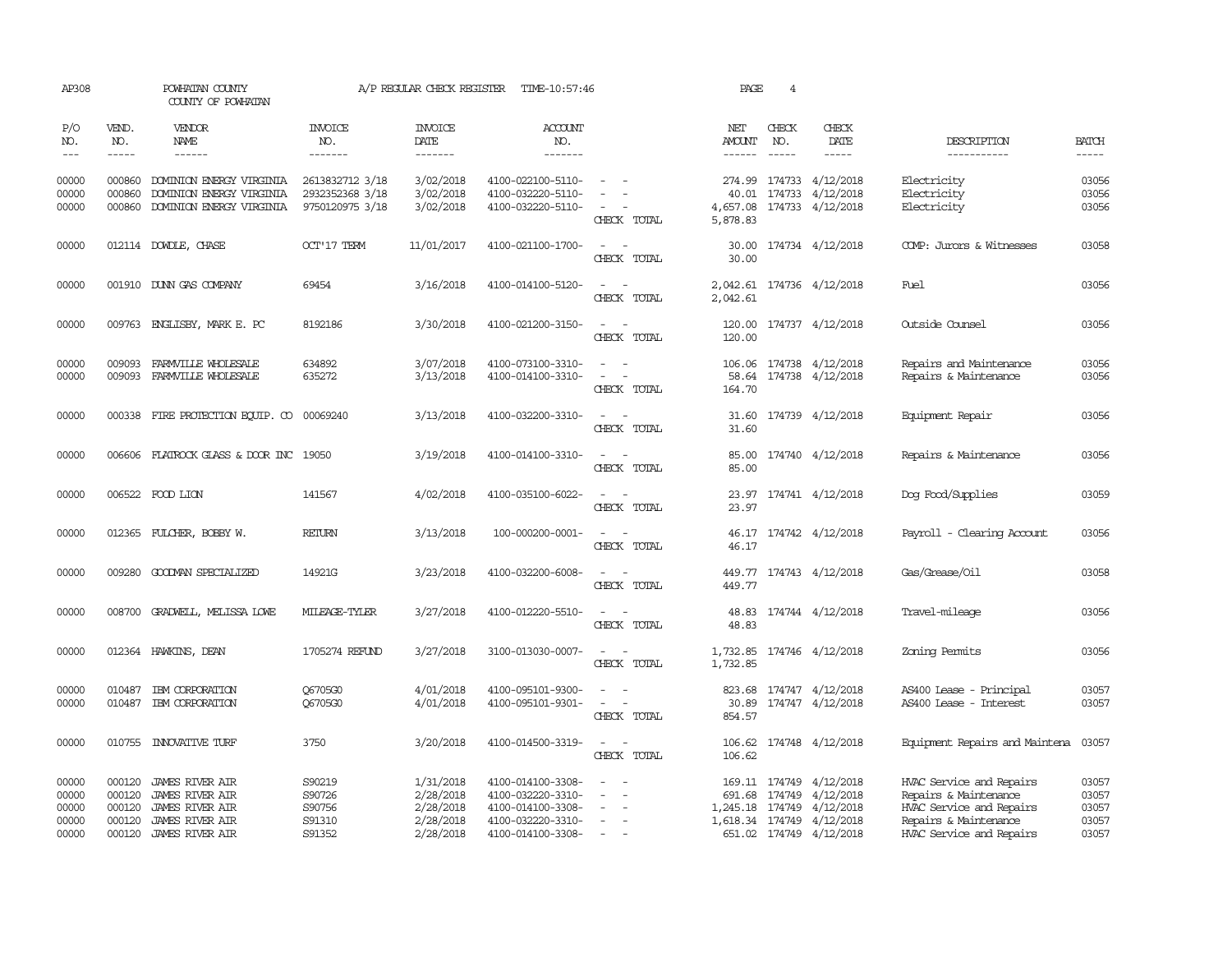AP308 POWHATAN COUNTY A/P REGULAR CHECK REGISTER TIME-10:57:46 PAGE 4

COUNTY OF POWHATAN

| P/O NO. | VEND. NO. | VENDOR NAME | INVOICE NO. | INVOICE DATE | ACCOUNT NO. | | NET AMOUNT | CHECK NO. | CHECK DATE | DESCRIPTION | BATCH |
|---|---|---|---|---|---|---|---|---|---|---|---|
| 00000 | 000860 | DOMINION ENERGY VIRGINIA | 2613832712 3/18 | 3/02/2018 | 4100-022100-5110- | - - | 274.99 | 174733 | 4/12/2018 | Electricity | 03056 |
| 00000 | 000860 | DOMINION ENERGY VIRGINIA | 2932352368 3/18 | 3/02/2018 | 4100-032220-5110- | - - | 40.01 | 174733 | 4/12/2018 | Electricity | 03056 |
| 00000 | 000860 | DOMINION ENERGY VIRGINIA | 9750120975 3/18 | 3/02/2018 | 4100-032220-5110- | - - | 4,657.08 | 174733 | 4/12/2018 | Electricity | 03056 |
| | | | | | | CHECK TOTAL | 5,878.83 | | | | |
| 00000 | 012114 | DOWDLE, CHASE | OCT'17 TERM | 11/01/2017 | 4100-021100-1700- | - - | 30.00 | 174734 | 4/12/2018 | COMP: Jurors & Witnesses | 03058 |
| | | | | | | CHECK TOTAL | 30.00 | | | | |
| 00000 | 001910 | DUNN GAS COMPANY | 69454 | 3/16/2018 | 4100-014100-5120- | - - | 2,042.61 | 174736 | 4/12/2018 | Fuel | 03056 |
| | | | | | | CHECK TOTAL | 2,042.61 | | | | |
| 00000 | 009763 | ENGLISBY, MARK E. PC | 8192186 | 3/30/2018 | 4100-021200-3150- | - - | 120.00 | 174737 | 4/12/2018 | Outside Counsel | 03056 |
| | | | | | | CHECK TOTAL | 120.00 | | | | |
| 00000 | 009093 | FARMVILLE WHOLESALE | 634892 | 3/07/2018 | 4100-073100-3310- | - - | 106.06 | 174738 | 4/12/2018 | Repairs and Maintenance | 03056 |
| 00000 | 009093 | FARMVILLE WHOLESALE | 635272 | 3/13/2018 | 4100-014100-3310- | - - | 58.64 | 174738 | 4/12/2018 | Repairs & Maintenance | 03056 |
| | | | | | | CHECK TOTAL | 164.70 | | | | |
| 00000 | 000338 | FIRE PROTECTION EQUIP. CO | 00069240 | 3/13/2018 | 4100-032200-3310- | - - | 31.60 | 174739 | 4/12/2018 | Equipment Repair | 03056 |
| | | | | | | CHECK TOTAL | 31.60 | | | | |
| 00000 | 006606 | FLATROCK GLASS & DOOR INC | 19050 | 3/19/2018 | 4100-014100-3310- | - - | 85.00 | 174740 | 4/12/2018 | Repairs & Maintenance | 03056 |
| | | | | | | CHECK TOTAL | 85.00 | | | | |
| 00000 | 006522 | FOOD LION | 141567 | 4/02/2018 | 4100-035100-6022- | - - | 23.97 | 174741 | 4/12/2018 | Dog Food/Supplies | 03059 |
| | | | | | | CHECK TOTAL | 23.97 | | | | |
| 00000 | 012365 | FULCHER, BOBBY W. | RETURN | 3/13/2018 | 100-000200-0001- | - - | 46.17 | 174742 | 4/12/2018 | Payroll - Clearing Account | 03056 |
| | | | | | | CHECK TOTAL | 46.17 | | | | |
| 00000 | 009280 | GOODMAN SPECIALIZED | 14921G | 3/23/2018 | 4100-032200-6008- | - - | 449.77 | 174743 | 4/12/2018 | Gas/Grease/Oil | 03058 |
| | | | | | | CHECK TOTAL | 449.77 | | | | |
| 00000 | 008700 | GRADWELL, MELISSA LOWE | MILEAGE-TYLER | 3/27/2018 | 4100-012220-5510- | - - | 48.83 | 174744 | 4/12/2018 | Travel-mileage | 03056 |
| | | | | | | CHECK TOTAL | 48.83 | | | | |
| 00000 | 012364 | HAWKINS, DEAN | 1705274 REFUND | 3/27/2018 | 3100-013030-0007- | - - | 1,732.85 | 174746 | 4/12/2018 | Zoning Permits | 03056 |
| | | | | | | CHECK TOTAL | 1,732.85 | | | | |
| 00000 | 010487 | IBM CORPORATION | Q6705G0 | 4/01/2018 | 4100-095101-9300- | - - | 823.68 | 174747 | 4/12/2018 | AS400 Lease - Principal | 03057 |
| 00000 | 010487 | IBM CORPORATION | Q6705G0 | 4/01/2018 | 4100-095101-9301- | - - | 30.89 | 174747 | 4/12/2018 | AS400 Lease - Interest | 03057 |
| | | | | | | CHECK TOTAL | 854.57 | | | | |
| 00000 | 010755 | INNOVATIVE TURF | 3750 | 3/20/2018 | 4100-014500-3319- | - - | 106.62 | 174748 | 4/12/2018 | Equipment Repairs and Maintena | 03057 |
| | | | | | | CHECK TOTAL | 106.62 | | | | |
| 00000 | 000120 | JAMES RIVER AIR | S90219 | 1/31/2018 | 4100-014100-3308- | - - | 169.11 | 174749 | 4/12/2018 | HVAC Service and Repairs | 03057 |
| 00000 | 000120 | JAMES RIVER AIR | S90726 | 2/28/2018 | 4100-032220-3310- | - - | 691.68 | 174749 | 4/12/2018 | Repairs & Maintenance | 03057 |
| 00000 | 000120 | JAMES RIVER AIR | S90756 | 2/28/2018 | 4100-014100-3308- | - - | 1,245.18 | 174749 | 4/12/2018 | HVAC Service and Repairs | 03057 |
| 00000 | 000120 | JAMES RIVER AIR | S91310 | 2/28/2018 | 4100-032220-3310- | - - | 1,618.34 | 174749 | 4/12/2018 | Repairs & Maintenance | 03057 |
| 00000 | 000120 | JAMES RIVER AIR | S91352 | 2/28/2018 | 4100-014100-3308- | - - | 651.02 | 174749 | 4/12/2018 | HVAC Service and Repairs | 03057 |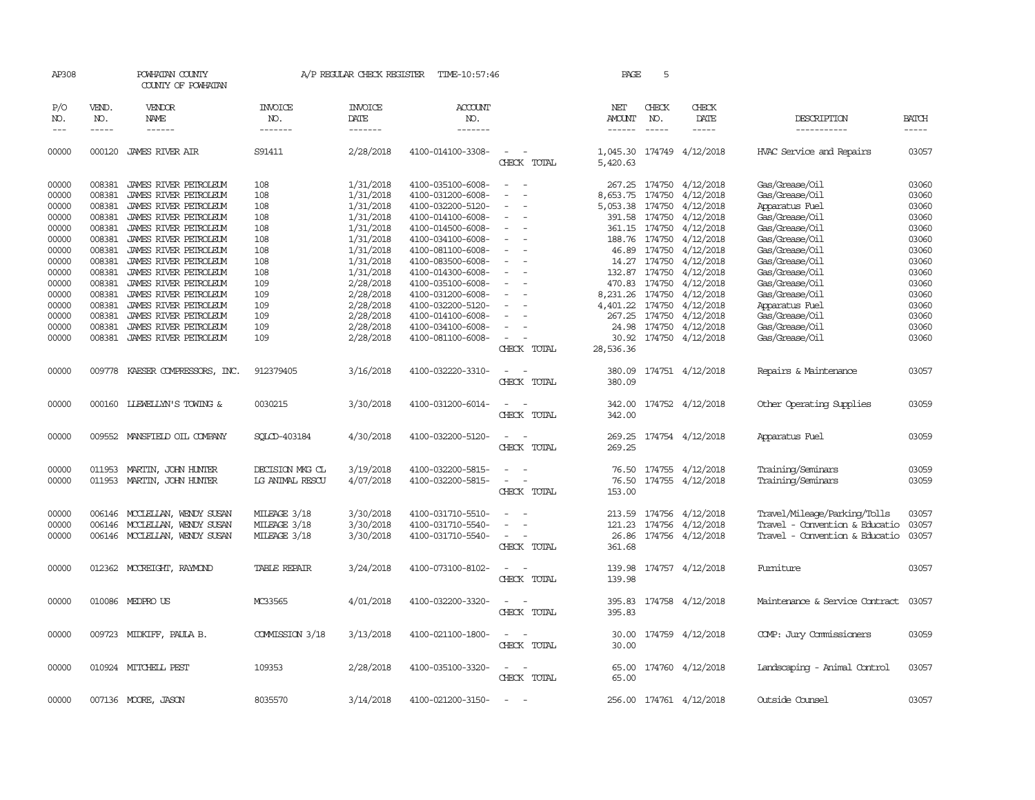AP308 POWHATAN COUNTY A/P REGULAR CHECK REGISTER TIME-10:57:46 PAGE 5

COUNTY OF POWHATAN

| P/O NO. | VEND. NO. | VENDOR NAME | INVOICE NO. | INVOICE DATE | ACCOUNT NO. | | NET AMOUNT | CHECK NO. | CHECK DATE | DESCRIPTION | BATCH |
|---|---|---|---|---|---|---|---|---|---|---|---|
| 00000 | 000120 | JAMES RIVER AIR | S91411 | 2/28/2018 | 4100-014100-3308- | - - | 1,045.30 | 174749 | 4/12/2018 | HVAC Service and Repairs | 03057 |
| | | | | | | CHECK TOTAL | 5,420.63 | | | | |
| 00000 | 008381 | JAMES RIVER PETROLEUM | 108 | 1/31/2018 | 4100-035100-6008- | - - | 267.25 | 174750 | 4/12/2018 | Gas/Grease/Oil | 03060 |
| 00000 | 008381 | JAMES RIVER PETROLEUM | 108 | 1/31/2018 | 4100-031200-6008- | - - | 8,653.75 | 174750 | 4/12/2018 | Gas/Grease/Oil | 03060 |
| 00000 | 008381 | JAMES RIVER PETROLEUM | 108 | 1/31/2018 | 4100-032200-5120- | - - | 5,053.38 | 174750 | 4/12/2018 | Apparatus Fuel | 03060 |
| 00000 | 008381 | JAMES RIVER PETROLEUM | 108 | 1/31/2018 | 4100-014100-6008- | - - | 391.58 | 174750 | 4/12/2018 | Gas/Grease/Oil | 03060 |
| 00000 | 008381 | JAMES RIVER PETROLEUM | 108 | 1/31/2018 | 4100-014500-6008- | - - | 361.15 | 174750 | 4/12/2018 | Gas/Grease/Oil | 03060 |
| 00000 | 008381 | JAMES RIVER PETROLEUM | 108 | 1/31/2018 | 4100-034100-6008- | - - | 188.76 | 174750 | 4/12/2018 | Gas/Grease/Oil | 03060 |
| 00000 | 008381 | JAMES RIVER PETROLEUM | 108 | 1/31/2018 | 4100-081100-6008- | - - | 46.89 | 174750 | 4/12/2018 | Gas/Grease/Oil | 03060 |
| 00000 | 008381 | JAMES RIVER PETROLEUM | 108 | 1/31/2018 | 4100-083500-6008- | - - | 14.27 | 174750 | 4/12/2018 | Gas/Grease/Oil | 03060 |
| 00000 | 008381 | JAMES RIVER PETROLEUM | 108 | 1/31/2018 | 4100-014300-6008- | - - | 132.87 | 174750 | 4/12/2018 | Gas/Grease/Oil | 03060 |
| 00000 | 008381 | JAMES RIVER PETROLEUM | 109 | 2/28/2018 | 4100-035100-6008- | - - | 470.83 | 174750 | 4/12/2018 | Gas/Grease/Oil | 03060 |
| 00000 | 008381 | JAMES RIVER PETROLEUM | 109 | 2/28/2018 | 4100-031200-6008- | - - | 8,231.26 | 174750 | 4/12/2018 | Gas/Grease/Oil | 03060 |
| 00000 | 008381 | JAMES RIVER PETROLEUM | 109 | 2/28/2018 | 4100-032200-5120- | - - | 4,401.22 | 174750 | 4/12/2018 | Apparatus Fuel | 03060 |
| 00000 | 008381 | JAMES RIVER PETROLEUM | 109 | 2/28/2018 | 4100-014100-6008- | - - | 267.25 | 174750 | 4/12/2018 | Gas/Grease/Oil | 03060 |
| 00000 | 008381 | JAMES RIVER PETROLEUM | 109 | 2/28/2018 | 4100-034100-6008- | - - | 24.98 | 174750 | 4/12/2018 | Gas/Grease/Oil | 03060 |
| 00000 | 008381 | JAMES RIVER PETROLEUM | 109 | 2/28/2018 | 4100-081100-6008- | - - | 30.92 | 174750 | 4/12/2018 | Gas/Grease/Oil | 03060 |
| | | | | | | CHECK TOTAL | 28,536.36 | | | | |
| 00000 | 009778 | KAESER COMPRESSORS, INC. | 912379405 | 3/16/2018 | 4100-032220-3310- | - - | 380.09 | 174751 | 4/12/2018 | Repairs & Maintenance | 03057 |
| | | | | | | CHECK TOTAL | 380.09 | | | | |
| 00000 | 000160 | LLEWELLYN'S TOWING & | 0030215 | 3/30/2018 | 4100-031200-6014- | - - | 342.00 | 174752 | 4/12/2018 | Other Operating Supplies | 03059 |
| | | | | | | CHECK TOTAL | 342.00 | | | | |
| 00000 | 009552 | MANSFIELD OIL COMPANY | SQLCD-403184 | 4/30/2018 | 4100-032200-5120- | - - | 269.25 | 174754 | 4/12/2018 | Apparatus Fuel | 03059 |
| | | | | | | CHECK TOTAL | 269.25 | | | | |
| 00000 | 011953 | MARTIN, JOHN HUNTER | DECISION MKG CL | 3/19/2018 | 4100-032200-5815- | - - | 76.50 | 174755 | 4/12/2018 | Training/Seminars | 03059 |
| 00000 | 011953 | MARTIN, JOHN HUNTER | LG ANIMAL RESCU | 4/07/2018 | 4100-032200-5815- | - - | 76.50 | 174755 | 4/12/2018 | Training/Seminars | 03059 |
| | | | | | | CHECK TOTAL | 153.00 | | | | |
| 00000 | 006146 | MCCLELLAN, WENDY SUSAN | MILEAGE 3/18 | 3/30/2018 | 4100-031710-5510- | - - | 213.59 | 174756 | 4/12/2018 | Travel/Mileage/Parking/Tolls | 03057 |
| 00000 | 006146 | MCCLELLAN, WENDY SUSAN | MILEAGE 3/18 | 3/30/2018 | 4100-031710-5540- | - - | 121.23 | 174756 | 4/12/2018 | Travel - Convention & Educatio | 03057 |
| 00000 | 006146 | MCCLELLAN, WENDY SUSAN | MILEAGE 3/18 | 3/30/2018 | 4100-031710-5540- | - - | 26.86 | 174756 | 4/12/2018 | Travel - Convention & Educatio | 03057 |
| | | | | | | CHECK TOTAL | 361.68 | | | | |
| 00000 | 012362 | MCCREIGHT, RAYMOND | TABLE REPAIR | 3/24/2018 | 4100-073100-8102- | - - | 139.98 | 174757 | 4/12/2018 | Furniture | 03057 |
| | | | | | | CHECK TOTAL | 139.98 | | | | |
| 00000 | 010086 | MEDPRO US | MC33565 | 4/01/2018 | 4100-032200-3320- | - - | 395.83 | 174758 | 4/12/2018 | Maintenance & Service Contract | 03057 |
| | | | | | | CHECK TOTAL | 395.83 | | | | |
| 00000 | 009723 | MIDKIFF, PAULA B. | COMMISSION 3/18 | 3/13/2018 | 4100-021100-1800- | - - | 30.00 | 174759 | 4/12/2018 | COMP: Jury Commissioners | 03059 |
| | | | | | | CHECK TOTAL | 30.00 | | | | |
| 00000 | 010924 | MITCHELL PEST | 109353 | 2/28/2018 | 4100-035100-3320- | - - | 65.00 | 174760 | 4/12/2018 | Landscaping - Animal Control | 03057 |
| | | | | | | CHECK TOTAL | 65.00 | | | | |
| 00000 | 007136 | MOORE, JASON | 8035570 | 3/14/2018 | 4100-021200-3150- | - - | 256.00 | 174761 | 4/12/2018 | Outside Counsel | 03057 |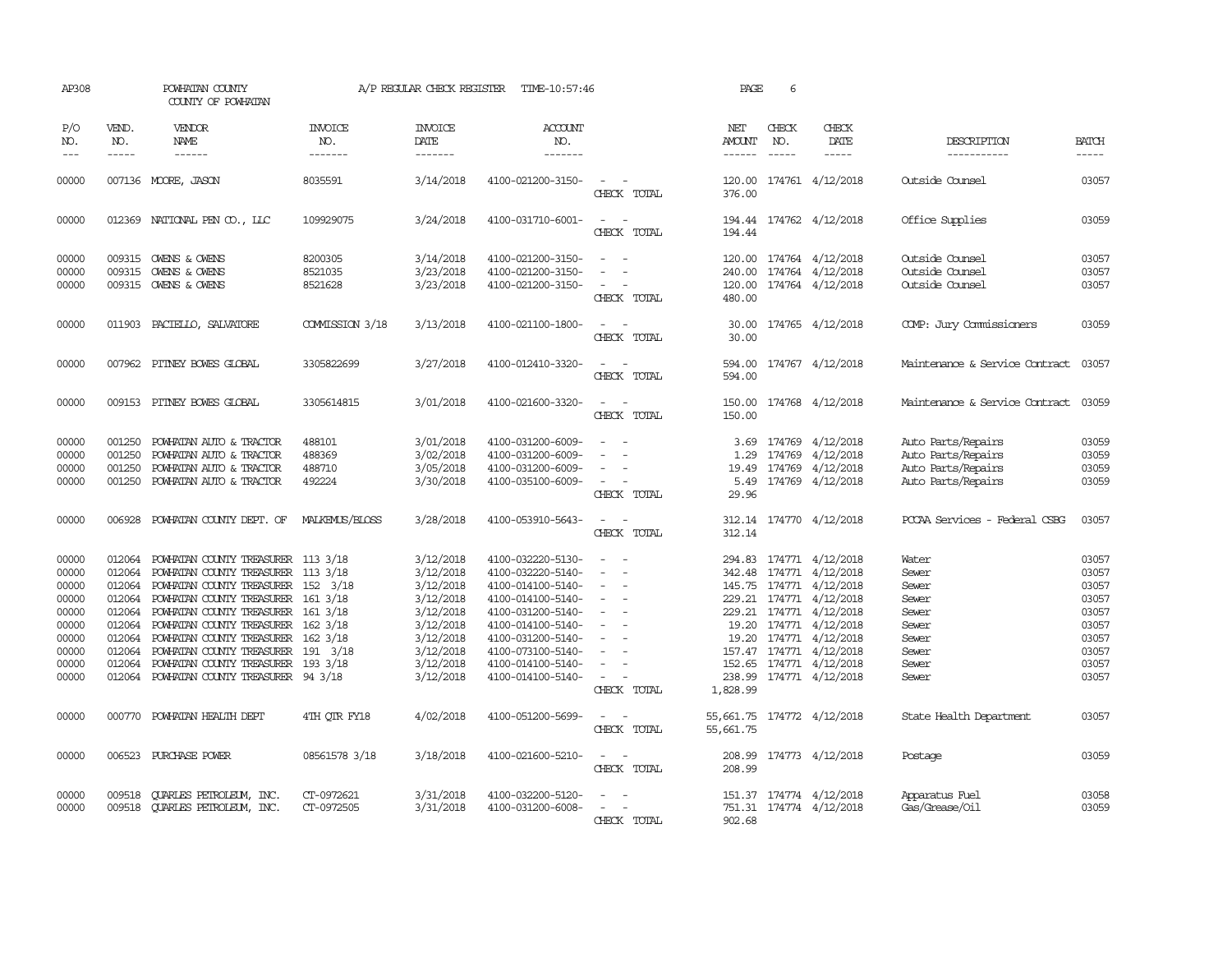AP308 POWHATAN COUNTY A/P REGULAR CHECK REGISTER TIME-10:57:46 PAGE 6
COUNTY OF POWHATAN

| P/O NO. | VEND. NO. | VENDOR NAME | INVOICE NO. | INVOICE DATE | ACCOUNT NO. | | NET AMOUNT | CHECK NO. | CHECK DATE | DESCRIPTION | BATCH |
|---|---|---|---|---|---|---|---|---|---|---|---|
| 00000 | 007136 | MOORE, JASON | 8035591 | 3/14/2018 | 4100-021200-3150- | - - | 120.00 | 174761 | 4/12/2018 | Outside Counsel | 03057 |
| | | | | | | CHECK TOTAL | 376.00 | | | | |
| 00000 | 012369 | NATIONAL PEN CO., LLC | 109929075 | 3/24/2018 | 4100-031710-6001- | - - | 194.44 | 174762 | 4/12/2018 | Office Supplies | 03059 |
| | | | | | | CHECK TOTAL | 194.44 | | | | |
| 00000 | 009315 | OWENS & OWENS | 8200305 | 3/14/2018 | 4100-021200-3150- | - - | 120.00 | 174764 | 4/12/2018 | Outside Counsel | 03057 |
| 00000 | 009315 | OWENS & OWENS | 8521035 | 3/23/2018 | 4100-021200-3150- | - - | 240.00 | 174764 | 4/12/2018 | Outside Counsel | 03057 |
| 00000 | 009315 | OWENS & OWENS | 8521628 | 3/23/2018 | 4100-021200-3150- | - - | 120.00 | 174764 | 4/12/2018 | Outside Counsel | 03057 |
| | | | | | | CHECK TOTAL | 480.00 | | | | |
| 00000 | 011903 | PACIELLO, SALVATORE | COMMISSION 3/18 | 3/13/2018 | 4100-021100-1800- | - - | 30.00 | 174765 | 4/12/2018 | COMP: Jury Commissioners | 03059 |
| | | | | | | CHECK TOTAL | 30.00 | | | | |
| 00000 | 007962 | PITNEY BOWES GLOBAL | 3305822699 | 3/27/2018 | 4100-012410-3320- | - - | 594.00 | 174767 | 4/12/2018 | Maintenance & Service Contract | 03057 |
| | | | | | | CHECK TOTAL | 594.00 | | | | |
| 00000 | 009153 | PITNEY BOWES GLOBAL | 3305614815 | 3/01/2018 | 4100-021600-3320- | - - | 150.00 | 174768 | 4/12/2018 | Maintenance & Service Contract | 03059 |
| | | | | | | CHECK TOTAL | 150.00 | | | | |
| 00000 | 001250 | POWHATAN AUTO & TRACTOR | 488101 | 3/01/2018 | 4100-031200-6009- | - - | 3.69 | 174769 | 4/12/2018 | Auto Parts/Repairs | 03059 |
| 00000 | 001250 | POWHATAN AUTO & TRACTOR | 488369 | 3/02/2018 | 4100-031200-6009- | - - | 1.29 | 174769 | 4/12/2018 | Auto Parts/Repairs | 03059 |
| 00000 | 001250 | POWHATAN AUTO & TRACTOR | 488710 | 3/05/2018 | 4100-031200-6009- | - - | 19.49 | 174769 | 4/12/2018 | Auto Parts/Repairs | 03059 |
| 00000 | 001250 | POWHATAN AUTO & TRACTOR | 492224 | 3/30/2018 | 4100-035100-6009- | - - | 5.49 | 174769 | 4/12/2018 | Auto Parts/Repairs | 03059 |
| | | | | | | CHECK TOTAL | 29.96 | | | | |
| 00000 | 006928 | POWHATAN COUNTY DEPT. OF | MALKEMUS/BLOSS | 3/28/2018 | 4100-053910-5643- | - - | 312.14 | 174770 | 4/12/2018 | PCCAA Services - Federal CSBG | 03057 |
| | | | | | | CHECK TOTAL | 312.14 | | | | |
| 00000 | 012064 | POWHATAN COUNTY TREASURER | 113 3/18 | 3/12/2018 | 4100-032220-5130- | - - | 294.83 | 174771 | 4/12/2018 | Water | 03057 |
| 00000 | 012064 | POWHATAN COUNTY TREASURER | 113 3/18 | 3/12/2018 | 4100-032220-5140- | - - | 342.48 | 174771 | 4/12/2018 | Sewer | 03057 |
| 00000 | 012064 | POWHATAN COUNTY TREASURER | 152 3/18 | 3/12/2018 | 4100-014100-5140- | - - | 145.75 | 174771 | 4/12/2018 | Sewer | 03057 |
| 00000 | 012064 | POWHATAN COUNTY TREASURER | 161 3/18 | 3/12/2018 | 4100-014100-5140- | - - | 229.21 | 174771 | 4/12/2018 | Sewer | 03057 |
| 00000 | 012064 | POWHATAN COUNTY TREASURER | 161 3/18 | 3/12/2018 | 4100-031200-5140- | - - | 229.21 | 174771 | 4/12/2018 | Sewer | 03057 |
| 00000 | 012064 | POWHATAN COUNTY TREASURER | 162 3/18 | 3/12/2018 | 4100-014100-5140- | - - | 19.20 | 174771 | 4/12/2018 | Sewer | 03057 |
| 00000 | 012064 | POWHATAN COUNTY TREASURER | 162 3/18 | 3/12/2018 | 4100-031200-5140- | - - | 19.20 | 174771 | 4/12/2018 | Sewer | 03057 |
| 00000 | 012064 | POWHATAN COUNTY TREASURER | 191 3/18 | 3/12/2018 | 4100-073100-5140- | - - | 157.47 | 174771 | 4/12/2018 | Sewer | 03057 |
| 00000 | 012064 | POWHATAN COUNTY TREASURER | 193 3/18 | 3/12/2018 | 4100-014100-5140- | - - | 152.65 | 174771 | 4/12/2018 | Sewer | 03057 |
| 00000 | 012064 | POWHATAN COUNTY TREASURER | 94 3/18 | 3/12/2018 | 4100-014100-5140- | - - | 238.99 | 174771 | 4/12/2018 | Sewer | 03057 |
| | | | | | | CHECK TOTAL | 1,828.99 | | | | |
| 00000 | 000770 | POWHATAN HEALTH DEPT | 4TH QTR FY18 | 4/02/2018 | 4100-051200-5699- | - - | 55,661.75 | 174772 | 4/12/2018 | State Health Department | 03057 |
| | | | | | | CHECK TOTAL | 55,661.75 | | | | |
| 00000 | 006523 | PURCHASE POWER | 08561578 3/18 | 3/18/2018 | 4100-021600-5210- | - - | 208.99 | 174773 | 4/12/2018 | Postage | 03059 |
| | | | | | | CHECK TOTAL | 208.99 | | | | |
| 00000 | 009518 | QUARLES PETROLEUM, INC. | CT-0972621 | 3/31/2018 | 4100-032200-5120- | - - | 151.37 | 174774 | 4/12/2018 | Apparatus Fuel | 03058 |
| 00000 | 009518 | QUARLES PETROLEUM, INC. | CT-0972505 | 3/31/2018 | 4100-031200-6008- | - - | 751.31 | 174774 | 4/12/2018 | Gas/Grease/Oil | 03059 |
| | | | | | | CHECK TOTAL | 902.68 | | | | |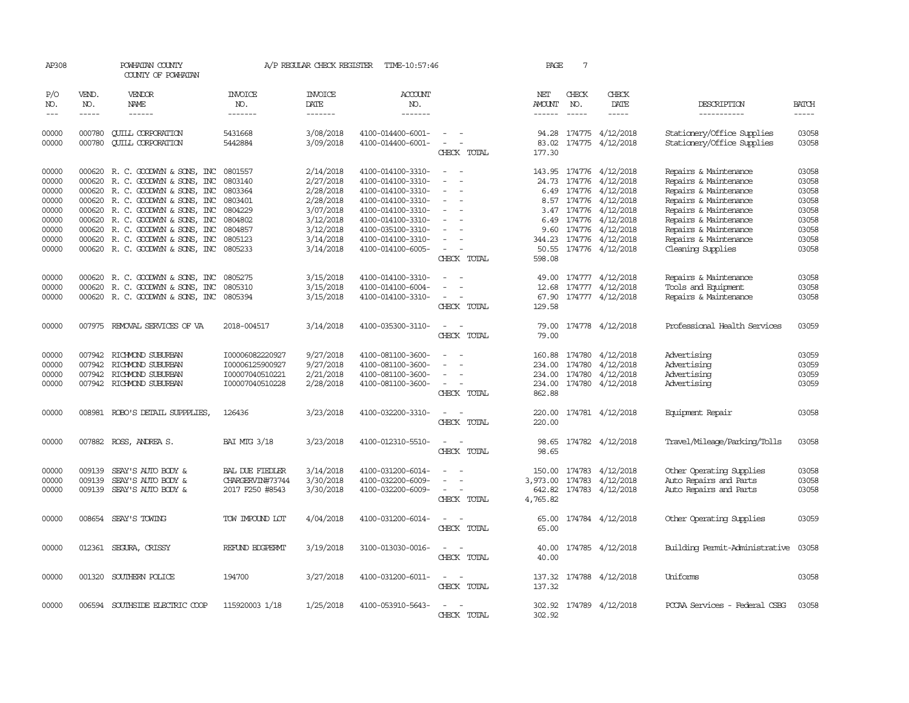AP308 POWHATAN COUNTY A/P REGULAR CHECK REGISTER TIME-10:57:46 PAGE 7
COUNTY OF POWHATAN

| P/O NO. | VEND. NO. | VENDOR NAME | INVOICE NO. | INVOICE DATE | ACCOUNT NO. | | NET AMOUNT | CHECK NO. | CHECK DATE | DESCRIPTION | BATCH |
|---|---|---|---|---|---|---|---|---|---|---|---|
| 00000 | 000780 | QUILL CORPORATION | 5431668 | 3/08/2018 | 4100-014400-6001- | - - | 94.28 | 174775 | 4/12/2018 | Stationery/Office Supplies | 03058 |
| 00000 | 000780 | QUILL CORPORATION | 5442884 | 3/09/2018 | 4100-014400-6001- | - - | 83.02 | 174775 | 4/12/2018 | Stationery/Office Supplies | 03058 |
| | | | | | | CHECK TOTAL | 177.30 | | | | |
| 00000 | 000620 | R. C. GOODWYN & SONS, INC | 0801557 | 2/14/2018 | 4100-014100-3310- | - - | 143.95 | 174776 | 4/12/2018 | Repairs & Maintenance | 03058 |
| 00000 | 000620 | R. C. GOODWYN & SONS, INC | 0803140 | 2/27/2018 | 4100-014100-3310- | - - | 24.73 | 174776 | 4/12/2018 | Repairs & Maintenance | 03058 |
| 00000 | 000620 | R. C. GOODWYN & SONS, INC | 0803364 | 2/28/2018 | 4100-014100-3310- | - - | 6.49 | 174776 | 4/12/2018 | Repairs & Maintenance | 03058 |
| 00000 | 000620 | R. C. GOODWYN & SONS, INC | 0803401 | 2/28/2018 | 4100-014100-3310- | - - | 8.57 | 174776 | 4/12/2018 | Repairs & Maintenance | 03058 |
| 00000 | 000620 | R. C. GOODWYN & SONS, INC | 0804229 | 3/07/2018 | 4100-014100-3310- | - - | 3.47 | 174776 | 4/12/2018 | Repairs & Maintenance | 03058 |
| 00000 | 000620 | R. C. GOODWYN & SONS, INC | 0804802 | 3/12/2018 | 4100-014100-3310- | - - | 6.49 | 174776 | 4/12/2018 | Repairs & Maintenance | 03058 |
| 00000 | 000620 | R. C. GOODWYN & SONS, INC | 0804857 | 3/12/2018 | 4100-035100-3310- | - - | 9.60 | 174776 | 4/12/2018 | Repairs & Maintenance | 03058 |
| 00000 | 000620 | R. C. GOODWYN & SONS, INC | 0805123 | 3/14/2018 | 4100-014100-3310- | - - | 344.23 | 174776 | 4/12/2018 | Repairs & Maintenance | 03058 |
| 00000 | 000620 | R. C. GOODWYN & SONS, INC | 0805233 | 3/14/2018 | 4100-014100-6005- | - - | 50.55 | 174776 | 4/12/2018 | Cleaning Supplies | 03058 |
| | | | | | | CHECK TOTAL | 598.08 | | | | |
| 00000 | 000620 | R. C. GOODWYN & SONS, INC | 0805275 | 3/15/2018 | 4100-014100-3310- | - - | 49.00 | 174777 | 4/12/2018 | Repairs & Maintenance | 03058 |
| 00000 | 000620 | R. C. GOODWYN & SONS, INC | 0805310 | 3/15/2018 | 4100-014100-6004- | - - | 12.68 | 174777 | 4/12/2018 | Tools and Equipment | 03058 |
| 00000 | 000620 | R. C. GOODWYN & SONS, INC | 0805394 | 3/15/2018 | 4100-014100-3310- | - - | 67.90 | 174777 | 4/12/2018 | Repairs & Maintenance | 03058 |
| | | | | | | CHECK TOTAL | 129.58 | | | | |
| 00000 | 007975 | REMOVAL SERVICES OF VA | 2018-004517 | 3/14/2018 | 4100-035300-3110- | - - | 79.00 | 174778 | 4/12/2018 | Professional Health Services | 03059 |
| | | | | | | CHECK TOTAL | 79.00 | | | | |
| 00000 | 007942 | RICHMOND SUBURBAN | I00006082220927 | 9/27/2018 | 4100-081100-3600- | - - | 160.88 | 174780 | 4/12/2018 | Advertising | 03059 |
| 00000 | 007942 | RICHMOND SUBURBAN | I00006125900927 | 9/27/2018 | 4100-081100-3600- | - - | 234.00 | 174780 | 4/12/2018 | Advertising | 03059 |
| 00000 | 007942 | RICHMOND SUBURBAN | I00007040510221 | 2/21/2018 | 4100-081100-3600- | - - | 234.00 | 174780 | 4/12/2018 | Advertising | 03059 |
| 00000 | 007942 | RICHMOND SUBURBAN | I00007040510228 | 2/28/2018 | 4100-081100-3600- | - - | 234.00 | 174780 | 4/12/2018 | Advertising | 03059 |
| | | | | | | CHECK TOTAL | 862.88 | | | | |
| 00000 | 008981 | ROBO'S DETAIL SUPPPLIES, | 126436 | 3/23/2018 | 4100-032200-3310- | - - | 220.00 | 174781 | 4/12/2018 | Equipment Repair | 03058 |
| | | | | | | CHECK TOTAL | 220.00 | | | | |
| 00000 | 007882 | ROSS, ANDREA S. | BAI MTG 3/18 | 3/23/2018 | 4100-012310-5510- | - - | 98.65 | 174782 | 4/12/2018 | Travel/Mileage/Parking/Tolls | 03058 |
| | | | | | | CHECK TOTAL | 98.65 | | | | |
| 00000 | 009139 | SEAY'S AUTO BODY & | BAL DUE FIEDLER | 3/14/2018 | 4100-031200-6014- | - - | 150.00 | 174783 | 4/12/2018 | Other Operating Supplies | 03058 |
| 00000 | 009139 | SEAY'S AUTO BODY & | CHARGERVIN#73744 | 3/30/2018 | 4100-032200-6009- | - - | 3,973.00 | 174783 | 4/12/2018 | Auto Repairs and Parts | 03058 |
| 00000 | 009139 | SEAY'S AUTO BODY & | 2017 F250 #8543 | 3/30/2018 | 4100-032200-6009- | - - | 642.82 | 174783 | 4/12/2018 | Auto Repairs and Parts | 03058 |
| | | | | | | CHECK TOTAL | 4,765.82 | | | | |
| 00000 | 008654 | SEAY'S TOWING | TOW IMPOUND LOT | 4/04/2018 | 4100-031200-6014- | - - | 65.00 | 174784 | 4/12/2018 | Other Operating Supplies | 03059 |
| | | | | | | CHECK TOTAL | 65.00 | | | | |
| 00000 | 012361 | SEGURA, CRISSY | REFUND BDGPERMT | 3/19/2018 | 3100-013030-0016- | - - | 40.00 | 174785 | 4/12/2018 | Building Permit-Administrative | 03058 |
| | | | | | | CHECK TOTAL | 40.00 | | | | |
| 00000 | 001320 | SOUTHERN POLICE | 194700 | 3/27/2018 | 4100-031200-6011- | - - | 137.32 | 174788 | 4/12/2018 | Uniforms | 03058 |
| | | | | | | CHECK TOTAL | 137.32 | | | | |
| 00000 | 006594 | SOUTHSIDE ELECTRIC COOP | 115920003 1/18 | 1/25/2018 | 4100-053910-5643- | - - | 302.92 | 174789 | 4/12/2018 | PCCAA Services - Federal CSBG | 03058 |
| | | | | | | CHECK TOTAL | 302.92 | | | | |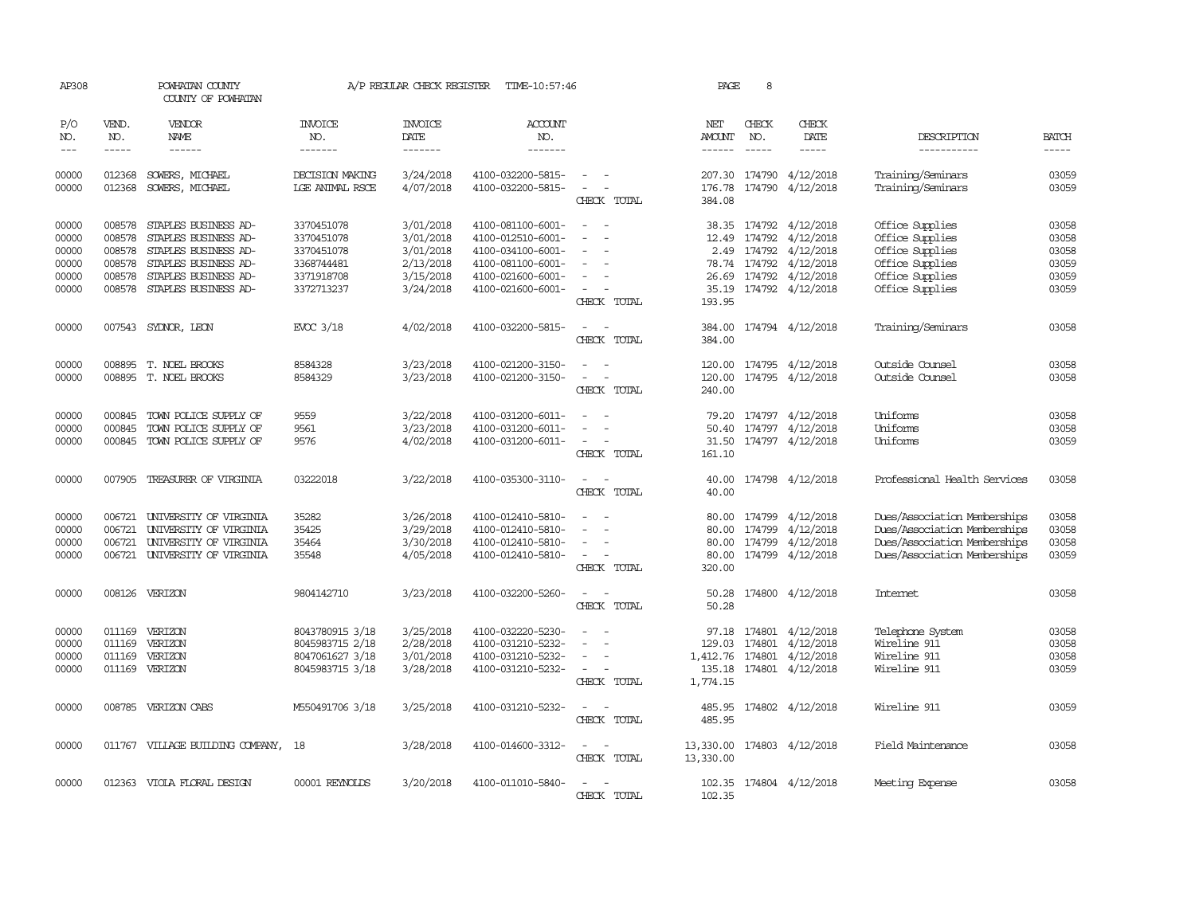AP308 POWHATAN COUNTY A/P REGULAR CHECK REGISTER TIME-10:57:46 PAGE 8

COUNTY OF POWHATAN

| P/O NO. | VEND. NO. | VENDOR NAME | INVOICE NO. | INVOICE DATE | ACCOUNT NO. | | NET AMOUNT | CHECK NO. | CHECK DATE | DESCRIPTION | BATCH |
|---|---|---|---|---|---|---|---|---|---|---|---|
| 00000 | 012368 | SOWERS, MICHAEL | DECISION MAKING | 3/24/2018 | 4100-032200-5815- | - - | 207.30 | 174790 | 4/12/2018 | Training/Seminars | 03059 |
| 00000 | 012368 | SOWERS, MICHAEL | LGE ANIMAL RSCE | 4/07/2018 | 4100-032200-5815- | - - | 176.78 | 174790 | 4/12/2018 | Training/Seminars | 03059 |
| | | | | | | CHECK TOTAL | 384.08 | | | | |
| 00000 | 008578 | STAPLES BUSINESS AD- | 3370451078 | 3/01/2018 | 4100-081100-6001- | - - | 38.35 | 174792 | 4/12/2018 | Office Supplies | 03058 |
| 00000 | 008578 | STAPLES BUSINESS AD- | 3370451078 | 3/01/2018 | 4100-012510-6001- | - - | 12.49 | 174792 | 4/12/2018 | Office Supplies | 03058 |
| 00000 | 008578 | STAPLES BUSINESS AD- | 3370451078 | 3/01/2018 | 4100-034100-6001- | - - | 2.49 | 174792 | 4/12/2018 | Office Supplies | 03058 |
| 00000 | 008578 | STAPLES BUSINESS AD- | 3368744481 | 2/13/2018 | 4100-081100-6001- | - - | 78.74 | 174792 | 4/12/2018 | Office Supplies | 03059 |
| 00000 | 008578 | STAPLES BUSINESS AD- | 3371918708 | 3/15/2018 | 4100-021600-6001- | - - | 26.69 | 174792 | 4/12/2018 | Office Supplies | 03059 |
| 00000 | 008578 | STAPLES BUSINESS AD- | 3372713237 | 3/24/2018 | 4100-021600-6001- | - - | 35.19 | 174792 | 4/12/2018 | Office Supplies | 03059 |
| | | | | | | CHECK TOTAL | 193.95 | | | | |
| 00000 | 007543 | SYDNOR, LEON | EVOC 3/18 | 4/02/2018 | 4100-032200-5815- | - - | 384.00 | 174794 | 4/12/2018 | Training/Seminars | 03058 |
| | | | | | | CHECK TOTAL | 384.00 | | | | |
| 00000 | 008895 | T. NOEL BROOKS | 8584328 | 3/23/2018 | 4100-021200-3150- | - - | 120.00 | 174795 | 4/12/2018 | Outside Counsel | 03058 |
| 00000 | 008895 | T. NOEL BROOKS | 8584329 | 3/23/2018 | 4100-021200-3150- | - - | 120.00 | 174795 | 4/12/2018 | Outside Counsel | 03058 |
| | | | | | | CHECK TOTAL | 240.00 | | | | |
| 00000 | 000845 | TOWN POLICE SUPPLY OF | 9559 | 3/22/2018 | 4100-031200-6011- | - - | 79.20 | 174797 | 4/12/2018 | Uniforms | 03058 |
| 00000 | 000845 | TOWN POLICE SUPPLY OF | 9561 | 3/23/2018 | 4100-031200-6011- | - - | 50.40 | 174797 | 4/12/2018 | Uniforms | 03058 |
| 00000 | 000845 | TOWN POLICE SUPPLY OF | 9576 | 4/02/2018 | 4100-031200-6011- | - - | 31.50 | 174797 | 4/12/2018 | Uniforms | 03059 |
| | | | | | | CHECK TOTAL | 161.10 | | | | |
| 00000 | 007905 | TREASURER OF VIRGINIA | 03222018 | 3/22/2018 | 4100-035300-3110- | - - | 40.00 | 174798 | 4/12/2018 | Professional Health Services | 03058 |
| | | | | | | CHECK TOTAL | 40.00 | | | | |
| 00000 | 006721 | UNIVERSITY OF VIRGINIA | 35282 | 3/26/2018 | 4100-012410-5810- | - - | 80.00 | 174799 | 4/12/2018 | Dues/Association Memberships | 03058 |
| 00000 | 006721 | UNIVERSITY OF VIRGINIA | 35425 | 3/29/2018 | 4100-012410-5810- | - - | 80.00 | 174799 | 4/12/2018 | Dues/Association Memberships | 03058 |
| 00000 | 006721 | UNIVERSITY OF VIRGINIA | 35464 | 3/30/2018 | 4100-012410-5810- | - - | 80.00 | 174799 | 4/12/2018 | Dues/Association Memberships | 03058 |
| 00000 | 006721 | UNIVERSITY OF VIRGINIA | 35548 | 4/05/2018 | 4100-012410-5810- | - - | 80.00 | 174799 | 4/12/2018 | Dues/Association Memberships | 03059 |
| | | | | | | CHECK TOTAL | 320.00 | | | | |
| 00000 | 008126 | VERIZON | 9804142710 | 3/23/2018 | 4100-032200-5260- | - - | 50.28 | 174800 | 4/12/2018 | Internet | 03058 |
| | | | | | | CHECK TOTAL | 50.28 | | | | |
| 00000 | 011169 | VERIZON | 8043780915 3/18 | 3/25/2018 | 4100-032220-5230- | - - | 97.18 | 174801 | 4/12/2018 | Telephone System | 03058 |
| 00000 | 011169 | VERIZON | 8045983715 2/18 | 2/28/2018 | 4100-031210-5232- | - - | 129.03 | 174801 | 4/12/2018 | Wireline 911 | 03058 |
| 00000 | 011169 | VERIZON | 8047061627 3/18 | 3/01/2018 | 4100-031210-5232- | - - | 1,412.76 | 174801 | 4/12/2018 | Wireline 911 | 03058 |
| 00000 | 011169 | VERIZON | 8045983715 3/18 | 3/28/2018 | 4100-031210-5232- | - - | 135.18 | 174801 | 4/12/2018 | Wireline 911 | 03059 |
| | | | | | | CHECK TOTAL | 1,774.15 | | | | |
| 00000 | 008785 | VERIZON CABS | M550491706 3/18 | 3/25/2018 | 4100-031210-5232- | - - | 485.95 | 174802 | 4/12/2018 | Wireline 911 | 03059 |
| | | | | | | CHECK TOTAL | 485.95 | | | | |
| 00000 | 011767 | VILLAGE BUILDING COMPANY, | 18 | 3/28/2018 | 4100-014600-3312- | - - | 13,330.00 | 174803 | 4/12/2018 | Field Maintenance | 03058 |
| | | | | | | CHECK TOTAL | 13,330.00 | | | | |
| 00000 | 012363 | VIOLA FLORAL DESIGN | 00001 REYNOLDS | 3/20/2018 | 4100-011010-5840- | - - | 102.35 | 174804 | 4/12/2018 | Meeting Expense | 03058 |
| | | | | | | CHECK TOTAL | 102.35 | | | | |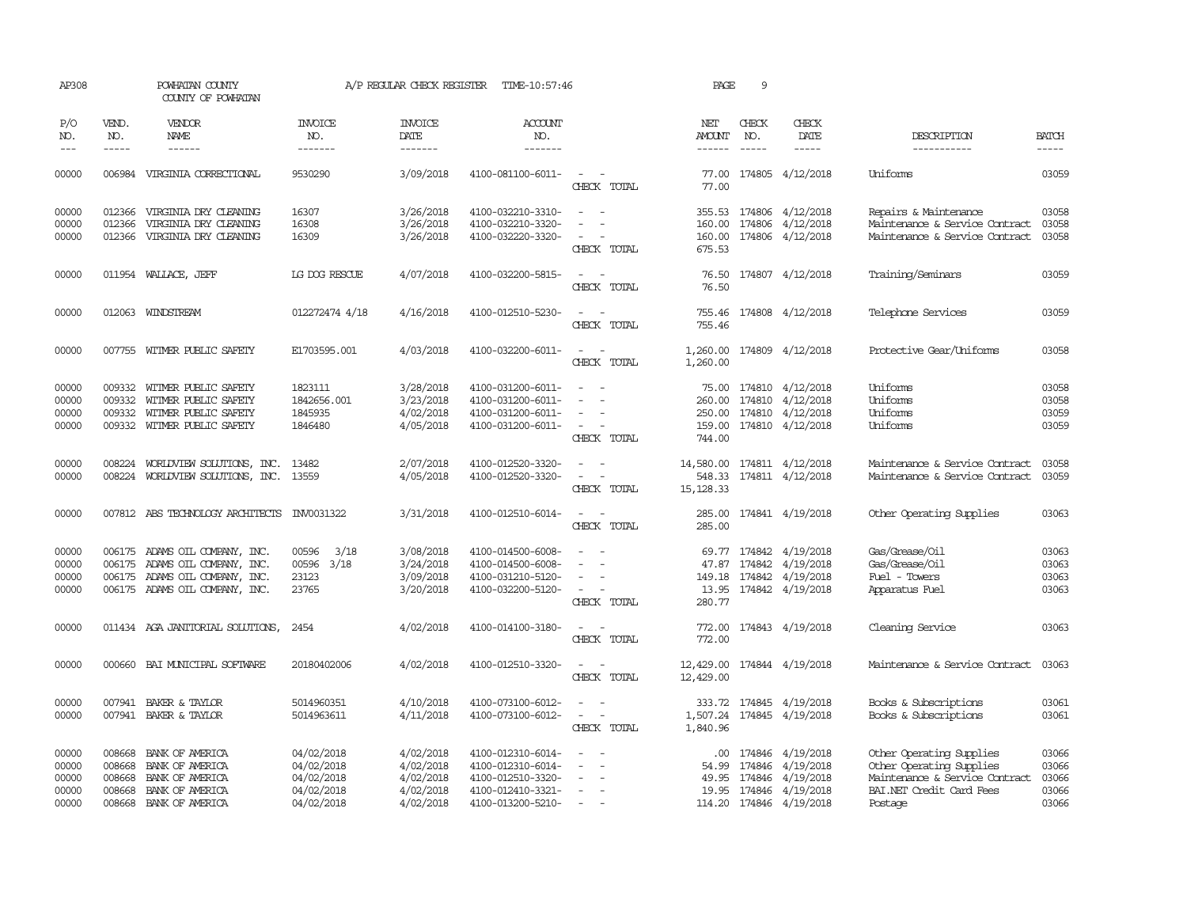AP308 POWHATAN COUNTY A/P REGULAR CHECK REGISTER TIME-10:57:46 PAGE 9
COUNTY OF POWHATAN

| P/O NO. | VEND. NO. | VENDOR NAME | INVOICE NO. | INVOICE DATE | ACCOUNT NO. | | NET AMOUNT | CHECK NO. | CHECK DATE | DESCRIPTION | BATCH |
|---|---|---|---|---|---|---|---|---|---|---|---|
| 00000 | 006984 | VIRGINIA CORRECTIONAL | 9530290 | 3/09/2018 | 4100-081100-6011- | - - | 77.00 | 174805 | 4/12/2018 | Uniforms | 03059 |
| | | | | | | CHECK TOTAL | 77.00 | | | | |
| 00000 | 012366 | VIRGINIA DRY CLEANING | 16307 | 3/26/2018 | 4100-032210-3310- | - - | 355.53 | 174806 | 4/12/2018 | Repairs & Maintenance | 03058 |
| 00000 | 012366 | VIRGINIA DRY CLEANING | 16308 | 3/26/2018 | 4100-032210-3320- | - - | 160.00 | 174806 | 4/12/2018 | Maintenance & Service Contract | 03058 |
| 00000 | 012366 | VIRGINIA DRY CLEANING | 16309 | 3/26/2018 | 4100-032220-3320- | - - | 160.00 | 174806 | 4/12/2018 | Maintenance & Service Contract | 03058 |
| | | | | | | CHECK TOTAL | 675.53 | | | | |
| 00000 | 011954 | WALLACE, JEFF | LG DOG RESCUE | 4/07/2018 | 4100-032200-5815- | - - | 76.50 | 174807 | 4/12/2018 | Training/Seminars | 03059 |
| | | | | | | CHECK TOTAL | 76.50 | | | | |
| 00000 | 012063 | WINDSTREAM | 012272474 4/18 | 4/16/2018 | 4100-012510-5230- | - - | 755.46 | 174808 | 4/12/2018 | Telephone Services | 03059 |
| | | | | | | CHECK TOTAL | 755.46 | | | | |
| 00000 | 007755 | WITMER PUBLIC SAFETY | E1703595.001 | 4/03/2018 | 4100-032200-6011- | - - | 1,260.00 | 174809 | 4/12/2018 | Protective Gear/Uniforms | 03058 |
| | | | | | | CHECK TOTAL | 1,260.00 | | | | |
| 00000 | 009332 | WITMER PUBLIC SAFETY | 1823111 | 3/28/2018 | 4100-031200-6011- | - - | 75.00 | 174810 | 4/12/2018 | Uniforms | 03058 |
| 00000 | 009332 | WITMER PUBLIC SAFETY | 1842656.001 | 3/23/2018 | 4100-031200-6011- | - - | 260.00 | 174810 | 4/12/2018 | Uniforms | 03058 |
| 00000 | 009332 | WITMER PUBLIC SAFETY | 1845935 | 4/02/2018 | 4100-031200-6011- | - - | 250.00 | 174810 | 4/12/2018 | Uniforms | 03059 |
| 00000 | 009332 | WITMER PUBLIC SAFETY | 1846480 | 4/05/2018 | 4100-031200-6011- | - - | 159.00 | 174810 | 4/12/2018 | Uniforms | 03059 |
| | | | | | | CHECK TOTAL | 744.00 | | | | |
| 00000 | 008224 | WORLDVIEW SOLUTIONS, INC. | 13482 | 2/07/2018 | 4100-012520-3320- | - - | 14,580.00 | 174811 | 4/12/2018 | Maintenance & Service Contract | 03058 |
| 00000 | 008224 | WORLDVIEW SOLUTIONS, INC. | 13559 | 4/05/2018 | 4100-012520-3320- | - - | 548.33 | 174811 | 4/12/2018 | Maintenance & Service Contract | 03059 |
| | | | | | | CHECK TOTAL | 15,128.33 | | | | |
| 00000 | 007812 | ABS TECHNOLOGY ARCHITECTS | INV0031322 | 3/31/2018 | 4100-012510-6014- | - - | 285.00 | 174841 | 4/19/2018 | Other Operating Supplies | 03063 |
| | | | | | | CHECK TOTAL | 285.00 | | | | |
| 00000 | 006175 | ADAMS OIL COMPANY, INC. | 00596 3/18 | 3/08/2018 | 4100-014500-6008- | - - | 69.77 | 174842 | 4/19/2018 | Gas/Grease/Oil | 03063 |
| 00000 | 006175 | ADAMS OIL COMPANY, INC. | 00596 3/18 | 3/24/2018 | 4100-014500-6008- | - - | 47.87 | 174842 | 4/19/2018 | Gas/Grease/Oil | 03063 |
| 00000 | 006175 | ADAMS OIL COMPANY, INC. | 23123 | 3/09/2018 | 4100-031210-5120- | - - | 149.18 | 174842 | 4/19/2018 | Fuel - Towers | 03063 |
| 00000 | 006175 | ADAMS OIL COMPANY, INC. | 23765 | 3/20/2018 | 4100-032200-5120- | - - | 13.95 | 174842 | 4/19/2018 | Apparatus Fuel | 03063 |
| | | | | | | CHECK TOTAL | 280.77 | | | | |
| 00000 | 011434 | AGA JANITORIAL SOLUTIONS, | 2454 | 4/02/2018 | 4100-014100-3180- | - - | 772.00 | 174843 | 4/19/2018 | Cleaning Service | 03063 |
| | | | | | | CHECK TOTAL | 772.00 | | | | |
| 00000 | 000660 | BAI MUNICIPAL SOFTWARE | 20180402006 | 4/02/2018 | 4100-012510-3320- | - - | 12,429.00 | 174844 | 4/19/2018 | Maintenance & Service Contract | 03063 |
| | | | | | | CHECK TOTAL | 12,429.00 | | | | |
| 00000 | 007941 | BAKER & TAYLOR | 5014960351 | 4/10/2018 | 4100-073100-6012- | - - | 333.72 | 174845 | 4/19/2018 | Books & Subscriptions | 03061 |
| 00000 | 007941 | BAKER & TAYLOR | 5014963611 | 4/11/2018 | 4100-073100-6012- | - - | 1,507.24 | 174845 | 4/19/2018 | Books & Subscriptions | 03061 |
| | | | | | | CHECK TOTAL | 1,840.96 | | | | |
| 00000 | 008668 | BANK OF AMERICA | 04/02/2018 | 4/02/2018 | 4100-012310-6014- | - - | .00 | 174846 | 4/19/2018 | Other Operating Supplies | 03066 |
| 00000 | 008668 | BANK OF AMERICA | 04/02/2018 | 4/02/2018 | 4100-012310-6014- | - - | 54.99 | 174846 | 4/19/2018 | Other Operating Supplies | 03066 |
| 00000 | 008668 | BANK OF AMERICA | 04/02/2018 | 4/02/2018 | 4100-012510-3320- | - - | 49.95 | 174846 | 4/19/2018 | Maintenance & Service Contract | 03066 |
| 00000 | 008668 | BANK OF AMERICA | 04/02/2018 | 4/02/2018 | 4100-012410-3321- | - - | 19.95 | 174846 | 4/19/2018 | BAI.NET Credit Card Fees | 03066 |
| 00000 | 008668 | BANK OF AMERICA | 04/02/2018 | 4/02/2018 | 4100-013200-5210- | - - | 114.20 | 174846 | 4/19/2018 | Postage | 03066 |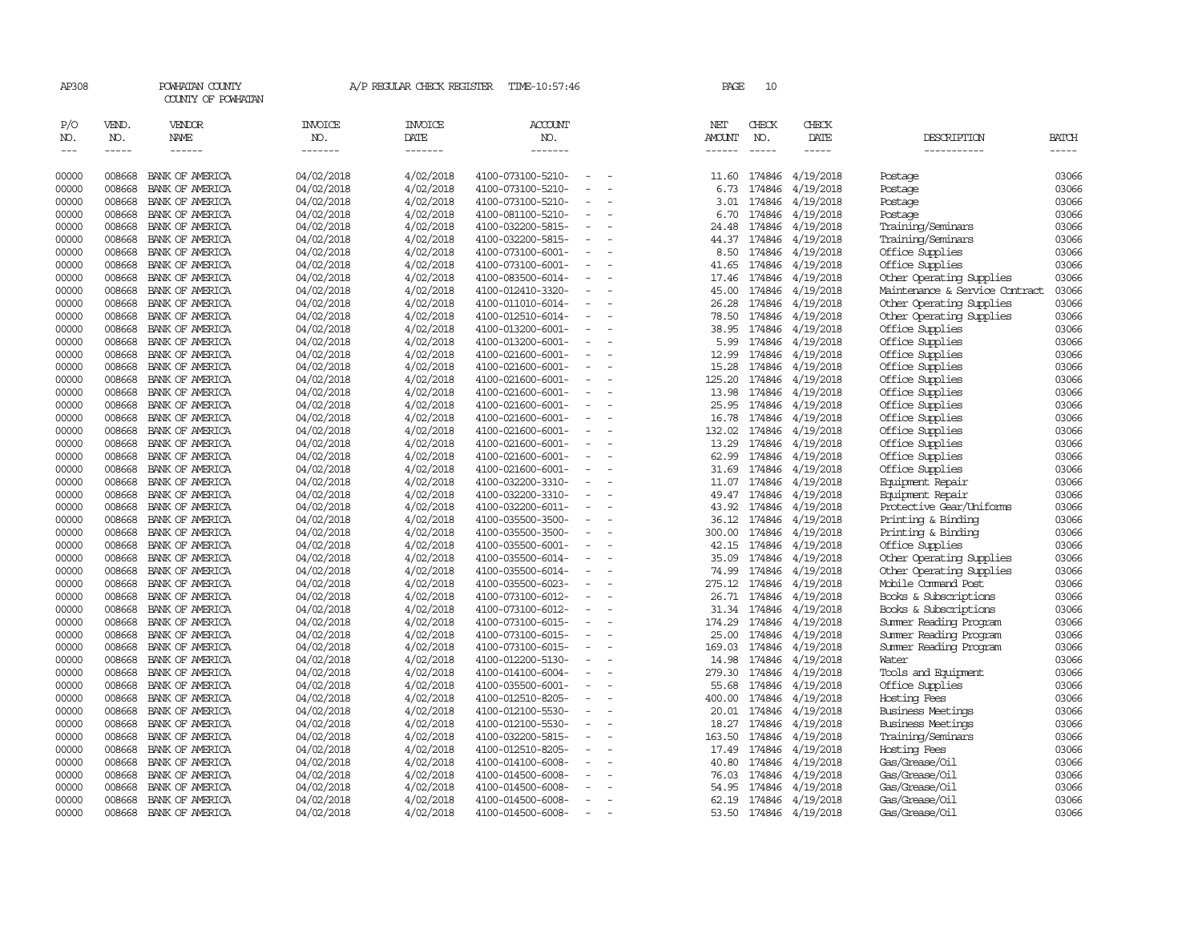AP308 POWHATAN COUNTY A/P REGULAR CHECK REGISTER TIME-10:57:46

COUNTY OF POWHATAN

| P/O NO. | VEND. NO. | VENDOR NAME | INVOICE NO. | INVOICE DATE | ACCOUNT NO. | | NET AMOUNT | CHECK NO. | CHECK DATE | DESCRIPTION | BATCH |
|---|---|---|---|---|---|---|---|---|---|---|---|
| 00000 | 008668 | BANK OF AMERICA | 04/02/2018 | 4/02/2018 | 4100-073100-5210- | - - | 11.60 | 174846 | 4/19/2018 | Postage | 03066 |
| 00000 | 008668 | BANK OF AMERICA | 04/02/2018 | 4/02/2018 | 4100-073100-5210- | - - | 6.73 | 174846 | 4/19/2018 | Postage | 03066 |
| 00000 | 008668 | BANK OF AMERICA | 04/02/2018 | 4/02/2018 | 4100-073100-5210- | - - | 3.01 | 174846 | 4/19/2018 | Postage | 03066 |
| 00000 | 008668 | BANK OF AMERICA | 04/02/2018 | 4/02/2018 | 4100-081100-5210- | - - | 6.70 | 174846 | 4/19/2018 | Postage | 03066 |
| 00000 | 008668 | BANK OF AMERICA | 04/02/2018 | 4/02/2018 | 4100-032200-5815- | - - | 24.48 | 174846 | 4/19/2018 | Training/Seminars | 03066 |
| 00000 | 008668 | BANK OF AMERICA | 04/02/2018 | 4/02/2018 | 4100-032200-5815- | - - | 44.37 | 174846 | 4/19/2018 | Training/Seminars | 03066 |
| 00000 | 008668 | BANK OF AMERICA | 04/02/2018 | 4/02/2018 | 4100-073100-6001- | - - | 8.50 | 174846 | 4/19/2018 | Office Supplies | 03066 |
| 00000 | 008668 | BANK OF AMERICA | 04/02/2018 | 4/02/2018 | 4100-073100-6001- | - - | 41.65 | 174846 | 4/19/2018 | Office Supplies | 03066 |
| 00000 | 008668 | BANK OF AMERICA | 04/02/2018 | 4/02/2018 | 4100-083500-6014- | - - | 17.46 | 174846 | 4/19/2018 | Other Operating Supplies | 03066 |
| 00000 | 008668 | BANK OF AMERICA | 04/02/2018 | 4/02/2018 | 4100-012410-3320- | - - | 45.00 | 174846 | 4/19/2018 | Maintenance & Service Contract | 03066 |
| 00000 | 008668 | BANK OF AMERICA | 04/02/2018 | 4/02/2018 | 4100-011010-6014- | - - | 26.28 | 174846 | 4/19/2018 | Other Operating Supplies | 03066 |
| 00000 | 008668 | BANK OF AMERICA | 04/02/2018 | 4/02/2018 | 4100-012510-6014- | - - | 78.50 | 174846 | 4/19/2018 | Other Operating Supplies | 03066 |
| 00000 | 008668 | BANK OF AMERICA | 04/02/2018 | 4/02/2018 | 4100-013200-6001- | - - | 38.95 | 174846 | 4/19/2018 | Office Supplies | 03066 |
| 00000 | 008668 | BANK OF AMERICA | 04/02/2018 | 4/02/2018 | 4100-013200-6001- | - - | 5.99 | 174846 | 4/19/2018 | Office Supplies | 03066 |
| 00000 | 008668 | BANK OF AMERICA | 04/02/2018 | 4/02/2018 | 4100-021600-6001- | - - | 12.99 | 174846 | 4/19/2018 | Office Supplies | 03066 |
| 00000 | 008668 | BANK OF AMERICA | 04/02/2018 | 4/02/2018 | 4100-021600-6001- | - - | 15.28 | 174846 | 4/19/2018 | Office Supplies | 03066 |
| 00000 | 008668 | BANK OF AMERICA | 04/02/2018 | 4/02/2018 | 4100-021600-6001- | - - | 125.20 | 174846 | 4/19/2018 | Office Supplies | 03066 |
| 00000 | 008668 | BANK OF AMERICA | 04/02/2018 | 4/02/2018 | 4100-021600-6001- | - - | 13.98 | 174846 | 4/19/2018 | Office Supplies | 03066 |
| 00000 | 008668 | BANK OF AMERICA | 04/02/2018 | 4/02/2018 | 4100-021600-6001- | - - | 25.95 | 174846 | 4/19/2018 | Office Supplies | 03066 |
| 00000 | 008668 | BANK OF AMERICA | 04/02/2018 | 4/02/2018 | 4100-021600-6001- | - - | 16.78 | 174846 | 4/19/2018 | Office Supplies | 03066 |
| 00000 | 008668 | BANK OF AMERICA | 04/02/2018 | 4/02/2018 | 4100-021600-6001- | - - | 132.02 | 174846 | 4/19/2018 | Office Supplies | 03066 |
| 00000 | 008668 | BANK OF AMERICA | 04/02/2018 | 4/02/2018 | 4100-021600-6001- | - - | 13.29 | 174846 | 4/19/2018 | Office Supplies | 03066 |
| 00000 | 008668 | BANK OF AMERICA | 04/02/2018 | 4/02/2018 | 4100-021600-6001- | - - | 62.99 | 174846 | 4/19/2018 | Office Supplies | 03066 |
| 00000 | 008668 | BANK OF AMERICA | 04/02/2018 | 4/02/2018 | 4100-021600-6001- | - - | 31.69 | 174846 | 4/19/2018 | Office Supplies | 03066 |
| 00000 | 008668 | BANK OF AMERICA | 04/02/2018 | 4/02/2018 | 4100-032200-3310- | - - | 11.07 | 174846 | 4/19/2018 | Equipment Repair | 03066 |
| 00000 | 008668 | BANK OF AMERICA | 04/02/2018 | 4/02/2018 | 4100-032200-3310- | - - | 49.47 | 174846 | 4/19/2018 | Equipment Repair | 03066 |
| 00000 | 008668 | BANK OF AMERICA | 04/02/2018 | 4/02/2018 | 4100-032200-6011- | - - | 43.92 | 174846 | 4/19/2018 | Protective Gear/Uniforms | 03066 |
| 00000 | 008668 | BANK OF AMERICA | 04/02/2018 | 4/02/2018 | 4100-035500-3500- | - - | 36.12 | 174846 | 4/19/2018 | Printing & Binding | 03066 |
| 00000 | 008668 | BANK OF AMERICA | 04/02/2018 | 4/02/2018 | 4100-035500-3500- | - - | 300.00 | 174846 | 4/19/2018 | Printing & Binding | 03066 |
| 00000 | 008668 | BANK OF AMERICA | 04/02/2018 | 4/02/2018 | 4100-035500-6001- | - - | 42.15 | 174846 | 4/19/2018 | Office Supplies | 03066 |
| 00000 | 008668 | BANK OF AMERICA | 04/02/2018 | 4/02/2018 | 4100-035500-6014- | - - | 35.09 | 174846 | 4/19/2018 | Other Operating Supplies | 03066 |
| 00000 | 008668 | BANK OF AMERICA | 04/02/2018 | 4/02/2018 | 4100-035500-6014- | - - | 74.99 | 174846 | 4/19/2018 | Other Operating Supplies | 03066 |
| 00000 | 008668 | BANK OF AMERICA | 04/02/2018 | 4/02/2018 | 4100-035500-6023- | - - | 275.12 | 174846 | 4/19/2018 | Mobile Command Post | 03066 |
| 00000 | 008668 | BANK OF AMERICA | 04/02/2018 | 4/02/2018 | 4100-073100-6012- | - - | 26.71 | 174846 | 4/19/2018 | Books & Subscriptions | 03066 |
| 00000 | 008668 | BANK OF AMERICA | 04/02/2018 | 4/02/2018 | 4100-073100-6012- | - - | 31.34 | 174846 | 4/19/2018 | Books & Subscriptions | 03066 |
| 00000 | 008668 | BANK OF AMERICA | 04/02/2018 | 4/02/2018 | 4100-073100-6015- | - - | 174.29 | 174846 | 4/19/2018 | Summer Reading Program | 03066 |
| 00000 | 008668 | BANK OF AMERICA | 04/02/2018 | 4/02/2018 | 4100-073100-6015- | - - | 25.00 | 174846 | 4/19/2018 | Summer Reading Program | 03066 |
| 00000 | 008668 | BANK OF AMERICA | 04/02/2018 | 4/02/2018 | 4100-073100-6015- | - - | 169.03 | 174846 | 4/19/2018 | Summer Reading Program | 03066 |
| 00000 | 008668 | BANK OF AMERICA | 04/02/2018 | 4/02/2018 | 4100-012200-5130- | - - | 14.98 | 174846 | 4/19/2018 | Water | 03066 |
| 00000 | 008668 | BANK OF AMERICA | 04/02/2018 | 4/02/2018 | 4100-014100-6004- | - - | 279.30 | 174846 | 4/19/2018 | Tools and Equipment | 03066 |
| 00000 | 008668 | BANK OF AMERICA | 04/02/2018 | 4/02/2018 | 4100-035500-6001- | - - | 55.68 | 174846 | 4/19/2018 | Office Supplies | 03066 |
| 00000 | 008668 | BANK OF AMERICA | 04/02/2018 | 4/02/2018 | 4100-012510-8205- | - - | 400.00 | 174846 | 4/19/2018 | Hosting Fees | 03066 |
| 00000 | 008668 | BANK OF AMERICA | 04/02/2018 | 4/02/2018 | 4100-012100-5530- | - - | 20.01 | 174846 | 4/19/2018 | Business Meetings | 03066 |
| 00000 | 008668 | BANK OF AMERICA | 04/02/2018 | 4/02/2018 | 4100-012100-5530- | - - | 18.27 | 174846 | 4/19/2018 | Business Meetings | 03066 |
| 00000 | 008668 | BANK OF AMERICA | 04/02/2018 | 4/02/2018 | 4100-032200-5815- | - - | 163.50 | 174846 | 4/19/2018 | Training/Seminars | 03066 |
| 00000 | 008668 | BANK OF AMERICA | 04/02/2018 | 4/02/2018 | 4100-012510-8205- | - - | 17.49 | 174846 | 4/19/2018 | Hosting Fees | 03066 |
| 00000 | 008668 | BANK OF AMERICA | 04/02/2018 | 4/02/2018 | 4100-014100-6008- | - - | 40.80 | 174846 | 4/19/2018 | Gas/Grease/Oil | 03066 |
| 00000 | 008668 | BANK OF AMERICA | 04/02/2018 | 4/02/2018 | 4100-014500-6008- | - - | 76.03 | 174846 | 4/19/2018 | Gas/Grease/Oil | 03066 |
| 00000 | 008668 | BANK OF AMERICA | 04/02/2018 | 4/02/2018 | 4100-014500-6008- | - - | 54.95 | 174846 | 4/19/2018 | Gas/Grease/Oil | 03066 |
| 00000 | 008668 | BANK OF AMERICA | 04/02/2018 | 4/02/2018 | 4100-014500-6008- | - - | 62.19 | 174846 | 4/19/2018 | Gas/Grease/Oil | 03066 |
| 00000 | 008668 | BANK OF AMERICA | 04/02/2018 | 4/02/2018 | 4100-014500-6008- | - - | 53.50 | 174846 | 4/19/2018 | Gas/Grease/Oil | 03066 |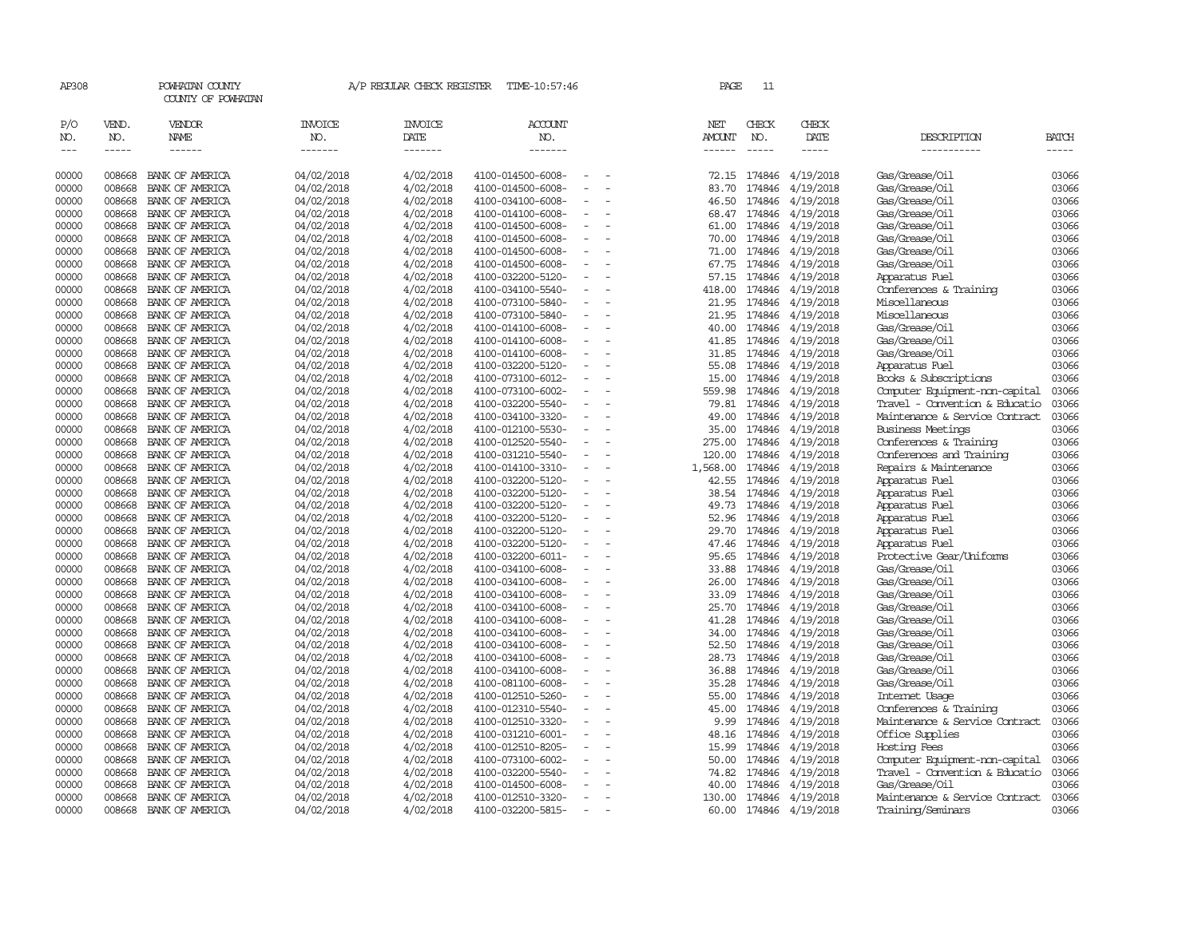AP308 POWHATAN COUNTY A/P REGULAR CHECK REGISTER TIME-10:57:46

COUNTY OF POWHATAN

| P/O NO. | VEND. NO. | VENDOR NAME | INVOICE NO. | INVOICE DATE | ACCOUNT NO. | NET AMOUNT | CHECK NO. | CHECK DATE | DESCRIPTION | BATCH |
|---|---|---|---|---|---|---|---|---|---|---|
| 00000 | 008668 | BANK OF AMERICA | 04/02/2018 | 4/02/2018 | 4100-014500-6008- - - | 72.15 | 174846 | 4/19/2018 | Gas/Grease/Oil | 03066 |
| 00000 | 008668 | BANK OF AMERICA | 04/02/2018 | 4/02/2018 | 4100-014500-6008- - - | 83.70 | 174846 | 4/19/2018 | Gas/Grease/Oil | 03066 |
| 00000 | 008668 | BANK OF AMERICA | 04/02/2018 | 4/02/2018 | 4100-034100-6008- - - | 46.50 | 174846 | 4/19/2018 | Gas/Grease/Oil | 03066 |
| 00000 | 008668 | BANK OF AMERICA | 04/02/2018 | 4/02/2018 | 4100-014100-6008- - - | 68.47 | 174846 | 4/19/2018 | Gas/Grease/Oil | 03066 |
| 00000 | 008668 | BANK OF AMERICA | 04/02/2018 | 4/02/2018 | 4100-014500-6008- - - | 61.00 | 174846 | 4/19/2018 | Gas/Grease/Oil | 03066 |
| 00000 | 008668 | BANK OF AMERICA | 04/02/2018 | 4/02/2018 | 4100-014500-6008- - - | 70.00 | 174846 | 4/19/2018 | Gas/Grease/Oil | 03066 |
| 00000 | 008668 | BANK OF AMERICA | 04/02/2018 | 4/02/2018 | 4100-014500-6008- - - | 71.00 | 174846 | 4/19/2018 | Gas/Grease/Oil | 03066 |
| 00000 | 008668 | BANK OF AMERICA | 04/02/2018 | 4/02/2018 | 4100-014500-6008- - - | 67.75 | 174846 | 4/19/2018 | Gas/Grease/Oil | 03066 |
| 00000 | 008668 | BANK OF AMERICA | 04/02/2018 | 4/02/2018 | 4100-032200-5120- - - | 57.15 | 174846 | 4/19/2018 | Apparatus Fuel | 03066 |
| 00000 | 008668 | BANK OF AMERICA | 04/02/2018 | 4/02/2018 | 4100-034100-5540- - - | 418.00 | 174846 | 4/19/2018 | Conferences & Training | 03066 |
| 00000 | 008668 | BANK OF AMERICA | 04/02/2018 | 4/02/2018 | 4100-073100-5840- - - | 21.95 | 174846 | 4/19/2018 | Miscellaneous | 03066 |
| 00000 | 008668 | BANK OF AMERICA | 04/02/2018 | 4/02/2018 | 4100-073100-5840- - - | 21.95 | 174846 | 4/19/2018 | Miscellaneous | 03066 |
| 00000 | 008668 | BANK OF AMERICA | 04/02/2018 | 4/02/2018 | 4100-014100-6008- - - | 40.00 | 174846 | 4/19/2018 | Gas/Grease/Oil | 03066 |
| 00000 | 008668 | BANK OF AMERICA | 04/02/2018 | 4/02/2018 | 4100-014100-6008- - - | 41.85 | 174846 | 4/19/2018 | Gas/Grease/Oil | 03066 |
| 00000 | 008668 | BANK OF AMERICA | 04/02/2018 | 4/02/2018 | 4100-014100-6008- - - | 31.85 | 174846 | 4/19/2018 | Gas/Grease/Oil | 03066 |
| 00000 | 008668 | BANK OF AMERICA | 04/02/2018 | 4/02/2018 | 4100-032200-5120- - - | 55.08 | 174846 | 4/19/2018 | Apparatus Fuel | 03066 |
| 00000 | 008668 | BANK OF AMERICA | 04/02/2018 | 4/02/2018 | 4100-073100-6012- - - | 15.00 | 174846 | 4/19/2018 | Books & Subscriptions | 03066 |
| 00000 | 008668 | BANK OF AMERICA | 04/02/2018 | 4/02/2018 | 4100-073100-6002- - - | 559.98 | 174846 | 4/19/2018 | Computer Equipment-non-capital | 03066 |
| 00000 | 008668 | BANK OF AMERICA | 04/02/2018 | 4/02/2018 | 4100-032200-5540- - - | 79.81 | 174846 | 4/19/2018 | Travel - Convention & Educatio | 03066 |
| 00000 | 008668 | BANK OF AMERICA | 04/02/2018 | 4/02/2018 | 4100-034100-3320- - - | 49.00 | 174846 | 4/19/2018 | Maintenance & Service Contract | 03066 |
| 00000 | 008668 | BANK OF AMERICA | 04/02/2018 | 4/02/2018 | 4100-012100-5530- - - | 35.00 | 174846 | 4/19/2018 | Business Meetings | 03066 |
| 00000 | 008668 | BANK OF AMERICA | 04/02/2018 | 4/02/2018 | 4100-012520-5540- - - | 275.00 | 174846 | 4/19/2018 | Conferences & Training | 03066 |
| 00000 | 008668 | BANK OF AMERICA | 04/02/2018 | 4/02/2018 | 4100-031210-5540- - - | 120.00 | 174846 | 4/19/2018 | Conferences and Training | 03066 |
| 00000 | 008668 | BANK OF AMERICA | 04/02/2018 | 4/02/2018 | 4100-014100-3310- - - | 1,568.00 | 174846 | 4/19/2018 | Repairs & Maintenance | 03066 |
| 00000 | 008668 | BANK OF AMERICA | 04/02/2018 | 4/02/2018 | 4100-032200-5120- - - | 42.55 | 174846 | 4/19/2018 | Apparatus Fuel | 03066 |
| 00000 | 008668 | BANK OF AMERICA | 04/02/2018 | 4/02/2018 | 4100-032200-5120- - - | 38.54 | 174846 | 4/19/2018 | Apparatus Fuel | 03066 |
| 00000 | 008668 | BANK OF AMERICA | 04/02/2018 | 4/02/2018 | 4100-032200-5120- - - | 49.73 | 174846 | 4/19/2018 | Apparatus Fuel | 03066 |
| 00000 | 008668 | BANK OF AMERICA | 04/02/2018 | 4/02/2018 | 4100-032200-5120- - - | 52.96 | 174846 | 4/19/2018 | Apparatus Fuel | 03066 |
| 00000 | 008668 | BANK OF AMERICA | 04/02/2018 | 4/02/2018 | 4100-032200-5120- - - | 29.70 | 174846 | 4/19/2018 | Apparatus Fuel | 03066 |
| 00000 | 008668 | BANK OF AMERICA | 04/02/2018 | 4/02/2018 | 4100-032200-5120- - - | 47.46 | 174846 | 4/19/2018 | Apparatus Fuel | 03066 |
| 00000 | 008668 | BANK OF AMERICA | 04/02/2018 | 4/02/2018 | 4100-032200-6011- - - | 95.65 | 174846 | 4/19/2018 | Protective Gear/Uniforms | 03066 |
| 00000 | 008668 | BANK OF AMERICA | 04/02/2018 | 4/02/2018 | 4100-034100-6008- - - | 33.88 | 174846 | 4/19/2018 | Gas/Grease/Oil | 03066 |
| 00000 | 008668 | BANK OF AMERICA | 04/02/2018 | 4/02/2018 | 4100-034100-6008- - - | 26.00 | 174846 | 4/19/2018 | Gas/Grease/Oil | 03066 |
| 00000 | 008668 | BANK OF AMERICA | 04/02/2018 | 4/02/2018 | 4100-034100-6008- - - | 33.09 | 174846 | 4/19/2018 | Gas/Grease/Oil | 03066 |
| 00000 | 008668 | BANK OF AMERICA | 04/02/2018 | 4/02/2018 | 4100-034100-6008- - - | 25.70 | 174846 | 4/19/2018 | Gas/Grease/Oil | 03066 |
| 00000 | 008668 | BANK OF AMERICA | 04/02/2018 | 4/02/2018 | 4100-034100-6008- - - | 41.28 | 174846 | 4/19/2018 | Gas/Grease/Oil | 03066 |
| 00000 | 008668 | BANK OF AMERICA | 04/02/2018 | 4/02/2018 | 4100-034100-6008- - - | 34.00 | 174846 | 4/19/2018 | Gas/Grease/Oil | 03066 |
| 00000 | 008668 | BANK OF AMERICA | 04/02/2018 | 4/02/2018 | 4100-034100-6008- - - | 52.50 | 174846 | 4/19/2018 | Gas/Grease/Oil | 03066 |
| 00000 | 008668 | BANK OF AMERICA | 04/02/2018 | 4/02/2018 | 4100-034100-6008- - - | 28.73 | 174846 | 4/19/2018 | Gas/Grease/Oil | 03066 |
| 00000 | 008668 | BANK OF AMERICA | 04/02/2018 | 4/02/2018 | 4100-034100-6008- - - | 36.88 | 174846 | 4/19/2018 | Gas/Grease/Oil | 03066 |
| 00000 | 008668 | BANK OF AMERICA | 04/02/2018 | 4/02/2018 | 4100-081100-6008- - - | 35.28 | 174846 | 4/19/2018 | Gas/Grease/Oil | 03066 |
| 00000 | 008668 | BANK OF AMERICA | 04/02/2018 | 4/02/2018 | 4100-012510-5260- - - | 55.00 | 174846 | 4/19/2018 | Internet Usage | 03066 |
| 00000 | 008668 | BANK OF AMERICA | 04/02/2018 | 4/02/2018 | 4100-012310-5540- - - | 45.00 | 174846 | 4/19/2018 | Conferences & Training | 03066 |
| 00000 | 008668 | BANK OF AMERICA | 04/02/2018 | 4/02/2018 | 4100-012510-3320- - - | 9.99 | 174846 | 4/19/2018 | Maintenance & Service Contract | 03066 |
| 00000 | 008668 | BANK OF AMERICA | 04/02/2018 | 4/02/2018 | 4100-031210-6001- - - | 48.16 | 174846 | 4/19/2018 | Office Supplies | 03066 |
| 00000 | 008668 | BANK OF AMERICA | 04/02/2018 | 4/02/2018 | 4100-012510-8205- - - | 15.99 | 174846 | 4/19/2018 | Hosting Fees | 03066 |
| 00000 | 008668 | BANK OF AMERICA | 04/02/2018 | 4/02/2018 | 4100-073100-6002- - - | 50.00 | 174846 | 4/19/2018 | Computer Equipment-non-capital | 03066 |
| 00000 | 008668 | BANK OF AMERICA | 04/02/2018 | 4/02/2018 | 4100-032200-5540- - - | 74.82 | 174846 | 4/19/2018 | Travel - Convention & Educatio | 03066 |
| 00000 | 008668 | BANK OF AMERICA | 04/02/2018 | 4/02/2018 | 4100-014500-6008- - - | 40.00 | 174846 | 4/19/2018 | Gas/Grease/Oil | 03066 |
| 00000 | 008668 | BANK OF AMERICA | 04/02/2018 | 4/02/2018 | 4100-012510-3320- - - | 130.00 | 174846 | 4/19/2018 | Maintenance & Service Contract | 03066 |
| 00000 | 008668 | BANK OF AMERICA | 04/02/2018 | 4/02/2018 | 4100-032200-5815- - - | 60.00 | 174846 | 4/19/2018 | Training/Seminars | 03066 |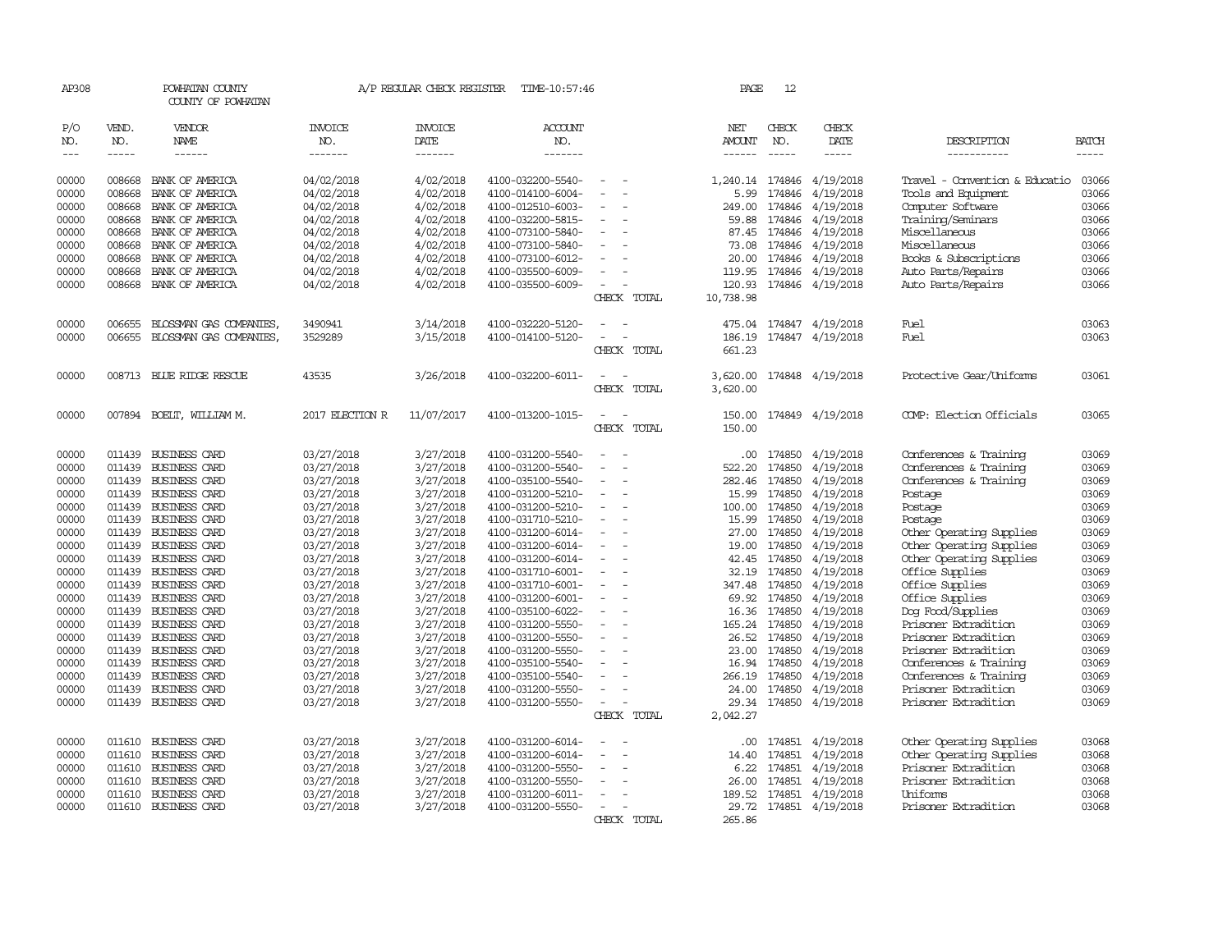AP308 POWHATAN COUNTY A/P REGULAR CHECK REGISTER TIME-10:57:46 PAGE 12

COUNTY OF POWHATAN

| P/O NO. | VEND. NO. | VENDOR NAME | INVOICE NO. | INVOICE DATE | ACCOUNT NO. | | NET AMOUNT | CHECK NO. | CHECK DATE | DESCRIPTION | BATCH |
|---|---|---|---|---|---|---|---|---|---|---|---|
| --- | ----- | ------ | ------- | ------- | ------- | | ------ | ----- | ----- | ----------- | ----- |
| 00000 | 008668 | BANK OF AMERICA | 04/02/2018 | 4/02/2018 | 4100-032200-5540- | - - | 1,240.14 | 174846 | 4/19/2018 | Travel - Convention & Educatio | 03066 |
| 00000 | 008668 | BANK OF AMERICA | 04/02/2018 | 4/02/2018 | 4100-014100-6004- | - - | 5.99 | 174846 | 4/19/2018 | Tools and Equipment | 03066 |
| 00000 | 008668 | BANK OF AMERICA | 04/02/2018 | 4/02/2018 | 4100-012510-6003- | - - | 249.00 | 174846 | 4/19/2018 | Computer Software | 03066 |
| 00000 | 008668 | BANK OF AMERICA | 04/02/2018 | 4/02/2018 | 4100-032200-5815- | - - | 59.88 | 174846 | 4/19/2018 | Training/Seminars | 03066 |
| 00000 | 008668 | BANK OF AMERICA | 04/02/2018 | 4/02/2018 | 4100-073100-5840- | - - | 87.45 | 174846 | 4/19/2018 | Miscellaneous | 03066 |
| 00000 | 008668 | BANK OF AMERICA | 04/02/2018 | 4/02/2018 | 4100-073100-5840- | - - | 73.08 | 174846 | 4/19/2018 | Miscellaneous | 03066 |
| 00000 | 008668 | BANK OF AMERICA | 04/02/2018 | 4/02/2018 | 4100-073100-6012- | - - | 20.00 | 174846 | 4/19/2018 | Books & Subscriptions | 03066 |
| 00000 | 008668 | BANK OF AMERICA | 04/02/2018 | 4/02/2018 | 4100-035500-6009- | - - | 119.95 | 174846 | 4/19/2018 | Auto Parts/Repairs | 03066 |
| 00000 | 008668 | BANK OF AMERICA | 04/02/2018 | 4/02/2018 | 4100-035500-6009- | - - | 120.93 | 174846 | 4/19/2018 | Auto Parts/Repairs | 03066 |
| | | | | | | CHECK TOTAL | 10,738.98 | | | | |
| 00000 | 006655 | BLOSSMAN GAS COMPANIES, | 3490941 | 3/14/2018 | 4100-032220-5120- | - - | 475.04 | 174847 | 4/19/2018 | Fuel | 03063 |
| 00000 | 006655 | BLOSSMAN GAS COMPANIES, | 3529289 | 3/15/2018 | 4100-014100-5120- | - - | 186.19 | 174847 | 4/19/2018 | Fuel | 03063 |
| | | | | | | CHECK TOTAL | 661.23 | | | | |
| 00000 | 008713 | BLUE RIDGE RESCUE | 43535 | 3/26/2018 | 4100-032200-6011- | - - | 3,620.00 | 174848 | 4/19/2018 | Protective Gear/Uniforms | 03061 |
| | | | | | | CHECK TOTAL | 3,620.00 | | | | |
| 00000 | 007894 | BOELT, WILLIAM M. | 2017 ELECTION R | 11/07/2017 | 4100-013200-1015- | - - | 150.00 | 174849 | 4/19/2018 | COMP: Election Officials | 03065 |
| | | | | | | CHECK TOTAL | 150.00 | | | | |
| 00000 | 011439 | BUSINESS CARD | 03/27/2018 | 3/27/2018 | 4100-031200-5540- | - - | .00 | 174850 | 4/19/2018 | Conferences & Training | 03069 |
| 00000 | 011439 | BUSINESS CARD | 03/27/2018 | 3/27/2018 | 4100-031200-5540- | - - | 522.20 | 174850 | 4/19/2018 | Conferences & Training | 03069 |
| 00000 | 011439 | BUSINESS CARD | 03/27/2018 | 3/27/2018 | 4100-035100-5540- | - - | 282.46 | 174850 | 4/19/2018 | Conferences & Training | 03069 |
| 00000 | 011439 | BUSINESS CARD | 03/27/2018 | 3/27/2018 | 4100-031200-5210- | - - | 15.99 | 174850 | 4/19/2018 | Postage | 03069 |
| 00000 | 011439 | BUSINESS CARD | 03/27/2018 | 3/27/2018 | 4100-031200-5210- | - - | 100.00 | 174850 | 4/19/2018 | Postage | 03069 |
| 00000 | 011439 | BUSINESS CARD | 03/27/2018 | 3/27/2018 | 4100-031710-5210- | - - | 15.99 | 174850 | 4/19/2018 | Postage | 03069 |
| 00000 | 011439 | BUSINESS CARD | 03/27/2018 | 3/27/2018 | 4100-031200-6014- | - - | 27.00 | 174850 | 4/19/2018 | Other Operating Supplies | 03069 |
| 00000 | 011439 | BUSINESS CARD | 03/27/2018 | 3/27/2018 | 4100-031200-6014- | - - | 19.00 | 174850 | 4/19/2018 | Other Operating Supplies | 03069 |
| 00000 | 011439 | BUSINESS CARD | 03/27/2018 | 3/27/2018 | 4100-031200-6014- | - - | 42.45 | 174850 | 4/19/2018 | Other Operating Supplies | 03069 |
| 00000 | 011439 | BUSINESS CARD | 03/27/2018 | 3/27/2018 | 4100-031710-6001- | - - | 32.19 | 174850 | 4/19/2018 | Office Supplies | 03069 |
| 00000 | 011439 | BUSINESS CARD | 03/27/2018 | 3/27/2018 | 4100-031710-6001- | - - | 347.48 | 174850 | 4/19/2018 | Office Supplies | 03069 |
| 00000 | 011439 | BUSINESS CARD | 03/27/2018 | 3/27/2018 | 4100-031200-6001- | - - | 69.92 | 174850 | 4/19/2018 | Office Supplies | 03069 |
| 00000 | 011439 | BUSINESS CARD | 03/27/2018 | 3/27/2018 | 4100-035100-6022- | - - | 16.36 | 174850 | 4/19/2018 | Dog Food/Supplies | 03069 |
| 00000 | 011439 | BUSINESS CARD | 03/27/2018 | 3/27/2018 | 4100-031200-5550- | - - | 165.24 | 174850 | 4/19/2018 | Prisoner Extradition | 03069 |
| 00000 | 011439 | BUSINESS CARD | 03/27/2018 | 3/27/2018 | 4100-031200-5550- | - - | 26.52 | 174850 | 4/19/2018 | Prisoner Extradition | 03069 |
| 00000 | 011439 | BUSINESS CARD | 03/27/2018 | 3/27/2018 | 4100-031200-5550- | - - | 23.00 | 174850 | 4/19/2018 | Prisoner Extradition | 03069 |
| 00000 | 011439 | BUSINESS CARD | 03/27/2018 | 3/27/2018 | 4100-035100-5540- | - - | 16.94 | 174850 | 4/19/2018 | Conferences & Training | 03069 |
| 00000 | 011439 | BUSINESS CARD | 03/27/2018 | 3/27/2018 | 4100-035100-5540- | - - | 266.19 | 174850 | 4/19/2018 | Conferences & Training | 03069 |
| 00000 | 011439 | BUSINESS CARD | 03/27/2018 | 3/27/2018 | 4100-031200-5550- | - - | 24.00 | 174850 | 4/19/2018 | Prisoner Extradition | 03069 |
| 00000 | 011439 | BUSINESS CARD | 03/27/2018 | 3/27/2018 | 4100-031200-5550- | - - | 29.34 | 174850 | 4/19/2018 | Prisoner Extradition | 03069 |
| | | | | | | CHECK TOTAL | 2,042.27 | | | | |
| 00000 | 011610 | BUSINESS CARD | 03/27/2018 | 3/27/2018 | 4100-031200-6014- | - - | .00 | 174851 | 4/19/2018 | Other Operating Supplies | 03068 |
| 00000 | 011610 | BUSINESS CARD | 03/27/2018 | 3/27/2018 | 4100-031200-6014- | - - | 14.40 | 174851 | 4/19/2018 | Other Operating Supplies | 03068 |
| 00000 | 011610 | BUSINESS CARD | 03/27/2018 | 3/27/2018 | 4100-031200-5550- | - - | 6.22 | 174851 | 4/19/2018 | Prisoner Extradition | 03068 |
| 00000 | 011610 | BUSINESS CARD | 03/27/2018 | 3/27/2018 | 4100-031200-5550- | - - | 26.00 | 174851 | 4/19/2018 | Prisoner Extradition | 03068 |
| 00000 | 011610 | BUSINESS CARD | 03/27/2018 | 3/27/2018 | 4100-031200-6011- | - - | 189.52 | 174851 | 4/19/2018 | Uniforms | 03068 |
| 00000 | 011610 | BUSINESS CARD | 03/27/2018 | 3/27/2018 | 4100-031200-5550- | - - | 29.72 | 174851 | 4/19/2018 | Prisoner Extradition | 03068 |
| | | | | | | CHECK TOTAL | 265.86 | | | | |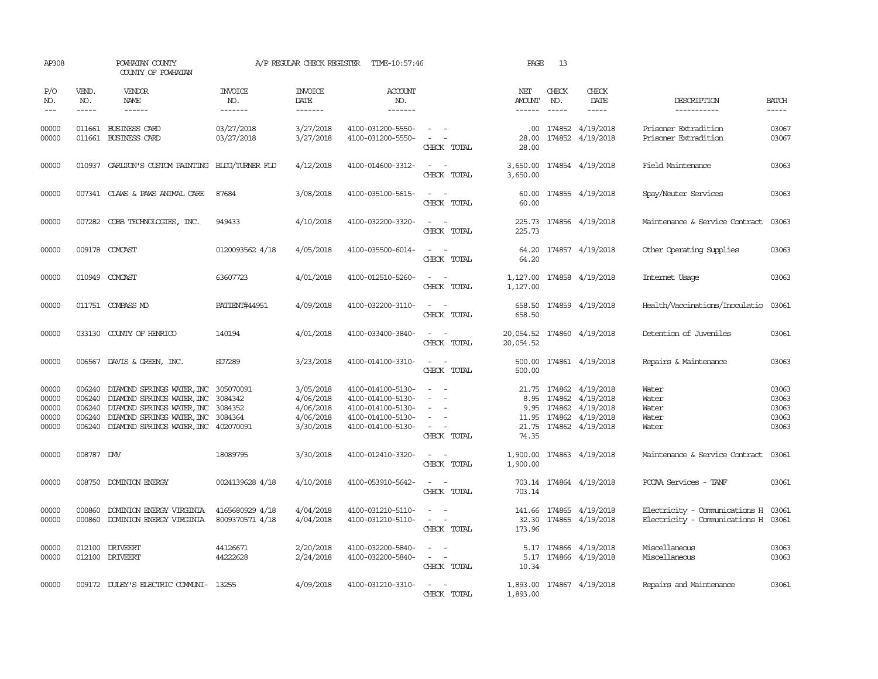AP308 POWHATAN COUNTY A/P REGULAR CHECK REGISTER TIME-10:57:46 PAGE 13

COUNTY OF POWHATAN

| P/O NO. | VEND. NO. | VENDOR NAME | INVOICE NO. | INVOICE DATE | ACCOUNT NO. | | NET AMOUNT | CHECK NO. | CHECK DATE | DESCRIPTION | BATCH |
|---|---|---|---|---|---|---|---|---|---|---|---|
| 00000 | 011661 | BUSINESS CARD | 03/27/2018 | 3/27/2018 | 4100-031200-5550- | - - | .00 | 174852 | 4/19/2018 | Prisoner Extradition | 03067 |
| 00000 | 011661 | BUSINESS CARD | 03/27/2018 | 3/27/2018 | 4100-031200-5550- | - - | 28.00 | 174852 | 4/19/2018 | Prisoner Extradition | 03067 |
| | | | | | | CHECK TOTAL | 28.00 | | | | |
| 00000 | 010937 | CARLTON'S CUSTOM PAINTING | BLDG/TURNER FLD | 4/12/2018 | 4100-014600-3312- | - - | 3,650.00 | 174854 | 4/19/2018 | Field Maintenance | 03063 |
| | | | | | | CHECK TOTAL | 3,650.00 | | | | |
| 00000 | 007341 | CLAWS & PAWS ANIMAL CARE | 87684 | 3/08/2018 | 4100-035100-5615- | - - | 60.00 | 174855 | 4/19/2018 | Spay/Neuter Services | 03063 |
| | | | | | | CHECK TOTAL | 60.00 | | | | |
| 00000 | 007282 | COBB TECHNOLOGIES, INC. | 949433 | 4/10/2018 | 4100-032200-3320- | - - | 225.73 | 174856 | 4/19/2018 | Maintenance & Service Contract | 03063 |
| | | | | | | CHECK TOTAL | 225.73 | | | | |
| 00000 | 009178 | COMCAST | 0120093562 4/18 | 4/05/2018 | 4100-035500-6014- | - - | 64.20 | 174857 | 4/19/2018 | Other Operating Supplies | 03063 |
| | | | | | | CHECK TOTAL | 64.20 | | | | |
| 00000 | 010949 | COMCAST | 63607723 | 4/01/2018 | 4100-012510-5260- | - - | 1,127.00 | 174858 | 4/19/2018 | Internet Usage | 03063 |
| | | | | | | CHECK TOTAL | 1,127.00 | | | | |
| 00000 | 011751 | COMPASS MD | PATIENT#44951 | 4/09/2018 | 4100-032200-3110- | - - | 658.50 | 174859 | 4/19/2018 | Health/Vaccinations/Inoculatio | 03061 |
| | | | | | | CHECK TOTAL | 658.50 | | | | |
| 00000 | 033130 | COUNTY OF HENRICO | 140194 | 4/01/2018 | 4100-033400-3840- | - - | 20,054.52 | 174860 | 4/19/2018 | Detention of Juveniles | 03061 |
| | | | | | | CHECK TOTAL | 20,054.52 | | | | |
| 00000 | 006567 | DAVIS & GREEN, INC. | SD7289 | 3/23/2018 | 4100-014100-3310- | - - | 500.00 | 174861 | 4/19/2018 | Repairs & Maintenance | 03063 |
| | | | | | | CHECK TOTAL | 500.00 | | | | |
| 00000 | 006240 | DIAMOND SPRINGS WATER, INC | 305070091 | 3/05/2018 | 4100-014100-5130- | - - | 21.75 | 174862 | 4/19/2018 | Water | 03063 |
| 00000 | 006240 | DIAMOND SPRINGS WATER, INC | 3084342 | 4/06/2018 | 4100-014100-5130- | - - | 8.95 | 174862 | 4/19/2018 | Water | 03063 |
| 00000 | 006240 | DIAMOND SPRINGS WATER, INC | 3084352 | 4/06/2018 | 4100-014100-5130- | - - | 9.95 | 174862 | 4/19/2018 | Water | 03063 |
| 00000 | 006240 | DIAMOND SPRINGS WATER, INC | 3084364 | 4/06/2018 | 4100-014100-5130- | - - | 11.95 | 174862 | 4/19/2018 | Water | 03063 |
| 00000 | 006240 | DIAMOND SPRINGS WATER, INC | 402070091 | 3/30/2018 | 4100-014100-5130- | - - | 21.75 | 174862 | 4/19/2018 | Water | 03063 |
| | | | | | | CHECK TOTAL | 74.35 | | | | |
| 00000 | 008787 | DMV | 18089795 | 3/30/2018 | 4100-012410-3320- | - - | 1,900.00 | 174863 | 4/19/2018 | Maintenance & Service Contract | 03061 |
| | | | | | | CHECK TOTAL | 1,900.00 | | | | |
| 00000 | 008750 | DOMINION ENERGY | 0024139628 4/18 | 4/10/2018 | 4100-053910-5642- | - - | 703.14 | 174864 | 4/19/2018 | PCCAA Services - TANF | 03061 |
| | | | | | | CHECK TOTAL | 703.14 | | | | |
| 00000 | 000860 | DOMINION ENERGY VIRGINIA | 4165680929 4/18 | 4/04/2018 | 4100-031210-5110- | - - | 141.66 | 174865 | 4/19/2018 | Electricity - Communications H | 03061 |
| 00000 | 000860 | DOMINION ENERGY VIRGINIA | 8009370571 4/18 | 4/04/2018 | 4100-031210-5110- | - - | 32.30 | 174865 | 4/19/2018 | Electricity - Communications H | 03061 |
| | | | | | | CHECK TOTAL | 173.96 | | | | |
| 00000 | 012100 | DRIVEERT | 44126671 | 2/20/2018 | 4100-032200-5840- | - - | 5.17 | 174866 | 4/19/2018 | Miscellaneous | 03063 |
| 00000 | 012100 | DRIVEERT | 44222628 | 2/24/2018 | 4100-032200-5840- | - - | 5.17 | 174866 | 4/19/2018 | Miscellaneous | 03063 |
| | | | | | | CHECK TOTAL | 10.34 | | | | |
| 00000 | 009172 | DULEY'S ELECTRIC COMMUNI- | 13255 | 4/09/2018 | 4100-031210-3310- | - - | 1,893.00 | 174867 | 4/19/2018 | Repairs and Maintenance | 03061 |
| | | | | | | CHECK TOTAL | 1,893.00 | | | | |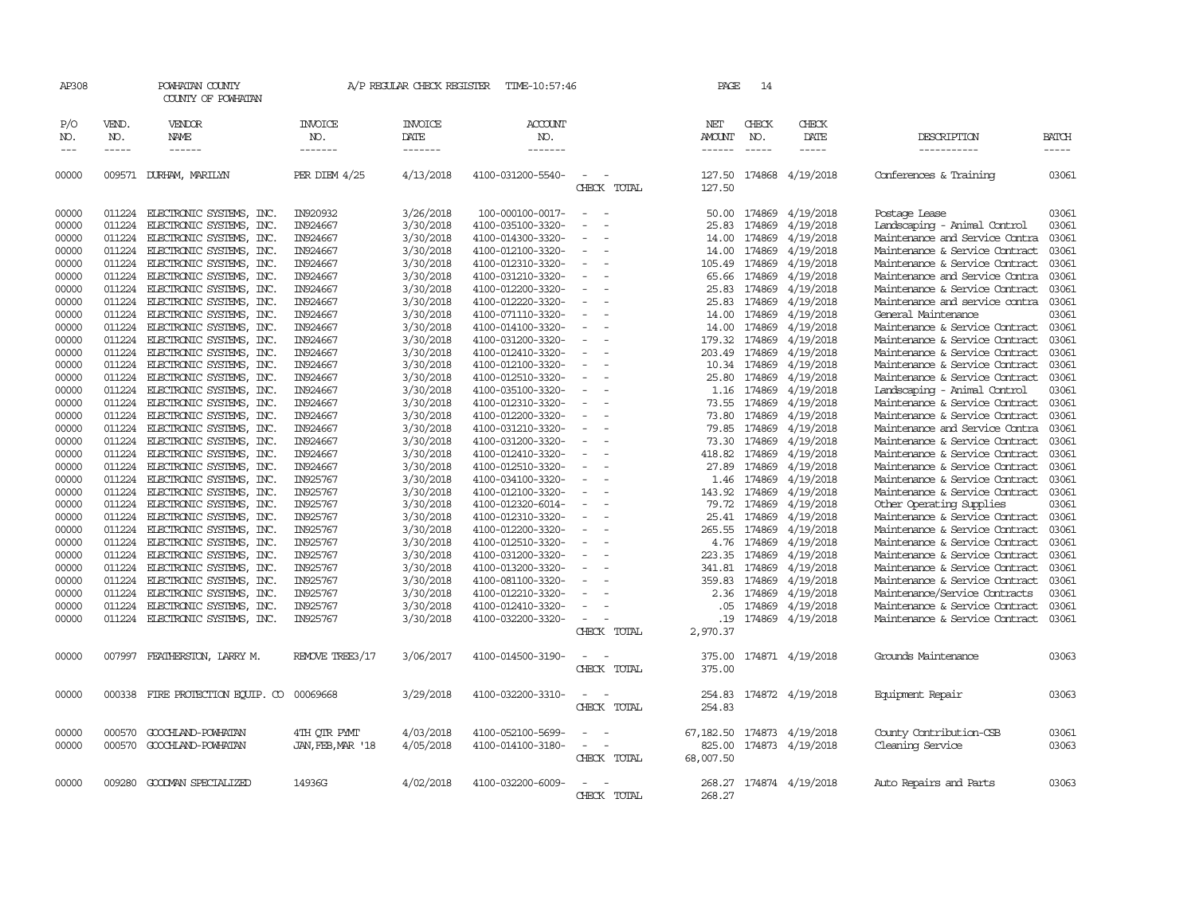AP308 POWHATAN COUNTY A/P REGULAR CHECK REGISTER TIME-10:57:46 PAGE 14

COUNTY OF POWHATAN

| P/O NO. | VEND. NO. | VENDOR NAME | INVOICE NO. | INVOICE DATE | ACCOUNT NO. | | NET AMOUNT | CHECK NO. | CHECK DATE | DESCRIPTION | BATCH |
|---|---|---|---|---|---|---|---|---|---|---|---|
| --- | ----- | ------ | ------- | ------- | ------- | | ------ | ----- | ----- | ----------- | ----- |
| 00000 | 009571 | DURHAM, MARILYN | PER DIEM 4/25 | 4/13/2018 | 4100-031200-5540- | - - | 127.50 | 174868 | 4/19/2018 | Conferences & Training | 03061 |
| | | | | | | CHECK TOTAL | 127.50 | | | | |
| 00000 | 011224 | ELECTRONIC SYSTEMS, INC. | IN920932 | 3/26/2018 | 100-000100-0017- | - - | 50.00 | 174869 | 4/19/2018 | Postage Lease | 03061 |
| 00000 | 011224 | ELECTRONIC SYSTEMS, INC. | IN924667 | 3/30/2018 | 4100-035100-3320- | - - | 25.83 | 174869 | 4/19/2018 | Landscaping - Animal Control | 03061 |
| 00000 | 011224 | ELECTRONIC SYSTEMS, INC. | IN924667 | 3/30/2018 | 4100-014300-3320- | - - | 14.00 | 174869 | 4/19/2018 | Maintenance and Service Contra | 03061 |
| 00000 | 011224 | ELECTRONIC SYSTEMS, INC. | IN924667 | 3/30/2018 | 4100-012100-3320- | - - | 14.00 | 174869 | 4/19/2018 | Maintenance & Service Contract | 03061 |
| 00000 | 011224 | ELECTRONIC SYSTEMS, INC. | IN924667 | 3/30/2018 | 4100-012310-3320- | - - | 105.49 | 174869 | 4/19/2018 | Maintenance & Service Contract | 03061 |
| 00000 | 011224 | ELECTRONIC SYSTEMS, INC. | IN924667 | 3/30/2018 | 4100-031210-3320- | - - | 65.66 | 174869 | 4/19/2018 | Maintenance and Service Contra | 03061 |
| 00000 | 011224 | ELECTRONIC SYSTEMS, INC. | IN924667 | 3/30/2018 | 4100-012200-3320- | - - | 25.83 | 174869 | 4/19/2018 | Maintenance & Service Contract | 03061 |
| 00000 | 011224 | ELECTRONIC SYSTEMS, INC. | IN924667 | 3/30/2018 | 4100-012220-3320- | - - | 25.83 | 174869 | 4/19/2018 | Maintenance and service contra | 03061 |
| 00000 | 011224 | ELECTRONIC SYSTEMS, INC. | IN924667 | 3/30/2018 | 4100-071110-3320- | - - | 14.00 | 174869 | 4/19/2018 | General Maintenance | 03061 |
| 00000 | 011224 | ELECTRONIC SYSTEMS, INC. | IN924667 | 3/30/2018 | 4100-014100-3320- | - - | 14.00 | 174869 | 4/19/2018 | Maintenance & Service Contract | 03061 |
| 00000 | 011224 | ELECTRONIC SYSTEMS, INC. | IN924667 | 3/30/2018 | 4100-031200-3320- | - - | 179.32 | 174869 | 4/19/2018 | Maintenance & Service Contract | 03061 |
| 00000 | 011224 | ELECTRONIC SYSTEMS, INC. | IN924667 | 3/30/2018 | 4100-012410-3320- | - - | 203.49 | 174869 | 4/19/2018 | Maintenance & Service Contract | 03061 |
| 00000 | 011224 | ELECTRONIC SYSTEMS, INC. | IN924667 | 3/30/2018 | 4100-012100-3320- | - - | 10.34 | 174869 | 4/19/2018 | Maintenance & Service Contract | 03061 |
| 00000 | 011224 | ELECTRONIC SYSTEMS, INC. | IN924667 | 3/30/2018 | 4100-012510-3320- | - - | 25.80 | 174869 | 4/19/2018 | Maintenance & Service Contract | 03061 |
| 00000 | 011224 | ELECTRONIC SYSTEMS, INC. | IN924667 | 3/30/2018 | 4100-035100-3320- | - - | 1.16 | 174869 | 4/19/2018 | Landscaping - Animal Control | 03061 |
| 00000 | 011224 | ELECTRONIC SYSTEMS, INC. | IN924667 | 3/30/2018 | 4100-012310-3320- | - - | 73.55 | 174869 | 4/19/2018 | Maintenance & Service Contract | 03061 |
| 00000 | 011224 | ELECTRONIC SYSTEMS, INC. | IN924667 | 3/30/2018 | 4100-012200-3320- | - - | 73.80 | 174869 | 4/19/2018 | Maintenance & Service Contract | 03061 |
| 00000 | 011224 | ELECTRONIC SYSTEMS, INC. | IN924667 | 3/30/2018 | 4100-031210-3320- | - - | 79.85 | 174869 | 4/19/2018 | Maintenance and Service Contra | 03061 |
| 00000 | 011224 | ELECTRONIC SYSTEMS, INC. | IN924667 | 3/30/2018 | 4100-031200-3320- | - - | 73.30 | 174869 | 4/19/2018 | Maintenance & Service Contract | 03061 |
| 00000 | 011224 | ELECTRONIC SYSTEMS, INC. | IN924667 | 3/30/2018 | 4100-012410-3320- | - - | 418.82 | 174869 | 4/19/2018 | Maintenance & Service Contract | 03061 |
| 00000 | 011224 | ELECTRONIC SYSTEMS, INC. | IN924667 | 3/30/2018 | 4100-012510-3320- | - - | 27.89 | 174869 | 4/19/2018 | Maintenance & Service Contract | 03061 |
| 00000 | 011224 | ELECTRONIC SYSTEMS, INC. | IN925767 | 3/30/2018 | 4100-034100-3320- | - - | 1.46 | 174869 | 4/19/2018 | Maintenance & Service Contract | 03061 |
| 00000 | 011224 | ELECTRONIC SYSTEMS, INC. | IN925767 | 3/30/2018 | 4100-012100-3320- | - - | 143.92 | 174869 | 4/19/2018 | Maintenance & Service Contract | 03061 |
| 00000 | 011224 | ELECTRONIC SYSTEMS, INC. | IN925767 | 3/30/2018 | 4100-012320-6014- | - - | 79.72 | 174869 | 4/19/2018 | Other Operating Supplies | 03061 |
| 00000 | 011224 | ELECTRONIC SYSTEMS, INC. | IN925767 | 3/30/2018 | 4100-012310-3320- | - - | 25.41 | 174869 | 4/19/2018 | Maintenance & Service Contract | 03061 |
| 00000 | 011224 | ELECTRONIC SYSTEMS, INC. | IN925767 | 3/30/2018 | 4100-012200-3320- | - - | 265.55 | 174869 | 4/19/2018 | Maintenance & Service Contract | 03061 |
| 00000 | 011224 | ELECTRONIC SYSTEMS, INC. | IN925767 | 3/30/2018 | 4100-012510-3320- | - - | 4.76 | 174869 | 4/19/2018 | Maintenance & Service Contract | 03061 |
| 00000 | 011224 | ELECTRONIC SYSTEMS, INC. | IN925767 | 3/30/2018 | 4100-031200-3320- | - - | 223.35 | 174869 | 4/19/2018 | Maintenance & Service Contract | 03061 |
| 00000 | 011224 | ELECTRONIC SYSTEMS, INC. | IN925767 | 3/30/2018 | 4100-013200-3320- | - - | 341.81 | 174869 | 4/19/2018 | Maintenance & Service Contract | 03061 |
| 00000 | 011224 | ELECTRONIC SYSTEMS, INC. | IN925767 | 3/30/2018 | 4100-081100-3320- | - - | 359.83 | 174869 | 4/19/2018 | Maintenance & Service Contract | 03061 |
| 00000 | 011224 | ELECTRONIC SYSTEMS, INC. | IN925767 | 3/30/2018 | 4100-012210-3320- | - - | 2.36 | 174869 | 4/19/2018 | Maintenance/Service Contracts | 03061 |
| 00000 | 011224 | ELECTRONIC SYSTEMS, INC. | IN925767 | 3/30/2018 | 4100-012410-3320- | - - | .05 | 174869 | 4/19/2018 | Maintenance & Service Contract | 03061 |
| 00000 | 011224 | ELECTRONIC SYSTEMS, INC. | IN925767 | 3/30/2018 | 4100-032200-3320- | - - | .19 | 174869 | 4/19/2018 | Maintenance & Service Contract | 03061 |
| | | | | | | CHECK TOTAL | 2,970.37 | | | | |
| 00000 | 007997 | FEATHERSTON, LARRY M. | REMOVE TREE3/17 | 3/06/2017 | 4100-014500-3190- | - - | 375.00 | 174871 | 4/19/2018 | Grounds Maintenance | 03063 |
| | | | | | | CHECK TOTAL | 375.00 | | | | |
| 00000 | 000338 | FIRE PROTECTION EQUIP. CO | 00069668 | 3/29/2018 | 4100-032200-3310- | - - | 254.83 | 174872 | 4/19/2018 | Equipment Repair | 03063 |
| | | | | | | CHECK TOTAL | 254.83 | | | | |
| 00000 | 000570 | GOOCHLAND-POWHATAN | 4TH QTR PYMT | 4/03/2018 | 4100-052100-5699- | - - | 67,182.50 | 174873 | 4/19/2018 | County Contribution-CSB | 03061 |
| 00000 | 000570 | GOOCHLAND-POWHATAN | JAN,FEB,MAR '18 | 4/05/2018 | 4100-014100-3180- | - - | 825.00 | 174873 | 4/19/2018 | Cleaning Service | 03063 |
| | | | | | | CHECK TOTAL | 68,007.50 | | | | |
| 00000 | 009280 | GOODMAN SPECIALIZED | 14936G | 4/02/2018 | 4100-032200-6009- | - - | 268.27 | 174874 | 4/19/2018 | Auto Repairs and Parts | 03063 |
| | | | | | | CHECK TOTAL | 268.27 | | | | |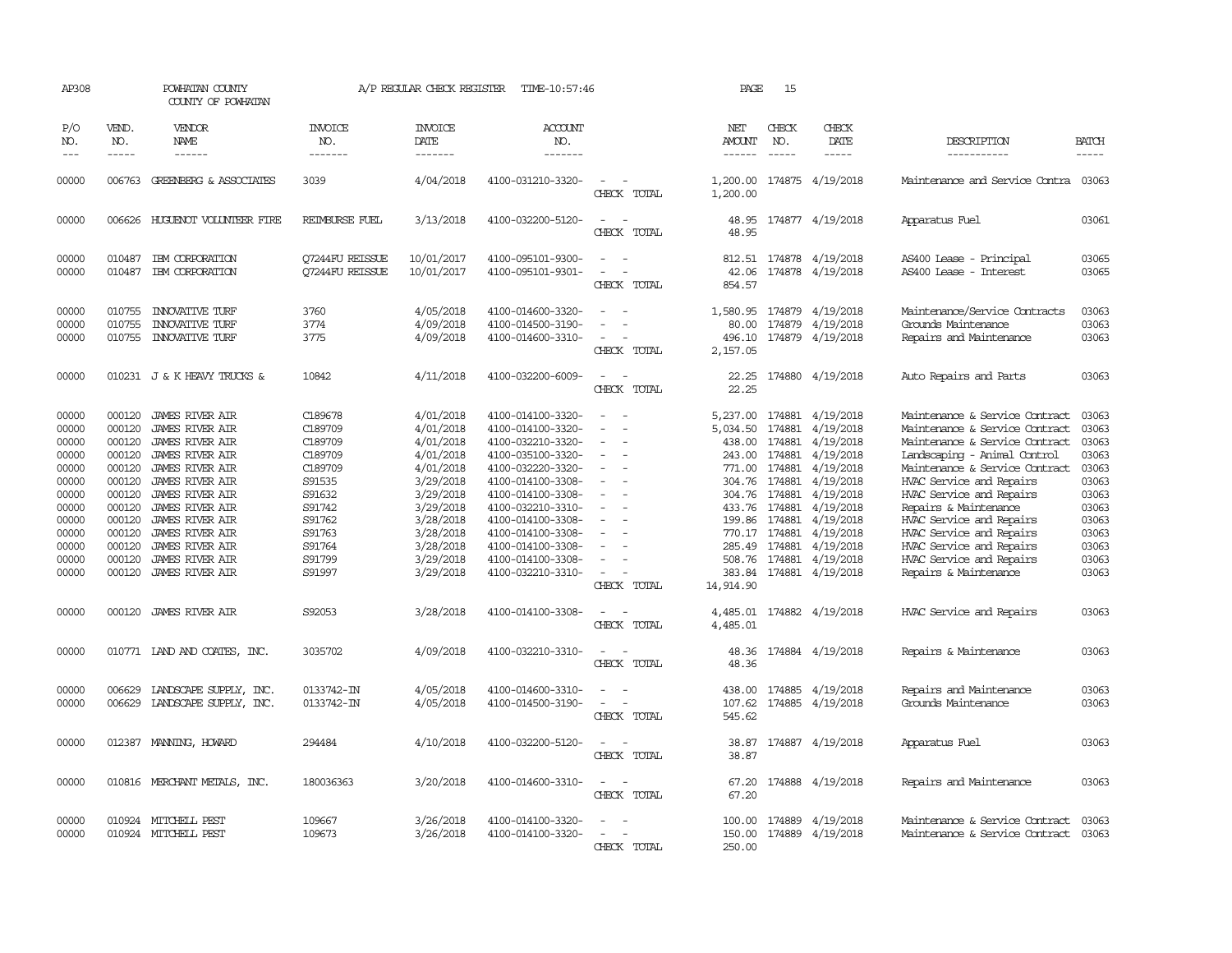AP308 POWHATAN COUNTY A/P REGULAR CHECK REGISTER TIME-10:57:46 PAGE 15

COUNTY OF POWHATAN

| P/O NO. | VEND. NO. | VENDOR NAME | INVOICE NO. | INVOICE DATE | ACCOUNT NO. | | NET AMOUNT | CHECK NO. | CHECK DATE | DESCRIPTION | BATCH |
|---|---|---|---|---|---|---|---|---|---|---|---|
| 00000 | 006763 | GREENBERG & ASSOCIATES | 3039 | 4/04/2018 | 4100-031210-3320- | - - | 1,200.00 | 174875 | 4/19/2018 | Maintenance and Service Contra | 03063 |
| | | | | | | CHECK TOTAL | 1,200.00 | | | | |
| 00000 | 006626 | HUGUENOT VOLUNTEER FIRE | REIMBURSE FUEL | 3/13/2018 | 4100-032200-5120- | - - | 48.95 | 174877 | 4/19/2018 | Apparatus Fuel | 03061 |
| | | | | | | CHECK TOTAL | 48.95 | | | | |
| 00000 | 010487 | IBM CORPORATION | Q7244FU REISSUE | 10/01/2017 | 4100-095101-9300- | - - | 812.51 | 174878 | 4/19/2018 | AS400 Lease - Principal | 03065 |
| 00000 | 010487 | IBM CORPORATION | Q7244FU REISSUE | 10/01/2017 | 4100-095101-9301- | - - | 42.06 | 174878 | 4/19/2018 | AS400 Lease - Interest | 03065 |
| | | | | | | CHECK TOTAL | 854.57 | | | | |
| 00000 | 010755 | INNOVATIVE TURF | 3760 | 4/05/2018 | 4100-014600-3320- | - - | 1,580.95 | 174879 | 4/19/2018 | Maintenance/Service Contracts | 03063 |
| 00000 | 010755 | INNOVATIVE TURF | 3774 | 4/09/2018 | 4100-014500-3190- | - - | 80.00 | 174879 | 4/19/2018 | Grounds Maintenance | 03063 |
| 00000 | 010755 | INNOVATIVE TURF | 3775 | 4/09/2018 | 4100-014600-3310- | - - | 496.10 | 174879 | 4/19/2018 | Repairs and Maintenance | 03063 |
| | | | | | | CHECK TOTAL | 2,157.05 | | | | |
| 00000 | 010231 | J & K HEAVY TRUCKS & | 10842 | 4/11/2018 | 4100-032200-6009- | - - | 22.25 | 174880 | 4/19/2018 | Auto Repairs and Parts | 03063 |
| | | | | | | CHECK TOTAL | 22.25 | | | | |
| 00000 | 000120 | JAMES RIVER AIR | C189678 | 4/01/2018 | 4100-014100-3320- | - - | 5,237.00 | 174881 | 4/19/2018 | Maintenance & Service Contract | 03063 |
| 00000 | 000120 | JAMES RIVER AIR | C189709 | 4/01/2018 | 4100-014100-3320- | - - | 5,034.50 | 174881 | 4/19/2018 | Maintenance & Service Contract | 03063 |
| 00000 | 000120 | JAMES RIVER AIR | C189709 | 4/01/2018 | 4100-032210-3320- | - - | 438.00 | 174881 | 4/19/2018 | Maintenance & Service Contract | 03063 |
| 00000 | 000120 | JAMES RIVER AIR | C189709 | 4/01/2018 | 4100-035100-3320- | - - | 243.00 | 174881 | 4/19/2018 | Landscaping - Animal Control | 03063 |
| 00000 | 000120 | JAMES RIVER AIR | C189709 | 4/01/2018 | 4100-032220-3320- | - - | 771.00 | 174881 | 4/19/2018 | Maintenance & Service Contract | 03063 |
| 00000 | 000120 | JAMES RIVER AIR | S91535 | 3/29/2018 | 4100-014100-3308- | - - | 304.76 | 174881 | 4/19/2018 | HVAC Service and Repairs | 03063 |
| 00000 | 000120 | JAMES RIVER AIR | S91632 | 3/29/2018 | 4100-014100-3308- | - - | 304.76 | 174881 | 4/19/2018 | HVAC Service and Repairs | 03063 |
| 00000 | 000120 | JAMES RIVER AIR | S91742 | 3/29/2018 | 4100-032210-3310- | - - | 433.76 | 174881 | 4/19/2018 | Repairs & Maintenance | 03063 |
| 00000 | 000120 | JAMES RIVER AIR | S91762 | 3/28/2018 | 4100-014100-3308- | - - | 199.86 | 174881 | 4/19/2018 | HVAC Service and Repairs | 03063 |
| 00000 | 000120 | JAMES RIVER AIR | S91763 | 3/28/2018 | 4100-014100-3308- | - - | 770.17 | 174881 | 4/19/2018 | HVAC Service and Repairs | 03063 |
| 00000 | 000120 | JAMES RIVER AIR | S91764 | 3/28/2018 | 4100-014100-3308- | - - | 285.49 | 174881 | 4/19/2018 | HVAC Service and Repairs | 03063 |
| 00000 | 000120 | JAMES RIVER AIR | S91799 | 3/29/2018 | 4100-014100-3308- | - - | 508.76 | 174881 | 4/19/2018 | HVAC Service and Repairs | 03063 |
| 00000 | 000120 | JAMES RIVER AIR | S91997 | 3/29/2018 | 4100-032210-3310- | - - | 383.84 | 174881 | 4/19/2018 | Repairs & Maintenance | 03063 |
| | | | | | | CHECK TOTAL | 14,914.90 | | | | |
| 00000 | 000120 | JAMES RIVER AIR | S92053 | 3/28/2018 | 4100-014100-3308- | - - | 4,485.01 | 174882 | 4/19/2018 | HVAC Service and Repairs | 03063 |
| | | | | | | CHECK TOTAL | 4,485.01 | | | | |
| 00000 | 010771 | LAND AND COATES, INC. | 3035702 | 4/09/2018 | 4100-032210-3310- | - - | 48.36 | 174884 | 4/19/2018 | Repairs & Maintenance | 03063 |
| | | | | | | CHECK TOTAL | 48.36 | | | | |
| 00000 | 006629 | LANDSCAPE SUPPLY, INC. | 0133742-IN | 4/05/2018 | 4100-014600-3310- | - - | 438.00 | 174885 | 4/19/2018 | Repairs and Maintenance | 03063 |
| 00000 | 006629 | LANDSCAPE SUPPLY, INC. | 0133742-IN | 4/05/2018 | 4100-014500-3190- | - - | 107.62 | 174885 | 4/19/2018 | Grounds Maintenance | 03063 |
| | | | | | | CHECK TOTAL | 545.62 | | | | |
| 00000 | 012387 | MANNING, HOWARD | 294484 | 4/10/2018 | 4100-032200-5120- | - - | 38.87 | 174887 | 4/19/2018 | Apparatus Fuel | 03063 |
| | | | | | | CHECK TOTAL | 38.87 | | | | |
| 00000 | 010816 | MERCHANT METALS, INC. | 180036363 | 3/20/2018 | 4100-014600-3310- | - - | 67.20 | 174888 | 4/19/2018 | Repairs and Maintenance | 03063 |
| | | | | | | CHECK TOTAL | 67.20 | | | | |
| 00000 | 010924 | MITCHELL PEST | 109667 | 3/26/2018 | 4100-014100-3320- | - - | 100.00 | 174889 | 4/19/2018 | Maintenance & Service Contract | 03063 |
| 00000 | 010924 | MITCHELL PEST | 109673 | 3/26/2018 | 4100-014100-3320- | - - | 150.00 | 174889 | 4/19/2018 | Maintenance & Service Contract | 03063 |
| | | | | | | CHECK TOTAL | 250.00 | | | | |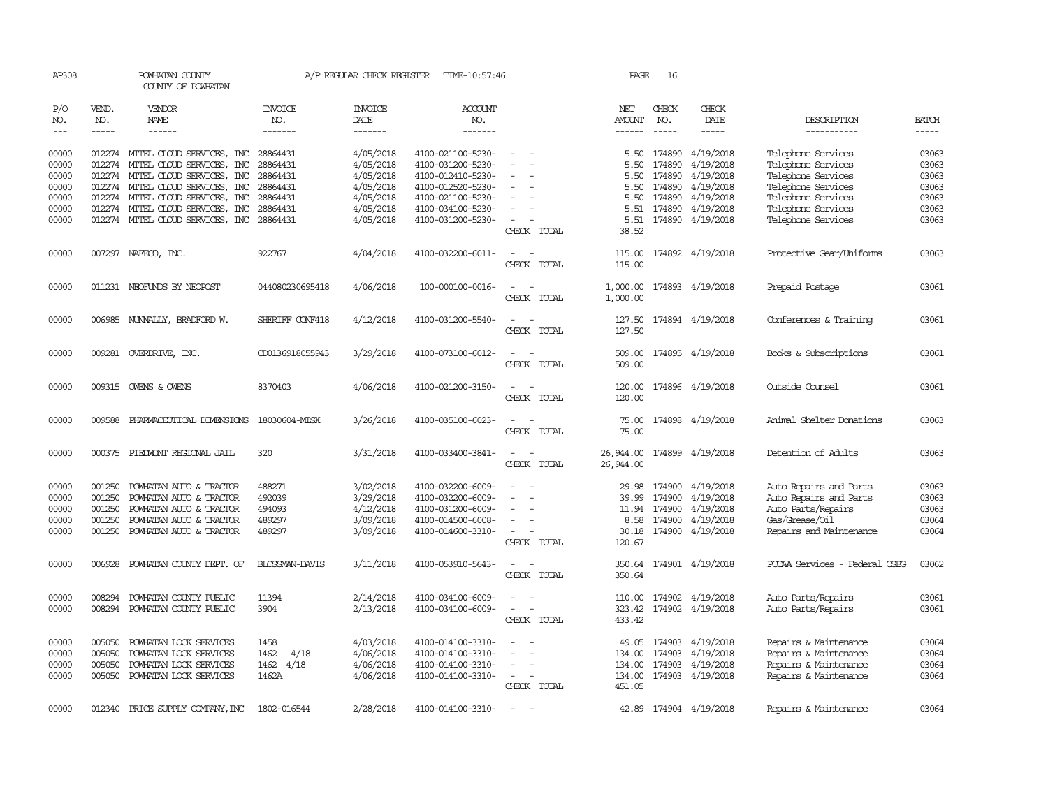AP308 POWHATAN COUNTY A/P REGULAR CHECK REGISTER TIME-10:57:46 PAGE 16

COUNTY OF POWHATAN

| P/O NO. | VEND. NO. | VENDOR NAME | INVOICE NO. | INVOICE DATE | ACCOUNT NO. | | NET AMOUNT | CHECK NO. | CHECK DATE | DESCRIPTION | BATCH |
|---|---|---|---|---|---|---|---|---|---|---|---|
| --- | ----- | ------ | ------- | ------- | ------- | | ------ | ----- | ----- | ----------- | ----- |
| 00000 | 012274 | MITEL CLOUD SERVICES, INC | 28864431 | 4/05/2018 | 4100-021100-5230- | - - | 5.50 | 174890 | 4/19/2018 | Telephone Services | 03063 |
| 00000 | 012274 | MITEL CLOUD SERVICES, INC | 28864431 | 4/05/2018 | 4100-031200-5230- | - - | 5.50 | 174890 | 4/19/2018 | Telephone Services | 03063 |
| 00000 | 012274 | MITEL CLOUD SERVICES, INC | 28864431 | 4/05/2018 | 4100-012410-5230- | - - | 5.50 | 174890 | 4/19/2018 | Telephone Services | 03063 |
| 00000 | 012274 | MITEL CLOUD SERVICES, INC | 28864431 | 4/05/2018 | 4100-012520-5230- | - - | 5.50 | 174890 | 4/19/2018 | Telephone Services | 03063 |
| 00000 | 012274 | MITEL CLOUD SERVICES, INC | 28864431 | 4/05/2018 | 4100-021100-5230- | - - | 5.50 | 174890 | 4/19/2018 | Telephone Services | 03063 |
| 00000 | 012274 | MITEL CLOUD SERVICES, INC | 28864431 | 4/05/2018 | 4100-034100-5230- | - - | 5.51 | 174890 | 4/19/2018 | Telephone Services | 03063 |
| 00000 | 012274 | MITEL CLOUD SERVICES, INC | 28864431 | 4/05/2018 | 4100-031200-5230- | - - | 5.51 | 174890 | 4/19/2018 | Telephone Services | 03063 |
| | | | | | | CHECK TOTAL | 38.52 | | | | |
| 00000 | 007297 | NAFECO, INC. | 922767 | 4/04/2018 | 4100-032200-6011- | - - | 115.00 | 174892 | 4/19/2018 | Protective Gear/Uniforms | 03063 |
| | | | | | | CHECK TOTAL | 115.00 | | | | |
| 00000 | 011231 | NEOFUNDS BY NEOPOST | 044080230695418 | 4/06/2018 | 100-000100-0016- | - - | 1,000.00 | 174893 | 4/19/2018 | Prepaid Postage | 03061 |
| | | | | | | CHECK TOTAL | 1,000.00 | | | | |
| 00000 | 006985 | NUNNALLY, BRADFORD W. | SHERIFF CONF418 | 4/12/2018 | 4100-031200-5540- | - - | 127.50 | 174894 | 4/19/2018 | Conferences & Training | 03061 |
| | | | | | | CHECK TOTAL | 127.50 | | | | |
| 00000 | 009281 | OVERDRIVE, INC. | CD0136918055943 | 3/29/2018 | 4100-073100-6012- | - - | 509.00 | 174895 | 4/19/2018 | Books & Subscriptions | 03061 |
| | | | | | | CHECK TOTAL | 509.00 | | | | |
| 00000 | 009315 | OWENS & OWENS | 8370403 | 4/06/2018 | 4100-021200-3150- | - - | 120.00 | 174896 | 4/19/2018 | Outside Counsel | 03061 |
| | | | | | | CHECK TOTAL | 120.00 | | | | |
| 00000 | 009588 | PHARMACEUTICAL DIMENSIONS | 18030604-MISX | 3/26/2018 | 4100-035100-6023- | - - | 75.00 | 174898 | 4/19/2018 | Animal Shelter Donations | 03063 |
| | | | | | | CHECK TOTAL | 75.00 | | | | |
| 00000 | 000375 | PIEDMONT REGIONAL JAIL | 320 | 3/31/2018 | 4100-033400-3841- | - - | 26,944.00 | 174899 | 4/19/2018 | Detention of Adults | 03063 |
| | | | | | | CHECK TOTAL | 26,944.00 | | | | |
| 00000 | 001250 | POWHATAN AUTO & TRACTOR | 488271 | 3/02/2018 | 4100-032200-6009- | - - | 29.98 | 174900 | 4/19/2018 | Auto Repairs and Parts | 03063 |
| 00000 | 001250 | POWHATAN AUTO & TRACTOR | 492039 | 3/29/2018 | 4100-032200-6009- | - - | 39.99 | 174900 | 4/19/2018 | Auto Repairs and Parts | 03063 |
| 00000 | 001250 | POWHATAN AUTO & TRACTOR | 494093 | 4/12/2018 | 4100-031200-6009- | - - | 11.94 | 174900 | 4/19/2018 | Auto Parts/Repairs | 03063 |
| 00000 | 001250 | POWHATAN AUTO & TRACTOR | 489297 | 3/09/2018 | 4100-014500-6008- | - - | 8.58 | 174900 | 4/19/2018 | Gas/Grease/Oil | 03064 |
| 00000 | 001250 | POWHATAN AUTO & TRACTOR | 489297 | 3/09/2018 | 4100-014600-3310- | - - | 30.18 | 174900 | 4/19/2018 | Repairs and Maintenance | 03064 |
| | | | | | | CHECK TOTAL | 120.67 | | | | |
| 00000 | 006928 | POWHATAN COUNTY DEPT. OF | BLOSSMAN-DAVIS | 3/11/2018 | 4100-053910-5643- | - - | 350.64 | 174901 | 4/19/2018 | PCCAA Services - Federal CSBG | 03062 |
| | | | | | | CHECK TOTAL | 350.64 | | | | |
| 00000 | 008294 | POWHATAN COUNTY PUBLIC | 11394 | 2/14/2018 | 4100-034100-6009- | - - | 110.00 | 174902 | 4/19/2018 | Auto Parts/Repairs | 03061 |
| 00000 | 008294 | POWHATAN COUNTY PUBLIC | 3904 | 2/13/2018 | 4100-034100-6009- | - - | 323.42 | 174902 | 4/19/2018 | Auto Parts/Repairs | 03061 |
| | | | | | | CHECK TOTAL | 433.42 | | | | |
| 00000 | 005050 | POWHATAN LOCK SERVICES | 1458 | 4/03/2018 | 4100-014100-3310- | - - | 49.05 | 174903 | 4/19/2018 | Repairs & Maintenance | 03064 |
| 00000 | 005050 | POWHATAN LOCK SERVICES | 1462 4/18 | 4/06/2018 | 4100-014100-3310- | - - | 134.00 | 174903 | 4/19/2018 | Repairs & Maintenance | 03064 |
| 00000 | 005050 | POWHATAN LOCK SERVICES | 1462 4/18 | 4/06/2018 | 4100-014100-3310- | - - | 134.00 | 174903 | 4/19/2018 | Repairs & Maintenance | 03064 |
| 00000 | 005050 | POWHATAN LOCK SERVICES | 1462A | 4/06/2018 | 4100-014100-3310- | - - | 134.00 | 174903 | 4/19/2018 | Repairs & Maintenance | 03064 |
| | | | | | | CHECK TOTAL | 451.05 | | | | |
| 00000 | 012340 | PRICE SUPPLY COMPANY,INC | 1802-016544 | 2/28/2018 | 4100-014100-3310- | - - | 42.89 | 174904 | 4/19/2018 | Repairs & Maintenance | 03064 |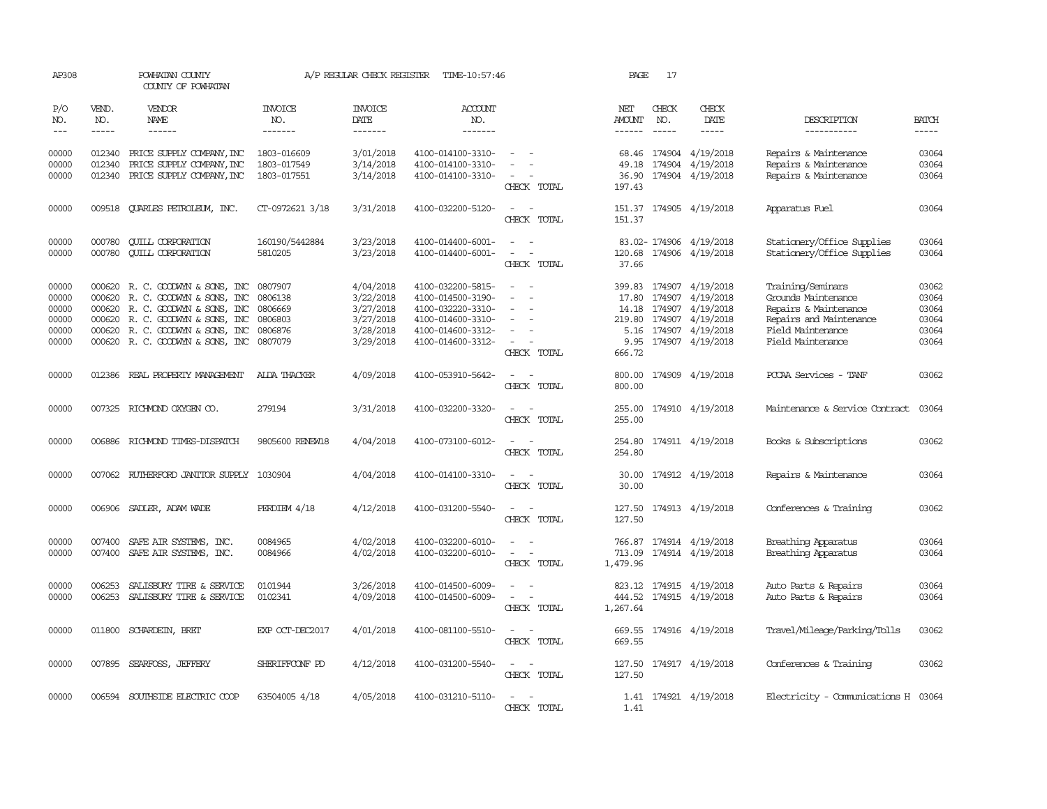AP308 POWHATAN COUNTY A/P REGULAR CHECK REGISTER TIME-10:57:46 PAGE 17

COUNTY OF POWHATAN

| P/O NO. | VEND. NO. | VENDOR NAME | INVOICE NO. | INVOICE DATE | ACCOUNT NO. | | NET AMOUNT | CHECK NO. | CHECK DATE | DESCRIPTION | BATCH |
|---|---|---|---|---|---|---|---|---|---|---|---|
| --- | ----- | ------ | ------- | ------- | ------- | | ------ | ----- | ----- | ----------- | ----- |
| 00000 | 012340 | PRICE SUPPLY COMPANY, INC | 1803-016609 | 3/01/2018 | 4100-014100-3310- | - - | 68.46 | 174904 | 4/19/2018 | Repairs & Maintenance | 03064 |
| 00000 | 012340 | PRICE SUPPLY COMPANY, INC | 1803-017549 | 3/14/2018 | 4100-014100-3310- | - - | 49.18 | 174904 | 4/19/2018 | Repairs & Maintenance | 03064 |
| 00000 | 012340 | PRICE SUPPLY COMPANY, INC | 1803-017551 | 3/14/2018 | 4100-014100-3310- | - - | 36.90 | 174904 | 4/19/2018 | Repairs & Maintenance | 03064 |
| | | | | | | CHECK TOTAL | 197.43 | | | | |
| 00000 | 009518 | QUARLES PETROLEUM, INC. | CT-0972621 3/18 | 3/31/2018 | 4100-032200-5120- | - - | 151.37 | 174905 | 4/19/2018 | Apparatus Fuel | 03064 |
| | | | | | | CHECK TOTAL | 151.37 | | | | |
| 00000 | 000780 | QUILL CORPORATION | 160190/5442884 | 3/23/2018 | 4100-014400-6001- | - - | 83.02- | 174906 | 4/19/2018 | Stationery/Office Supplies | 03064 |
| 00000 | 000780 | QUILL CORPORATION | 5810205 | 3/23/2018 | 4100-014400-6001- | - - | 120.68 | 174906 | 4/19/2018 | Stationery/Office Supplies | 03064 |
| | | | | | | CHECK TOTAL | 37.66 | | | | |
| 00000 | 000620 | R. C. GOODWYN & SONS, INC | 0807907 | 4/04/2018 | 4100-032200-5815- | - - | 399.83 | 174907 | 4/19/2018 | Training/Seminars | 03062 |
| 00000 | 000620 | R. C. GOODWYN & SONS, INC | 0806138 | 3/22/2018 | 4100-014500-3190- | - - | 17.80 | 174907 | 4/19/2018 | Grounds Maintenance | 03064 |
| 00000 | 000620 | R. C. GOODWYN & SONS, INC | 0806669 | 3/27/2018 | 4100-032220-3310- | - - | 14.18 | 174907 | 4/19/2018 | Repairs & Maintenance | 03064 |
| 00000 | 000620 | R. C. GOODWYN & SONS, INC | 0806803 | 3/27/2018 | 4100-014600-3310- | - - | 219.80 | 174907 | 4/19/2018 | Repairs and Maintenance | 03064 |
| 00000 | 000620 | R. C. GOODWYN & SONS, INC | 0806876 | 3/28/2018 | 4100-014600-3312- | - - | 5.16 | 174907 | 4/19/2018 | Field Maintenance | 03064 |
| 00000 | 000620 | R. C. GOODWYN & SONS, INC | 0807079 | 3/29/2018 | 4100-014600-3312- | - - | 9.95 | 174907 | 4/19/2018 | Field Maintenance | 03064 |
| | | | | | | CHECK TOTAL | 666.72 | | | | |
| 00000 | 012386 | REAL PROPERTY MANAGEMENT | ALDA THACKER | 4/09/2018 | 4100-053910-5642- | - - | 800.00 | 174909 | 4/19/2018 | PCCAA Services - TANF | 03062 |
| | | | | | | CHECK TOTAL | 800.00 | | | | |
| 00000 | 007325 | RICHMOND OXYGEN CO. | 279194 | 3/31/2018 | 4100-032200-3320- | - - | 255.00 | 174910 | 4/19/2018 | Maintenance & Service Contract | 03064 |
| | | | | | | CHECK TOTAL | 255.00 | | | | |
| 00000 | 006886 | RICHMOND TIMES-DISPATCH | 9805600 RENEW18 | 4/04/2018 | 4100-073100-6012- | - - | 254.80 | 174911 | 4/19/2018 | Books & Subscriptions | 03062 |
| | | | | | | CHECK TOTAL | 254.80 | | | | |
| 00000 | 007062 | RUTHERFORD JANITOR SUPPLY | 1030904 | 4/04/2018 | 4100-014100-3310- | - - | 30.00 | 174912 | 4/19/2018 | Repairs & Maintenance | 03064 |
| | | | | | | CHECK TOTAL | 30.00 | | | | |
| 00000 | 006906 | SADLER, ADAM WADE | PERDIEM 4/18 | 4/12/2018 | 4100-031200-5540- | - - | 127.50 | 174913 | 4/19/2018 | Conferences & Training | 03062 |
| | | | | | | CHECK TOTAL | 127.50 | | | | |
| 00000 | 007400 | SAFE AIR SYSTEMS, INC. | 0084965 | 4/02/2018 | 4100-032200-6010- | - - | 766.87 | 174914 | 4/19/2018 | Breathing Apparatus | 03064 |
| 00000 | 007400 | SAFE AIR SYSTEMS, INC. | 0084966 | 4/02/2018 | 4100-032200-6010- | - - | 713.09 | 174914 | 4/19/2018 | Breathing Apparatus | 03064 |
| | | | | | | CHECK TOTAL | 1,479.96 | | | | |
| 00000 | 006253 | SALISBURY TIRE & SERVICE | 0101944 | 3/26/2018 | 4100-014500-6009- | - - | 823.12 | 174915 | 4/19/2018 | Auto Parts & Repairs | 03064 |
| 00000 | 006253 | SALISBURY TIRE & SERVICE | 0102341 | 4/09/2018 | 4100-014500-6009- | - - | 444.52 | 174915 | 4/19/2018 | Auto Parts & Repairs | 03064 |
| | | | | | | CHECK TOTAL | 1,267.64 | | | | |
| 00000 | 011800 | SCHARDEIN, BRET | EXP OCT-DEC2017 | 4/01/2018 | 4100-081100-5510- | - - | 669.55 | 174916 | 4/19/2018 | Travel/Mileage/Parking/Tolls | 03062 |
| | | | | | | CHECK TOTAL | 669.55 | | | | |
| 00000 | 007895 | SEARFOSS, JEFFERY | SHERIFFCONF PD | 4/12/2018 | 4100-031200-5540- | - - | 127.50 | 174917 | 4/19/2018 | Conferences & Training | 03062 |
| | | | | | | CHECK TOTAL | 127.50 | | | | |
| 00000 | 006594 | SOUTHSIDE ELECTRIC COOP | 63504005 4/18 | 4/05/2018 | 4100-031210-5110- | - - | 1.41 | 174921 | 4/19/2018 | Electricity - Communications H | 03064 |
| | | | | | | CHECK TOTAL | 1.41 | | | | |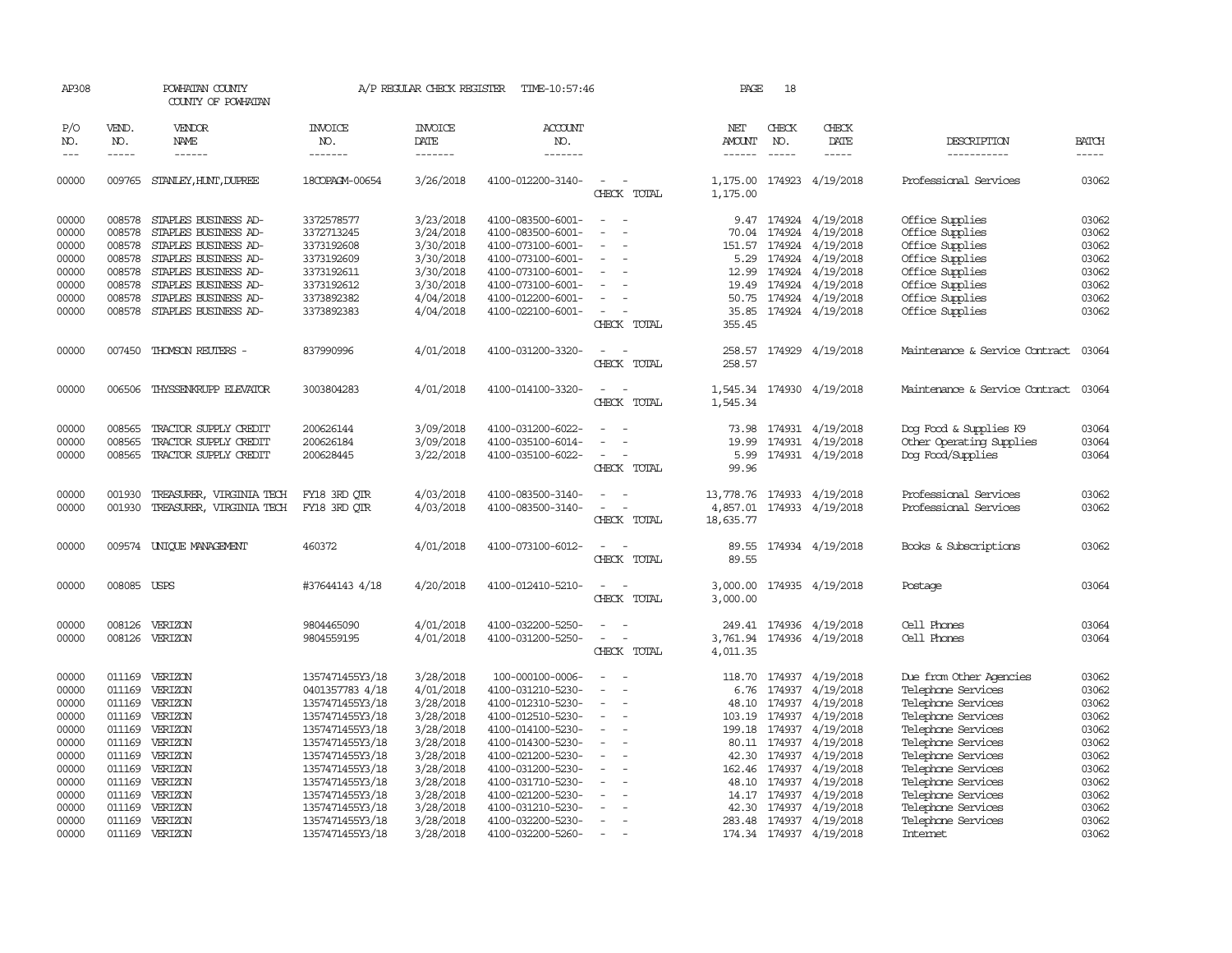AP308 POWHATAN COUNTY A/P REGULAR CHECK REGISTER TIME-10:57:46 PAGE 18

COUNTY OF POWHATAN

| P/O NO. | VEND. NO. | VENDOR NAME | INVOICE NO. | INVOICE DATE | ACCOUNT NO. | | NET AMOUNT | CHECK NO. | CHECK DATE | DESCRIPTION | BATCH |
|---|---|---|---|---|---|---|---|---|---|---|---|
| 00000 | 009765 | STANLEY,HUNT,DUPREE | 18COPAGM-00654 | 3/26/2018 | 4100-012200-3140- | - - | 1,175.00 | 174923 | 4/19/2018 | Professional Services | 03062 |
| | | | | | | CHECK TOTAL | 1,175.00 | | | | |
| 00000 | 008578 | STAPLES BUSINESS AD- | 3372578577 | 3/23/2018 | 4100-083500-6001- | - - | 9.47 | 174924 | 4/19/2018 | Office Supplies | 03062 |
| 00000 | 008578 | STAPLES BUSINESS AD- | 3372713245 | 3/24/2018 | 4100-083500-6001- | - - | 70.04 | 174924 | 4/19/2018 | Office Supplies | 03062 |
| 00000 | 008578 | STAPLES BUSINESS AD- | 3373192608 | 3/30/2018 | 4100-073100-6001- | - - | 151.57 | 174924 | 4/19/2018 | Office Supplies | 03062 |
| 00000 | 008578 | STAPLES BUSINESS AD- | 3373192609 | 3/30/2018 | 4100-073100-6001- | - - | 5.29 | 174924 | 4/19/2018 | Office Supplies | 03062 |
| 00000 | 008578 | STAPLES BUSINESS AD- | 3373192611 | 3/30/2018 | 4100-073100-6001- | - - | 12.99 | 174924 | 4/19/2018 | Office Supplies | 03062 |
| 00000 | 008578 | STAPLES BUSINESS AD- | 3373192612 | 3/30/2018 | 4100-073100-6001- | - - | 19.49 | 174924 | 4/19/2018 | Office Supplies | 03062 |
| 00000 | 008578 | STAPLES BUSINESS AD- | 3373892382 | 4/04/2018 | 4100-012200-6001- | - - | 50.75 | 174924 | 4/19/2018 | Office Supplies | 03062 |
| 00000 | 008578 | STAPLES BUSINESS AD- | 3373892383 | 4/04/2018 | 4100-022100-6001- | - - | 35.85 | 174924 | 4/19/2018 | Office Supplies | 03062 |
| | | | | | | CHECK TOTAL | 355.45 | | | | |
| 00000 | 007450 | THOMSON REUTERS - | 837990996 | 4/01/2018 | 4100-031200-3320- | - - | 258.57 | 174929 | 4/19/2018 | Maintenance & Service Contract | 03064 |
| | | | | | | CHECK TOTAL | 258.57 | | | | |
| 00000 | 006506 | THYSSENKRUPP ELEVATOR | 3003804283 | 4/01/2018 | 4100-014100-3320- | - - | 1,545.34 | 174930 | 4/19/2018 | Maintenance & Service Contract | 03064 |
| | | | | | | CHECK TOTAL | 1,545.34 | | | | |
| 00000 | 008565 | TRACTOR SUPPLY CREDIT | 200626144 | 3/09/2018 | 4100-031200-6022- | - - | 73.98 | 174931 | 4/19/2018 | Dog Food & Supplies K9 | 03064 |
| 00000 | 008565 | TRACTOR SUPPLY CREDIT | 200626184 | 3/09/2018 | 4100-035100-6014- | - - | 19.99 | 174931 | 4/19/2018 | Other Operating Supplies | 03064 |
| 00000 | 008565 | TRACTOR SUPPLY CREDIT | 200628445 | 3/22/2018 | 4100-035100-6022- | - - | 5.99 | 174931 | 4/19/2018 | Dog Food/Supplies | 03064 |
| | | | | | | CHECK TOTAL | 99.96 | | | | |
| 00000 | 001930 | TREASURER, VIRGINIA TECH | FY18 3RD QTR | 4/03/2018 | 4100-083500-3140- | - - | 13,778.76 | 174933 | 4/19/2018 | Professional Services | 03062 |
| 00000 | 001930 | TREASURER, VIRGINIA TECH | FY18 3RD QTR | 4/03/2018 | 4100-083500-3140- | - - | 4,857.01 | 174933 | 4/19/2018 | Professional Services | 03062 |
| | | | | | | CHECK TOTAL | 18,635.77 | | | | |
| 00000 | 009574 | UNIQUE MANAGEMENT | 460372 | 4/01/2018 | 4100-073100-6012- | - - | 89.55 | 174934 | 4/19/2018 | Books & Subscriptions | 03062 |
| | | | | | | CHECK TOTAL | 89.55 | | | | |
| 00000 | 008085 | USPS | #37644143 4/18 | 4/20/2018 | 4100-012410-5210- | - - | 3,000.00 | 174935 | 4/19/2018 | Postage | 03064 |
| | | | | | | CHECK TOTAL | 3,000.00 | | | | |
| 00000 | 008126 | VERIZON | 9804465090 | 4/01/2018 | 4100-032200-5250- | - - | 249.41 | 174936 | 4/19/2018 | Cell Phones | 03064 |
| 00000 | 008126 | VERIZON | 9804559195 | 4/01/2018 | 4100-031200-5250- | - - | 3,761.94 | 174936 | 4/19/2018 | Cell Phones | 03064 |
| | | | | | | CHECK TOTAL | 4,011.35 | | | | |
| 00000 | 011169 | VERIZON | 1357471455Y3/18 | 3/28/2018 | 100-000100-0006- | - - | 118.70 | 174937 | 4/19/2018 | Due from Other Agencies | 03062 |
| 00000 | 011169 | VERIZON | 0401357783 4/18 | 4/01/2018 | 4100-031210-5230- | - - | 6.76 | 174937 | 4/19/2018 | Telephone Services | 03062 |
| 00000 | 011169 | VERIZON | 1357471455Y3/18 | 3/28/2018 | 4100-012310-5230- | - - | 48.10 | 174937 | 4/19/2018 | Telephone Services | 03062 |
| 00000 | 011169 | VERIZON | 1357471455Y3/18 | 3/28/2018 | 4100-012510-5230- | - - | 103.19 | 174937 | 4/19/2018 | Telephone Services | 03062 |
| 00000 | 011169 | VERIZON | 1357471455Y3/18 | 3/28/2018 | 4100-014100-5230- | - - | 199.18 | 174937 | 4/19/2018 | Telephone Services | 03062 |
| 00000 | 011169 | VERIZON | 1357471455Y3/18 | 3/28/2018 | 4100-014300-5230- | - - | 80.11 | 174937 | 4/19/2018 | Telephone Services | 03062 |
| 00000 | 011169 | VERIZON | 1357471455Y3/18 | 3/28/2018 | 4100-021200-5230- | - - | 42.30 | 174937 | 4/19/2018 | Telephone Services | 03062 |
| 00000 | 011169 | VERIZON | 1357471455Y3/18 | 3/28/2018 | 4100-031200-5230- | - - | 162.46 | 174937 | 4/19/2018 | Telephone Services | 03062 |
| 00000 | 011169 | VERIZON | 1357471455Y3/18 | 3/28/2018 | 4100-031710-5230- | - - | 48.10 | 174937 | 4/19/2018 | Telephone Services | 03062 |
| 00000 | 011169 | VERIZON | 1357471455Y3/18 | 3/28/2018 | 4100-021200-5230- | - - | 14.17 | 174937 | 4/19/2018 | Telephone Services | 03062 |
| 00000 | 011169 | VERIZON | 1357471455Y3/18 | 3/28/2018 | 4100-031210-5230- | - - | 42.30 | 174937 | 4/19/2018 | Telephone Services | 03062 |
| 00000 | 011169 | VERIZON | 1357471455Y3/18 | 3/28/2018 | 4100-032200-5230- | - - | 283.48 | 174937 | 4/19/2018 | Telephone Services | 03062 |
| 00000 | 011169 | VERIZON | 1357471455Y3/18 | 3/28/2018 | 4100-032200-5260- | - - | 174.34 | 174937 | 4/19/2018 | Internet | 03062 |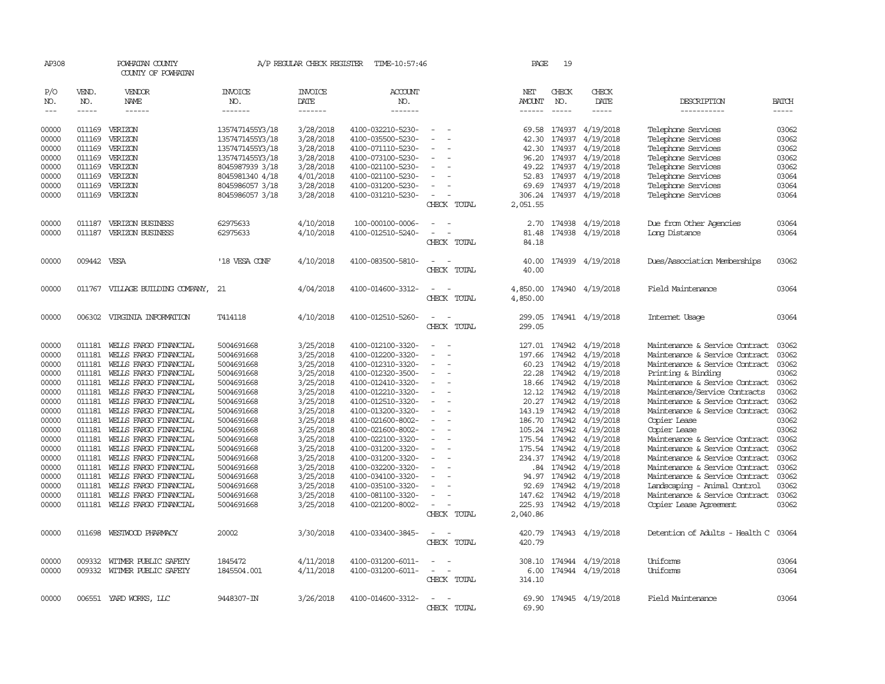AP308 POWHATAN COUNTY A/P REGULAR CHECK REGISTER TIME-10:57:46 PAGE 19

COUNTY OF POWHATAN

| P/O NO. | VEND. NO. | VENDOR NAME | INVOICE NO. | INVOICE DATE | ACCOUNT NO. | | NET AMOUNT | CHECK NO. | CHECK DATE | DESCRIPTION | BATCH |
|---|---|---|---|---|---|---|---|---|---|---|---|
| --- | ----- | ------ | ------- | ------- | ------- | | ------ | ----- | ----- | ----------- | ----- |
| 00000 | 011169 | VERIZON | 1357471455Y3/18 | 3/28/2018 | 4100-032210-5230- | - - | 69.58 | 174937 | 4/19/2018 | Telephone Services | 03062 |
| 00000 | 011169 | VERIZON | 1357471455Y3/18 | 3/28/2018 | 4100-035500-5230- | - - | 42.30 | 174937 | 4/19/2018 | Telephone Services | 03062 |
| 00000 | 011169 | VERIZON | 1357471455Y3/18 | 3/28/2018 | 4100-071110-5230- | - - | 42.30 | 174937 | 4/19/2018 | Telephone Services | 03062 |
| 00000 | 011169 | VERIZON | 1357471455Y3/18 | 3/28/2018 | 4100-073100-5230- | - - | 96.20 | 174937 | 4/19/2018 | Telephone Services | 03062 |
| 00000 | 011169 | VERIZON | 8045987939 3/18 | 3/28/2018 | 4100-021100-5230- | - - | 49.22 | 174937 | 4/19/2018 | Telephone Services | 03062 |
| 00000 | 011169 | VERIZON | 8045981340 4/18 | 4/01/2018 | 4100-021100-5230- | - - | 52.83 | 174937 | 4/19/2018 | Telephone Services | 03064 |
| 00000 | 011169 | VERIZON | 8045986057 3/18 | 3/28/2018 | 4100-031200-5230- | - - | 69.69 | 174937 | 4/19/2018 | Telephone Services | 03064 |
| 00000 | 011169 | VERIZON | 8045986057 3/18 | 3/28/2018 | 4100-031210-5230- | - - | 306.24 | 174937 | 4/19/2018 | Telephone Services | 03064 |
| | | | | | | CHECK TOTAL | 2,051.55 | | | | |
| 00000 | 011187 | VERIZON BUSINESS | 62975633 | 4/10/2018 | 100-000100-0006- | - - | 2.70 | 174938 | 4/19/2018 | Due from Other Agencies | 03064 |
| 00000 | 011187 | VERIZON BUSINESS | 62975633 | 4/10/2018 | 4100-012510-5240- | - - | 81.48 | 174938 | 4/19/2018 | Long Distance | 03064 |
| | | | | | | CHECK TOTAL | 84.18 | | | | |
| 00000 | 009442 | VESA | '18 VESA CONF | 4/10/2018 | 4100-083500-5810- | - - | 40.00 | 174939 | 4/19/2018 | Dues/Association Memberships | 03062 |
| | | | | | | CHECK TOTAL | 40.00 | | | | |
| 00000 | 011767 | VILLAGE BUILDING COMPANY, | 21 | 4/04/2018 | 4100-014600-3312- | - - | 4,850.00 | 174940 | 4/19/2018 | Field Maintenance | 03064 |
| | | | | | | CHECK TOTAL | 4,850.00 | | | | |
| 00000 | 006302 | VIRGINIA INFORMATION | T414118 | 4/10/2018 | 4100-012510-5260- | - - | 299.05 | 174941 | 4/19/2018 | Internet Usage | 03064 |
| | | | | | | CHECK TOTAL | 299.05 | | | | |
| 00000 | 011181 | WELLS FARGO FINANCIAL | 5004691668 | 3/25/2018 | 4100-012100-3320- | - - | 127.01 | 174942 | 4/19/2018 | Maintenance & Service Contract | 03062 |
| 00000 | 011181 | WELLS FARGO FINANCIAL | 5004691668 | 3/25/2018 | 4100-012200-3320- | - - | 197.66 | 174942 | 4/19/2018 | Maintenance & Service Contract | 03062 |
| 00000 | 011181 | WELLS FARGO FINANCIAL | 5004691668 | 3/25/2018 | 4100-012310-3320- | - - | 60.23 | 174942 | 4/19/2018 | Maintenance & Service Contract | 03062 |
| 00000 | 011181 | WELLS FARGO FINANCIAL | 5004691668 | 3/25/2018 | 4100-012320-3500- | - - | 22.28 | 174942 | 4/19/2018 | Printing & Binding | 03062 |
| 00000 | 011181 | WELLS FARGO FINANCIAL | 5004691668 | 3/25/2018 | 4100-012410-3320- | - - | 18.66 | 174942 | 4/19/2018 | Maintenance & Service Contract | 03062 |
| 00000 | 011181 | WELLS FARGO FINANCIAL | 5004691668 | 3/25/2018 | 4100-012210-3320- | - - | 12.12 | 174942 | 4/19/2018 | Maintenance/Service Contracts | 03062 |
| 00000 | 011181 | WELLS FARGO FINANCIAL | 5004691668 | 3/25/2018 | 4100-012510-3320- | - - | 20.27 | 174942 | 4/19/2018 | Maintenance & Service Contract | 03062 |
| 00000 | 011181 | WELLS FARGO FINANCIAL | 5004691668 | 3/25/2018 | 4100-013200-3320- | - - | 143.19 | 174942 | 4/19/2018 | Maintenance & Service Contract | 03062 |
| 00000 | 011181 | WELLS FARGO FINANCIAL | 5004691668 | 3/25/2018 | 4100-021600-8002- | - - | 186.70 | 174942 | 4/19/2018 | Copier Lease | 03062 |
| 00000 | 011181 | WELLS FARGO FINANCIAL | 5004691668 | 3/25/2018 | 4100-021600-8002- | - - | 105.24 | 174942 | 4/19/2018 | Copier Lease | 03062 |
| 00000 | 011181 | WELLS FARGO FINANCIAL | 5004691668 | 3/25/2018 | 4100-022100-3320- | - - | 175.54 | 174942 | 4/19/2018 | Maintenance & Service Contract | 03062 |
| 00000 | 011181 | WELLS FARGO FINANCIAL | 5004691668 | 3/25/2018 | 4100-031200-3320- | - - | 175.54 | 174942 | 4/19/2018 | Maintenance & Service Contract | 03062 |
| 00000 | 011181 | WELLS FARGO FINANCIAL | 5004691668 | 3/25/2018 | 4100-031200-3320- | - - | 234.37 | 174942 | 4/19/2018 | Maintenance & Service Contract | 03062 |
| 00000 | 011181 | WELLS FARGO FINANCIAL | 5004691668 | 3/25/2018 | 4100-032200-3320- | - - | .84 | 174942 | 4/19/2018 | Maintenance & Service Contract | 03062 |
| 00000 | 011181 | WELLS FARGO FINANCIAL | 5004691668 | 3/25/2018 | 4100-034100-3320- | - - | 94.97 | 174942 | 4/19/2018 | Maintenance & Service Contract | 03062 |
| 00000 | 011181 | WELLS FARGO FINANCIAL | 5004691668 | 3/25/2018 | 4100-035100-3320- | - - | 92.69 | 174942 | 4/19/2018 | Landscaping - Animal Control | 03062 |
| 00000 | 011181 | WELLS FARGO FINANCIAL | 5004691668 | 3/25/2018 | 4100-081100-3320- | - - | 147.62 | 174942 | 4/19/2018 | Maintenance & Service Contract | 03062 |
| 00000 | 011181 | WELLS FARGO FINANCIAL | 5004691668 | 3/25/2018 | 4100-021200-8002- | - - | 225.93 | 174942 | 4/19/2018 | Copier Lease Agreement | 03062 |
| | | | | | | CHECK TOTAL | 2,040.86 | | | | |
| 00000 | 011698 | WESTWOOD PHARMACY | 20002 | 3/30/2018 | 4100-033400-3845- | - - | 420.79 | 174943 | 4/19/2018 | Detention of Adults - Health C | 03064 |
| | | | | | | CHECK TOTAL | 420.79 | | | | |
| 00000 | 009332 | WITMER PUBLIC SAFETY | 1845472 | 4/11/2018 | 4100-031200-6011- | - - | 308.10 | 174944 | 4/19/2018 | Uniforms | 03064 |
| 00000 | 009332 | WITMER PUBLIC SAFETY | 1845504.001 | 4/11/2018 | 4100-031200-6011- | - - | 6.00 | 174944 | 4/19/2018 | Uniforms | 03064 |
| | | | | | | CHECK TOTAL | 314.10 | | | | |
| 00000 | 006551 | YARD WORKS, LLC | 9448307-IN | 3/26/2018 | 4100-014600-3312- | - - | 69.90 | 174945 | 4/19/2018 | Field Maintenance | 03064 |
| | | | | | | CHECK TOTAL | 69.90 | | | | |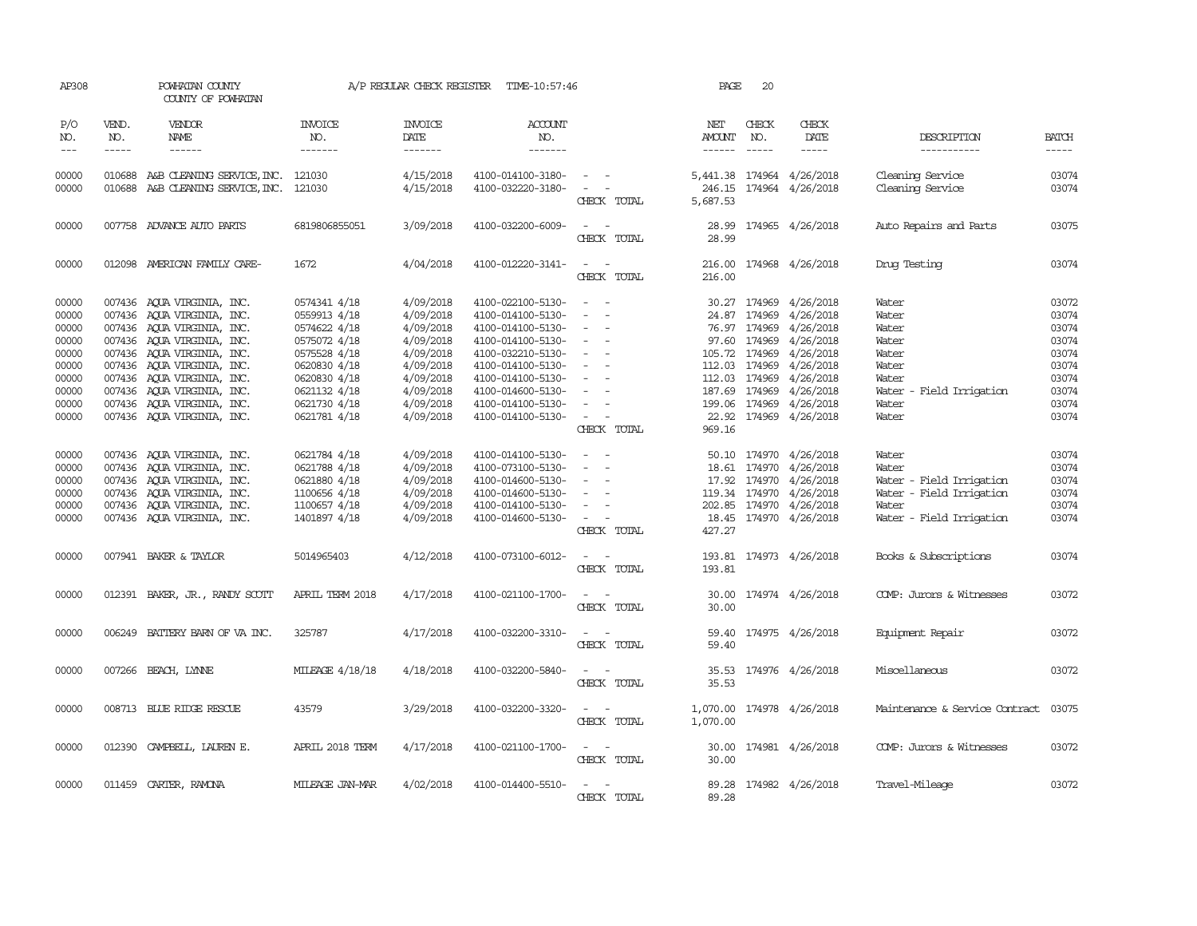AP308 POWHATAN COUNTY A/P REGULAR CHECK REGISTER TIME-10:57:46

COUNTY OF POWHATAN

| P/O NO. | VEND. NO. | VENDOR NAME | INVOICE NO. | INVOICE DATE | ACCOUNT NO. | | NET AMOUNT | CHECK NO. | CHECK DATE | DESCRIPTION | BATCH |
|---|---|---|---|---|---|---|---|---|---|---|---|
| 00000 | 010688 | A&B CLEANING SERVICE,INC. | 121030 | 4/15/2018 | 4100-014100-3180- | - - | 5,441.38 | 174964 | 4/26/2018 | Cleaning Service | 03074 |
| 00000 | 010688 | A&B CLEANING SERVICE,INC. | 121030 | 4/15/2018 | 4100-032220-3180- | - - | 246.15 | 174964 | 4/26/2018 | Cleaning Service | 03074 |
| | | | | | | CHECK TOTAL | 5,687.53 | | | | |
| 00000 | 007758 | ADVANCE AUTO PARTS | 6819806855051 | 3/09/2018 | 4100-032200-6009- | - - | 28.99 | 174965 | 4/26/2018 | Auto Repairs and Parts | 03075 |
| | | | | | | CHECK TOTAL | 28.99 | | | | |
| 00000 | 012098 | AMERICAN FAMILY CARE- | 1672 | 4/04/2018 | 4100-012220-3141- | - - | 216.00 | 174968 | 4/26/2018 | Drug Testing | 03074 |
| | | | | | | CHECK TOTAL | 216.00 | | | | |
| 00000 | 007436 | AQUA VIRGINIA, INC. | 0574341 4/18 | 4/09/2018 | 4100-022100-5130- | - - | 30.27 | 174969 | 4/26/2018 | Water | 03072 |
| 00000 | 007436 | AQUA VIRGINIA, INC. | 0559913 4/18 | 4/09/2018 | 4100-014100-5130- | - - | 24.87 | 174969 | 4/26/2018 | Water | 03074 |
| 00000 | 007436 | AQUA VIRGINIA, INC. | 0574622 4/18 | 4/09/2018 | 4100-014100-5130- | - - | 76.97 | 174969 | 4/26/2018 | Water | 03074 |
| 00000 | 007436 | AQUA VIRGINIA, INC. | 0575072 4/18 | 4/09/2018 | 4100-014100-5130- | - - | 97.60 | 174969 | 4/26/2018 | Water | 03074 |
| 00000 | 007436 | AQUA VIRGINIA, INC. | 0575528 4/18 | 4/09/2018 | 4100-032210-5130- | - - | 105.72 | 174969 | 4/26/2018 | Water | 03074 |
| 00000 | 007436 | AQUA VIRGINIA, INC. | 0620830 4/18 | 4/09/2018 | 4100-014100-5130- | - - | 112.03 | 174969 | 4/26/2018 | Water | 03074 |
| 00000 | 007436 | AQUA VIRGINIA, INC. | 0620830 4/18 | 4/09/2018 | 4100-014100-5130- | - - | 112.03 | 174969 | 4/26/2018 | Water | 03074 |
| 00000 | 007436 | AQUA VIRGINIA, INC. | 0621132 4/18 | 4/09/2018 | 4100-014600-5130- | - - | 187.69 | 174969 | 4/26/2018 | Water - Field Irrigation | 03074 |
| 00000 | 007436 | AQUA VIRGINIA, INC. | 0621730 4/18 | 4/09/2018 | 4100-014100-5130- | - - | 199.06 | 174969 | 4/26/2018 | Water | 03074 |
| 00000 | 007436 | AQUA VIRGINIA, INC. | 0621781 4/18 | 4/09/2018 | 4100-014100-5130- | - - | 22.92 | 174969 | 4/26/2018 | Water | 03074 |
| | | | | | | CHECK TOTAL | 969.16 | | | | |
| 00000 | 007436 | AQUA VIRGINIA, INC. | 0621784 4/18 | 4/09/2018 | 4100-014100-5130- | - - | 50.10 | 174970 | 4/26/2018 | Water | 03074 |
| 00000 | 007436 | AQUA VIRGINIA, INC. | 0621788 4/18 | 4/09/2018 | 4100-073100-5130- | - - | 18.61 | 174970 | 4/26/2018 | Water | 03074 |
| 00000 | 007436 | AQUA VIRGINIA, INC. | 0621880 4/18 | 4/09/2018 | 4100-014600-5130- | - - | 17.92 | 174970 | 4/26/2018 | Water - Field Irrigation | 03074 |
| 00000 | 007436 | AQUA VIRGINIA, INC. | 1100656 4/18 | 4/09/2018 | 4100-014600-5130- | - - | 119.34 | 174970 | 4/26/2018 | Water - Field Irrigation | 03074 |
| 00000 | 007436 | AQUA VIRGINIA, INC. | 1100657 4/18 | 4/09/2018 | 4100-014100-5130- | - - | 202.85 | 174970 | 4/26/2018 | Water | 03074 |
| 00000 | 007436 | AQUA VIRGINIA, INC. | 1401897 4/18 | 4/09/2018 | 4100-014600-5130- | - - | 18.45 | 174970 | 4/26/2018 | Water - Field Irrigation | 03074 |
| | | | | | | CHECK TOTAL | 427.27 | | | | |
| 00000 | 007941 | BAKER & TAYLOR | 5014965403 | 4/12/2018 | 4100-073100-6012- | - - | 193.81 | 174973 | 4/26/2018 | Books & Subscriptions | 03074 |
| | | | | | | CHECK TOTAL | 193.81 | | | | |
| 00000 | 012391 | BAKER, JR., RANDY SCOTT | APRIL TERM 2018 | 4/17/2018 | 4100-021100-1700- | - - | 30.00 | 174974 | 4/26/2018 | COMP: Jurors & Witnesses | 03072 |
| | | | | | | CHECK TOTAL | 30.00 | | | | |
| 00000 | 006249 | BATTERY BARN OF VA INC. | 325787 | 4/17/2018 | 4100-032200-3310- | - - | 59.40 | 174975 | 4/26/2018 | Equipment Repair | 03072 |
| | | | | | | CHECK TOTAL | 59.40 | | | | |
| 00000 | 007266 | BEACH, LYNNE | MILEAGE 4/18/18 | 4/18/2018 | 4100-032200-5840- | - - | 35.53 | 174976 | 4/26/2018 | Miscellaneous | 03072 |
| | | | | | | CHECK TOTAL | 35.53 | | | | |
| 00000 | 008713 | BLUE RIDGE RESCUE | 43579 | 3/29/2018 | 4100-032200-3320- | - - | 1,070.00 | 174978 | 4/26/2018 | Maintenance & Service Contract | 03075 |
| | | | | | | CHECK TOTAL | 1,070.00 | | | | |
| 00000 | 012390 | CAMPBELL, LAUREN E. | APRIL 2018 TERM | 4/17/2018 | 4100-021100-1700- | - - | 30.00 | 174981 | 4/26/2018 | COMP: Jurors & Witnesses | 03072 |
| | | | | | | CHECK TOTAL | 30.00 | | | | |
| 00000 | 011459 | CARTER, RAMONA | MILEAGE JAN-MAR | 4/02/2018 | 4100-014400-5510- | - - | 89.28 | 174982 | 4/26/2018 | Travel-Mileage | 03072 |
| | | | | | | CHECK TOTAL | 89.28 | | | | |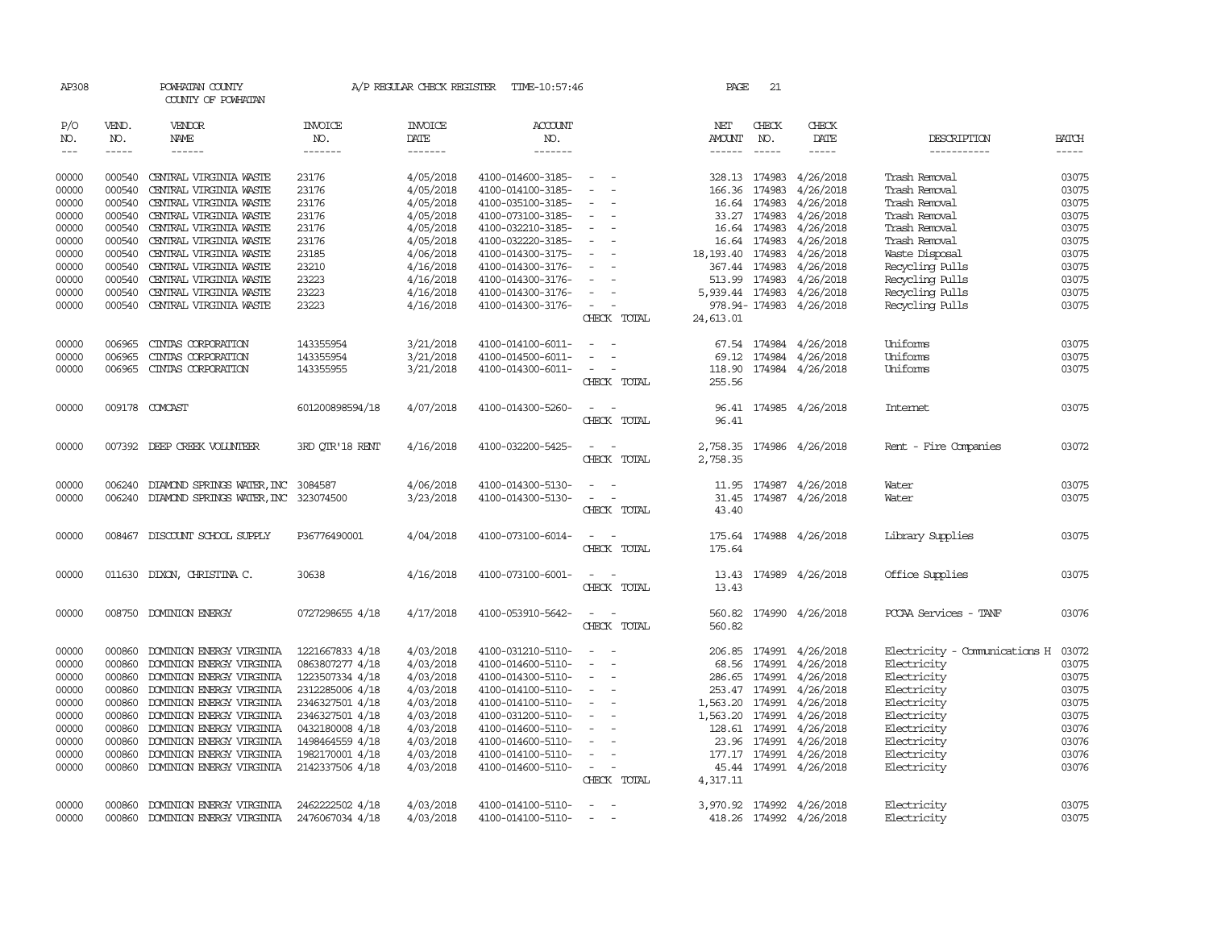AP308 POWHATAN COUNTY A/P REGULAR CHECK REGISTER TIME-10:57:46 PAGE 21

COUNTY OF POWHATAN

| P/O NO. | VEND. NO. | VENDOR NAME | INVOICE NO. | INVOICE DATE | ACCOUNT NO. | | NET AMOUNT | CHECK NO. | CHECK DATE | DESCRIPTION | BATCH |
|---|---|---|---|---|---|---|---|---|---|---|---|
| --- | ----- | ------ | ------- | ------- | ------- | | ------ | ----- | ----- | ----------- | ----- |
| 00000 | 000540 | CENTRAL VIRGINIA WASTE | 23176 | 4/05/2018 | 4100-014600-3185- | - - | 328.13 | 174983 | 4/26/2018 | Trash Removal | 03075 |
| 00000 | 000540 | CENTRAL VIRGINIA WASTE | 23176 | 4/05/2018 | 4100-014100-3185- | - - | 166.36 | 174983 | 4/26/2018 | Trash Removal | 03075 |
| 00000 | 000540 | CENTRAL VIRGINIA WASTE | 23176 | 4/05/2018 | 4100-035100-3185- | - - | 16.64 | 174983 | 4/26/2018 | Trash Removal | 03075 |
| 00000 | 000540 | CENTRAL VIRGINIA WASTE | 23176 | 4/05/2018 | 4100-073100-3185- | - - | 33.27 | 174983 | 4/26/2018 | Trash Removal | 03075 |
| 00000 | 000540 | CENTRAL VIRGINIA WASTE | 23176 | 4/05/2018 | 4100-032210-3185- | - - | 16.64 | 174983 | 4/26/2018 | Trash Removal | 03075 |
| 00000 | 000540 | CENTRAL VIRGINIA WASTE | 23176 | 4/05/2018 | 4100-032220-3185- | - - | 16.64 | 174983 | 4/26/2018 | Trash Removal | 03075 |
| 00000 | 000540 | CENTRAL VIRGINIA WASTE | 23185 | 4/06/2018 | 4100-014300-3175- | - - | 18,193.40 | 174983 | 4/26/2018 | Waste Disposal | 03075 |
| 00000 | 000540 | CENTRAL VIRGINIA WASTE | 23210 | 4/16/2018 | 4100-014300-3176- | - - | 367.44 | 174983 | 4/26/2018 | Recycling Pulls | 03075 |
| 00000 | 000540 | CENTRAL VIRGINIA WASTE | 23223 | 4/16/2018 | 4100-014300-3176- | - - | 513.99 | 174983 | 4/26/2018 | Recycling Pulls | 03075 |
| 00000 | 000540 | CENTRAL VIRGINIA WASTE | 23223 | 4/16/2018 | 4100-014300-3176- | - - | 5,939.44 | 174983 | 4/26/2018 | Recycling Pulls | 03075 |
| 00000 | 000540 | CENTRAL VIRGINIA WASTE | 23223 | 4/16/2018 | 4100-014300-3176- | - - | 978.94- | 174983 | 4/26/2018 | Recycling Pulls | 03075 |
| | | | | | | CHECK TOTAL | 24,613.01 | | | | |
| 00000 | 006965 | CINTAS CORPORATION | 143355954 | 3/21/2018 | 4100-014100-6011- | - - | 67.54 | 174984 | 4/26/2018 | Uniforms | 03075 |
| 00000 | 006965 | CINTAS CORPORATION | 143355954 | 3/21/2018 | 4100-014500-6011- | - - | 69.12 | 174984 | 4/26/2018 | Uniforms | 03075 |
| 00000 | 006965 | CINTAS CORPORATION | 143355955 | 3/21/2018 | 4100-014300-6011- | - - | 118.90 | 174984 | 4/26/2018 | Uniforms | 03075 |
| | | | | | | CHECK TOTAL | 255.56 | | | | |
| 00000 | 009178 | COMCAST | 601200898594/18 | 4/07/2018 | 4100-014300-5260- | - - | 96.41 | 174985 | 4/26/2018 | Internet | 03075 |
| | | | | | | CHECK TOTAL | 96.41 | | | | |
| 00000 | 007392 | DEEP CREEK VOLUNTEER | 3RD QTR'18 RENT | 4/16/2018 | 4100-032200-5425- | - - | 2,758.35 | 174986 | 4/26/2018 | Rent - Fire Companies | 03072 |
| | | | | | | CHECK TOTAL | 2,758.35 | | | | |
| 00000 | 006240 | DIAMOND SPRINGS WATER,INC | 3084587 | 4/06/2018 | 4100-014300-5130- | - - | 11.95 | 174987 | 4/26/2018 | Water | 03075 |
| 00000 | 006240 | DIAMOND SPRINGS WATER,INC | 323074500 | 3/23/2018 | 4100-014300-5130- | - - | 31.45 | 174987 | 4/26/2018 | Water | 03075 |
| | | | | | | CHECK TOTAL | 43.40 | | | | |
| 00000 | 008467 | DISCOUNT SCHOOL SUPPLY | P36776490001 | 4/04/2018 | 4100-073100-6014- | - - | 175.64 | 174988 | 4/26/2018 | Library Supplies | 03075 |
| | | | | | | CHECK TOTAL | 175.64 | | | | |
| 00000 | 011630 | DIXON, CHRISTINA C. | 30638 | 4/16/2018 | 4100-073100-6001- | - - | 13.43 | 174989 | 4/26/2018 | Office Supplies | 03075 |
| | | | | | | CHECK TOTAL | 13.43 | | | | |
| 00000 | 008750 | DOMINION ENERGY | 0727298655 4/18 | 4/17/2018 | 4100-053910-5642- | - - | 560.82 | 174990 | 4/26/2018 | PCCAA Services - TANF | 03076 |
| | | | | | | CHECK TOTAL | 560.82 | | | | |
| 00000 | 000860 | DOMINION ENERGY VIRGINIA | 1221667833 4/18 | 4/03/2018 | 4100-031210-5110- | - - | 206.85 | 174991 | 4/26/2018 | Electricity - Communications H | 03072 |
| 00000 | 000860 | DOMINION ENERGY VIRGINIA | 0863807277 4/18 | 4/03/2018 | 4100-014600-5110- | - - | 68.56 | 174991 | 4/26/2018 | Electricity | 03075 |
| 00000 | 000860 | DOMINION ENERGY VIRGINIA | 1223507334 4/18 | 4/03/2018 | 4100-014300-5110- | - - | 286.65 | 174991 | 4/26/2018 | Electricity | 03075 |
| 00000 | 000860 | DOMINION ENERGY VIRGINIA | 2312285006 4/18 | 4/03/2018 | 4100-014100-5110- | - - | 253.47 | 174991 | 4/26/2018 | Electricity | 03075 |
| 00000 | 000860 | DOMINION ENERGY VIRGINIA | 2346327501 4/18 | 4/03/2018 | 4100-014100-5110- | - - | 1,563.20 | 174991 | 4/26/2018 | Electricity | 03075 |
| 00000 | 000860 | DOMINION ENERGY VIRGINIA | 2346327501 4/18 | 4/03/2018 | 4100-031200-5110- | - - | 1,563.20 | 174991 | 4/26/2018 | Electricity | 03075 |
| 00000 | 000860 | DOMINION ENERGY VIRGINIA | 0432180008 4/18 | 4/03/2018 | 4100-014600-5110- | - - | 128.61 | 174991 | 4/26/2018 | Electricity | 03076 |
| 00000 | 000860 | DOMINION ENERGY VIRGINIA | 1498464559 4/18 | 4/03/2018 | 4100-014600-5110- | - - | 23.96 | 174991 | 4/26/2018 | Electricity | 03076 |
| 00000 | 000860 | DOMINION ENERGY VIRGINIA | 1982170001 4/18 | 4/03/2018 | 4100-014100-5110- | - - | 177.17 | 174991 | 4/26/2018 | Electricity | 03076 |
| 00000 | 000860 | DOMINION ENERGY VIRGINIA | 2142337506 4/18 | 4/03/2018 | 4100-014600-5110- | - - | 45.44 | 174991 | 4/26/2018 | Electricity | 03076 |
| | | | | | | CHECK TOTAL | 4,317.11 | | | | |
| 00000 | 000860 | DOMINION ENERGY VIRGINIA | 2462222502 4/18 | 4/03/2018 | 4100-014100-5110- | - - | 3,970.92 | 174992 | 4/26/2018 | Electricity | 03075 |
| 00000 | 000860 | DOMINION ENERGY VIRGINIA | 2476067034 4/18 | 4/03/2018 | 4100-014100-5110- | - - | 418.26 | 174992 | 4/26/2018 | Electricity | 03075 |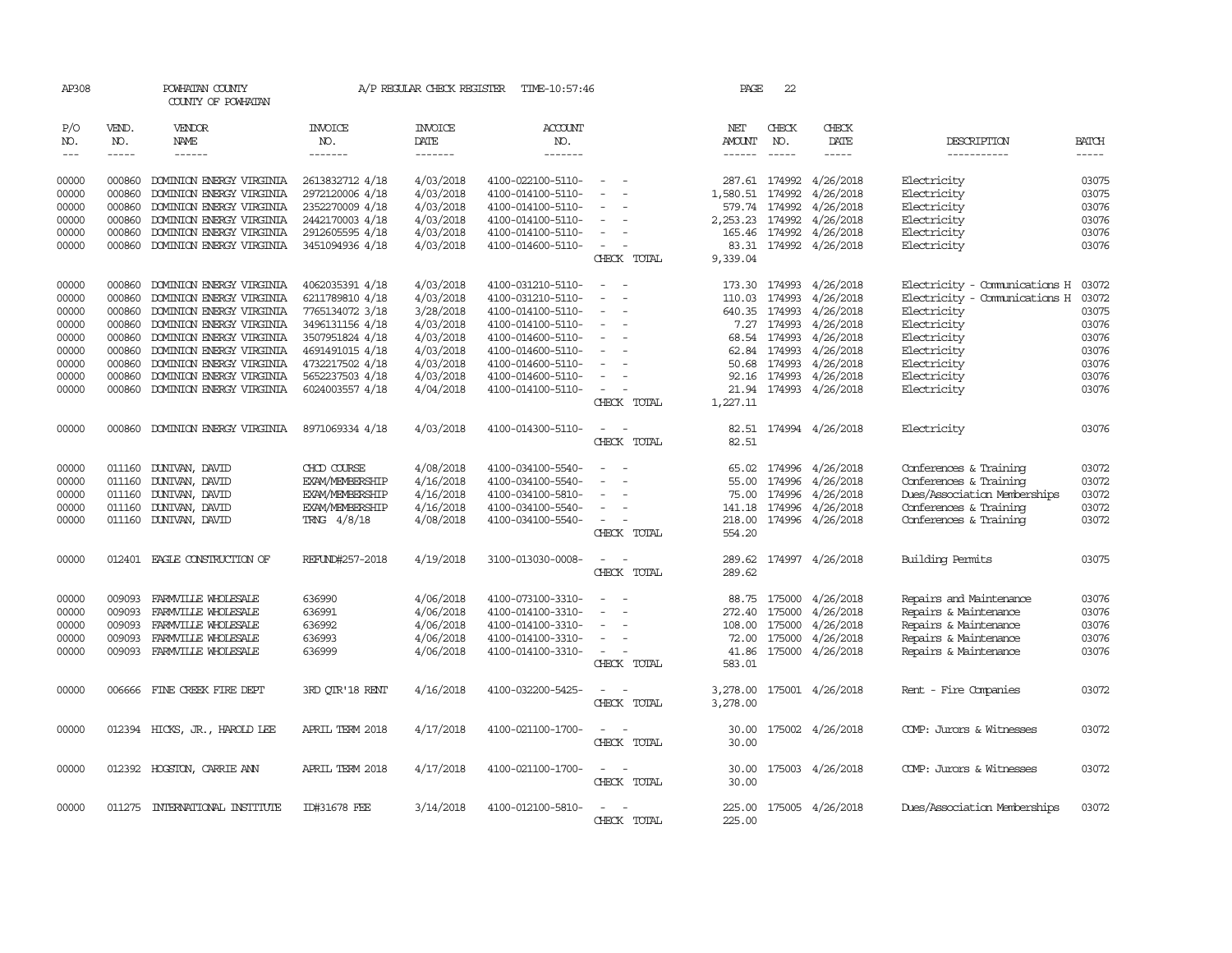AP308 POWHATAN COUNTY A/P REGULAR CHECK REGISTER TIME-10:57:46 PAGE 22

COUNTY OF POWHATAN

| P/O NO. | VEND. NO. | VENDOR NAME | INVOICE NO. | INVOICE DATE | ACCOUNT NO. | | NET AMOUNT | CHECK NO. | CHECK DATE | DESCRIPTION | BATCH |
|---|---|---|---|---|---|---|---|---|---|---|---|
| --- | ----- | ------ | ------- | ------- | ------- | | ------ | ----- | ----- | ----------- | ----- |
| 00000 | 000860 | DOMINION ENERGY VIRGINIA | 2613832712 4/18 | 4/03/2018 | 4100-022100-5110- | - - | 287.61 | 174992 | 4/26/2018 | Electricity | 03075 |
| 00000 | 000860 | DOMINION ENERGY VIRGINIA | 2972120006 4/18 | 4/03/2018 | 4100-014100-5110- | - - | 1,580.51 | 174992 | 4/26/2018 | Electricity | 03075 |
| 00000 | 000860 | DOMINION ENERGY VIRGINIA | 2352270009 4/18 | 4/03/2018 | 4100-014100-5110- | - - | 579.74 | 174992 | 4/26/2018 | Electricity | 03076 |
| 00000 | 000860 | DOMINION ENERGY VIRGINIA | 2442170003 4/18 | 4/03/2018 | 4100-014100-5110- | - - | 2,253.23 | 174992 | 4/26/2018 | Electricity | 03076 |
| 00000 | 000860 | DOMINION ENERGY VIRGINIA | 2912605595 4/18 | 4/03/2018 | 4100-014100-5110- | - - | 165.46 | 174992 | 4/26/2018 | Electricity | 03076 |
| 00000 | 000860 | DOMINION ENERGY VIRGINIA | 3451094936 4/18 | 4/03/2018 | 4100-014600-5110- | - - | 83.31 | 174992 | 4/26/2018 | Electricity | 03076 |
| | | | | | | CHECK TOTAL | 9,339.04 | | | | |
| 00000 | 000860 | DOMINION ENERGY VIRGINIA | 4062035391 4/18 | 4/03/2018 | 4100-031210-5110- | - - | 173.30 | 174993 | 4/26/2018 | Electricity - Communications H | 03072 |
| 00000 | 000860 | DOMINION ENERGY VIRGINIA | 6211789810 4/18 | 4/03/2018 | 4100-031210-5110- | - - | 110.03 | 174993 | 4/26/2018 | Electricity - Communications H | 03072 |
| 00000 | 000860 | DOMINION ENERGY VIRGINIA | 7765134072 3/18 | 3/28/2018 | 4100-014100-5110- | - - | 640.35 | 174993 | 4/26/2018 | Electricity | 03075 |
| 00000 | 000860 | DOMINION ENERGY VIRGINIA | 3496131156 4/18 | 4/03/2018 | 4100-014100-5110- | - - | 7.27 | 174993 | 4/26/2018 | Electricity | 03076 |
| 00000 | 000860 | DOMINION ENERGY VIRGINIA | 3507951824 4/18 | 4/03/2018 | 4100-014600-5110- | - - | 68.54 | 174993 | 4/26/2018 | Electricity | 03076 |
| 00000 | 000860 | DOMINION ENERGY VIRGINIA | 4691491015 4/18 | 4/03/2018 | 4100-014600-5110- | - - | 62.84 | 174993 | 4/26/2018 | Electricity | 03076 |
| 00000 | 000860 | DOMINION ENERGY VIRGINIA | 4732217502 4/18 | 4/03/2018 | 4100-014600-5110- | - - | 50.68 | 174993 | 4/26/2018 | Electricity | 03076 |
| 00000 | 000860 | DOMINION ENERGY VIRGINIA | 5652237503 4/18 | 4/03/2018 | 4100-014600-5110- | - - | 92.16 | 174993 | 4/26/2018 | Electricity | 03076 |
| 00000 | 000860 | DOMINION ENERGY VIRGINIA | 6024003557 4/18 | 4/04/2018 | 4100-014100-5110- | - - | 21.94 | 174993 | 4/26/2018 | Electricity | 03076 |
| | | | | | | CHECK TOTAL | 1,227.11 | | | | |
| 00000 | 000860 | DOMINION ENERGY VIRGINIA | 8971069334 4/18 | 4/03/2018 | 4100-014300-5110- | - - | 82.51 | 174994 | 4/26/2018 | Electricity | 03076 |
| | | | | | | CHECK TOTAL | 82.51 | | | | |
| 00000 | 011160 | DUNIVAN, DAVID | CHCD COURSE | 4/08/2018 | 4100-034100-5540- | - - | 65.02 | 174996 | 4/26/2018 | Conferences & Training | 03072 |
| 00000 | 011160 | DUNIVAN, DAVID | EXAM/MEMBERSHIP | 4/16/2018 | 4100-034100-5540- | - - | 55.00 | 174996 | 4/26/2018 | Conferences & Training | 03072 |
| 00000 | 011160 | DUNIVAN, DAVID | EXAM/MEMBERSHIP | 4/16/2018 | 4100-034100-5810- | - - | 75.00 | 174996 | 4/26/2018 | Dues/Association Memberships | 03072 |
| 00000 | 011160 | DUNIVAN, DAVID | EXAM/MEMBERSHIP | 4/16/2018 | 4100-034100-5540- | - - | 141.18 | 174996 | 4/26/2018 | Conferences & Training | 03072 |
| 00000 | 011160 | DUNIVAN, DAVID | TRNG 4/8/18 | 4/08/2018 | 4100-034100-5540- | - - | 218.00 | 174996 | 4/26/2018 | Conferences & Training | 03072 |
| | | | | | | CHECK TOTAL | 554.20 | | | | |
| 00000 | 012401 | EAGLE CONSTRUCTION OF | REFUND#257-2018 | 4/19/2018 | 3100-013030-0008- | - - | 289.62 | 174997 | 4/26/2018 | Building Permits | 03075 |
| | | | | | | CHECK TOTAL | 289.62 | | | | |
| 00000 | 009093 | FARMVILLE WHOLESALE | 636990 | 4/06/2018 | 4100-073100-3310- | - - | 88.75 | 175000 | 4/26/2018 | Repairs and Maintenance | 03076 |
| 00000 | 009093 | FARMVILLE WHOLESALE | 636991 | 4/06/2018 | 4100-014100-3310- | - - | 272.40 | 175000 | 4/26/2018 | Repairs & Maintenance | 03076 |
| 00000 | 009093 | FARMVILLE WHOLESALE | 636992 | 4/06/2018 | 4100-014100-3310- | - - | 108.00 | 175000 | 4/26/2018 | Repairs & Maintenance | 03076 |
| 00000 | 009093 | FARMVILLE WHOLESALE | 636993 | 4/06/2018 | 4100-014100-3310- | - - | 72.00 | 175000 | 4/26/2018 | Repairs & Maintenance | 03076 |
| 00000 | 009093 | FARMVILLE WHOLESALE | 636999 | 4/06/2018 | 4100-014100-3310- | - - | 41.86 | 175000 | 4/26/2018 | Repairs & Maintenance | 03076 |
| | | | | | | CHECK TOTAL | 583.01 | | | | |
| 00000 | 006666 | FINE CREEK FIRE DEPT | 3RD QTR'18 RENT | 4/16/2018 | 4100-032200-5425- | - - | 3,278.00 | 175001 | 4/26/2018 | Rent - Fire Companies | 03072 |
| | | | | | | CHECK TOTAL | 3,278.00 | | | | |
| 00000 | 012394 | HICKS, JR., HAROLD LEE | APRIL TERM 2018 | 4/17/2018 | 4100-021100-1700- | - - | 30.00 | 175002 | 4/26/2018 | COMP: Jurors & Witnesses | 03072 |
| | | | | | | CHECK TOTAL | 30.00 | | | | |
| 00000 | 012392 | HOGSTON, CARRIE ANN | APRIL TERM 2018 | 4/17/2018 | 4100-021100-1700- | - - | 30.00 | 175003 | 4/26/2018 | COMP: Jurors & Witnesses | 03072 |
| | | | | | | CHECK TOTAL | 30.00 | | | | |
| 00000 | 011275 | INTERNATIONAL INSTITUTE | ID#31678 FEE | 3/14/2018 | 4100-012100-5810- | - - | 225.00 | 175005 | 4/26/2018 | Dues/Association Memberships | 03072 |
| | | | | | | CHECK TOTAL | 225.00 | | | | |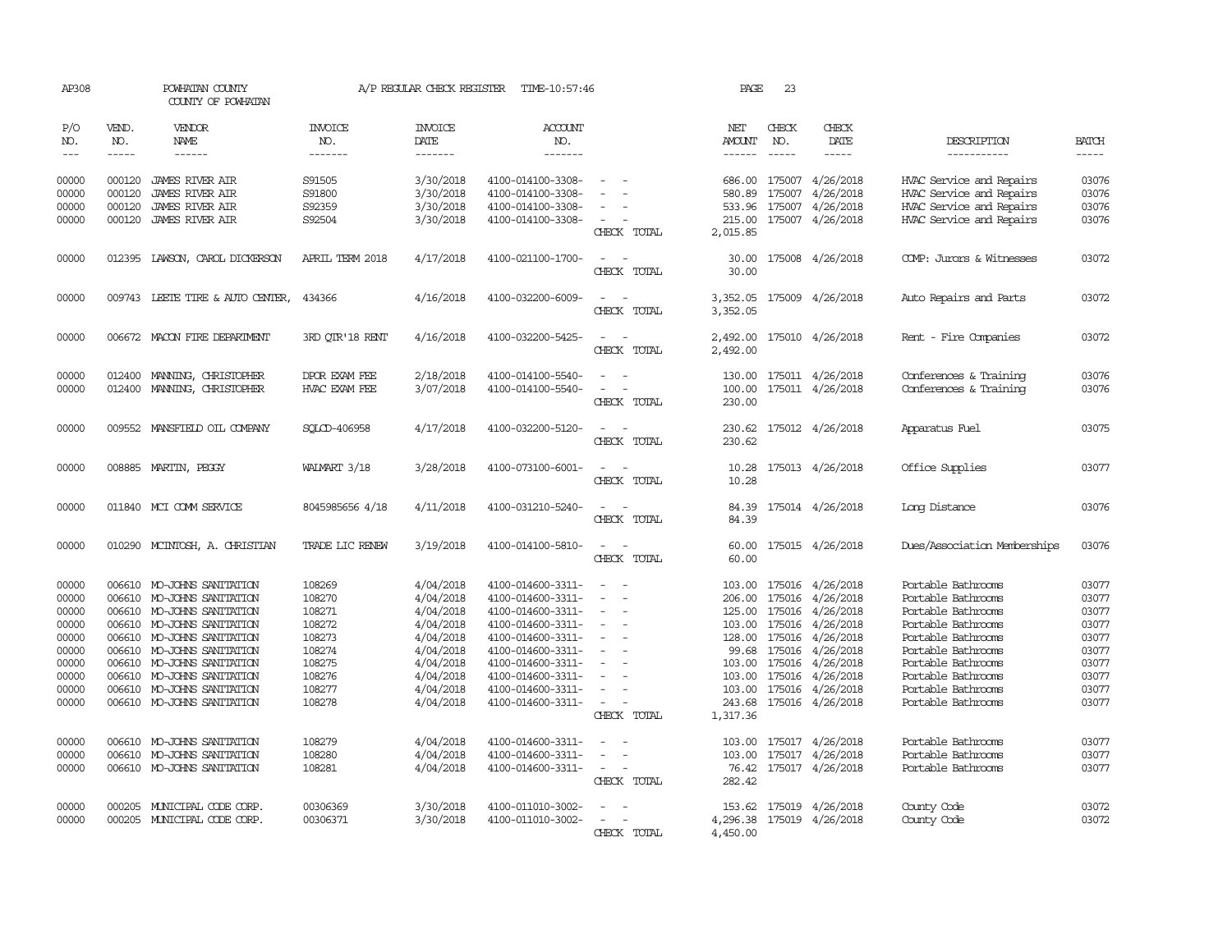AP308 POWHATAN COUNTY A/P REGULAR CHECK REGISTER TIME-10:57:46

COUNTY OF POWHATAN

| P/O NO. | VEND. NO. | VENDOR NAME | INVOICE NO. | INVOICE DATE | ACCOUNT NO. | | NET AMOUNT | CHECK NO. | CHECK DATE | DESCRIPTION | BATCH |
|---|---|---|---|---|---|---|---|---|---|---|---|
| 00000 | 000120 | JAMES RIVER AIR | S91505 | 3/30/2018 | 4100-014100-3308- | - - | 686.00 | 175007 | 4/26/2018 | HVAC Service and Repairs | 03076 |
| 00000 | 000120 | JAMES RIVER AIR | S91800 | 3/30/2018 | 4100-014100-3308- | - - | 580.89 | 175007 | 4/26/2018 | HVAC Service and Repairs | 03076 |
| 00000 | 000120 | JAMES RIVER AIR | S92359 | 3/30/2018 | 4100-014100-3308- | - - | 533.96 | 175007 | 4/26/2018 | HVAC Service and Repairs | 03076 |
| 00000 | 000120 | JAMES RIVER AIR | S92504 | 3/30/2018 | 4100-014100-3308- | - - | 215.00 | 175007 | 4/26/2018 | HVAC Service and Repairs | 03076 |
| | | | | | | CHECK TOTAL | 2,015.85 | | | | |
| 00000 | 012395 | LAWSON, CAROL DICKERSON | APRIL TERM 2018 | 4/17/2018 | 4100-021100-1700- | - - | 30.00 | 175008 | 4/26/2018 | COMP: Jurors & Witnesses | 03072 |
| | | | | | | CHECK TOTAL | 30.00 | | | | |
| 00000 | 009743 | LEETE TIRE & AUTO CENTER, | 434366 | 4/16/2018 | 4100-032200-6009- | - - | 3,352.05 | 175009 | 4/26/2018 | Auto Repairs and Parts | 03072 |
| | | | | | | CHECK TOTAL | 3,352.05 | | | | |
| 00000 | 006672 | MACON FIRE DEPARTMENT | 3RD QTR'18 RENT | 4/16/2018 | 4100-032200-5425- | - - | 2,492.00 | 175010 | 4/26/2018 | Rent - Fire Companies | 03072 |
| | | | | | | CHECK TOTAL | 2,492.00 | | | | |
| 00000 | 012400 | MANNING, CHRISTOPHER | DPOR EXAM FEE | 2/18/2018 | 4100-014100-5540- | - - | 130.00 | 175011 | 4/26/2018 | Conferences & Training | 03076 |
| 00000 | 012400 | MANNING, CHRISTOPHER | HVAC EXAM FEE | 3/07/2018 | 4100-014100-5540- | - - | 100.00 | 175011 | 4/26/2018 | Conferences & Training | 03076 |
| | | | | | | CHECK TOTAL | 230.00 | | | | |
| 00000 | 009552 | MANSFIELD OIL COMPANY | SQLCD-406958 | 4/17/2018 | 4100-032200-5120- | - - | 230.62 | 175012 | 4/26/2018 | Apparatus Fuel | 03075 |
| | | | | | | CHECK TOTAL | 230.62 | | | | |
| 00000 | 008885 | MARTIN, PEGGY | WALMART 3/18 | 3/28/2018 | 4100-073100-6001- | - - | 10.28 | 175013 | 4/26/2018 | Office Supplies | 03077 |
| | | | | | | CHECK TOTAL | 10.28 | | | | |
| 00000 | 011840 | MCI COMM SERVICE | 8045985656 4/18 | 4/11/2018 | 4100-031210-5240- | - - | 84.39 | 175014 | 4/26/2018 | Long Distance | 03076 |
| | | | | | | CHECK TOTAL | 84.39 | | | | |
| 00000 | 010290 | MCINTOSH, A. CHRISTIAN | TRADE LIC RENEW | 3/19/2018 | 4100-014100-5810- | - - | 60.00 | 175015 | 4/26/2018 | Dues/Association Memberships | 03076 |
| | | | | | | CHECK TOTAL | 60.00 | | | | |
| 00000 | 006610 | MO-JOHNS SANITATION | 108269 | 4/04/2018 | 4100-014600-3311- | - - | 103.00 | 175016 | 4/26/2018 | Portable Bathrooms | 03077 |
| 00000 | 006610 | MO-JOHNS SANITATION | 108270 | 4/04/2018 | 4100-014600-3311- | - - | 206.00 | 175016 | 4/26/2018 | Portable Bathrooms | 03077 |
| 00000 | 006610 | MO-JOHNS SANITATION | 108271 | 4/04/2018 | 4100-014600-3311- | - - | 125.00 | 175016 | 4/26/2018 | Portable Bathrooms | 03077 |
| 00000 | 006610 | MO-JOHNS SANITATION | 108272 | 4/04/2018 | 4100-014600-3311- | - - | 103.00 | 175016 | 4/26/2018 | Portable Bathrooms | 03077 |
| 00000 | 006610 | MO-JOHNS SANITATION | 108273 | 4/04/2018 | 4100-014600-3311- | - - | 128.00 | 175016 | 4/26/2018 | Portable Bathrooms | 03077 |
| 00000 | 006610 | MO-JOHNS SANITATION | 108274 | 4/04/2018 | 4100-014600-3311- | - - | 99.68 | 175016 | 4/26/2018 | Portable Bathrooms | 03077 |
| 00000 | 006610 | MO-JOHNS SANITATION | 108275 | 4/04/2018 | 4100-014600-3311- | - - | 103.00 | 175016 | 4/26/2018 | Portable Bathrooms | 03077 |
| 00000 | 006610 | MO-JOHNS SANITATION | 108276 | 4/04/2018 | 4100-014600-3311- | - - | 103.00 | 175016 | 4/26/2018 | Portable Bathrooms | 03077 |
| 00000 | 006610 | MO-JOHNS SANITATION | 108277 | 4/04/2018 | 4100-014600-3311- | - - | 103.00 | 175016 | 4/26/2018 | Portable Bathrooms | 03077 |
| 00000 | 006610 | MO-JOHNS SANITATION | 108278 | 4/04/2018 | 4100-014600-3311- | - - | 243.68 | 175016 | 4/26/2018 | Portable Bathrooms | 03077 |
| | | | | | | CHECK TOTAL | 1,317.36 | | | | |
| 00000 | 006610 | MO-JOHNS SANITATION | 108279 | 4/04/2018 | 4100-014600-3311- | - - | 103.00 | 175017 | 4/26/2018 | Portable Bathrooms | 03077 |
| 00000 | 006610 | MO-JOHNS SANITATION | 108280 | 4/04/2018 | 4100-014600-3311- | - - | 103.00 | 175017 | 4/26/2018 | Portable Bathrooms | 03077 |
| 00000 | 006610 | MO-JOHNS SANITATION | 108281 | 4/04/2018 | 4100-014600-3311- | - - | 76.42 | 175017 | 4/26/2018 | Portable Bathrooms | 03077 |
| | | | | | | CHECK TOTAL | 282.42 | | | | |
| 00000 | 000205 | MUNICIPAL CODE CORP. | 00306369 | 3/30/2018 | 4100-011010-3002- | - - | 153.62 | 175019 | 4/26/2018 | County Code | 03072 |
| 00000 | 000205 | MUNICIPAL CODE CORP. | 00306371 | 3/30/2018 | 4100-011010-3002- | - - | 4,296.38 | 175019 | 4/26/2018 | County Code | 03072 |
| | | | | | | CHECK TOTAL | 4,450.00 | | | | |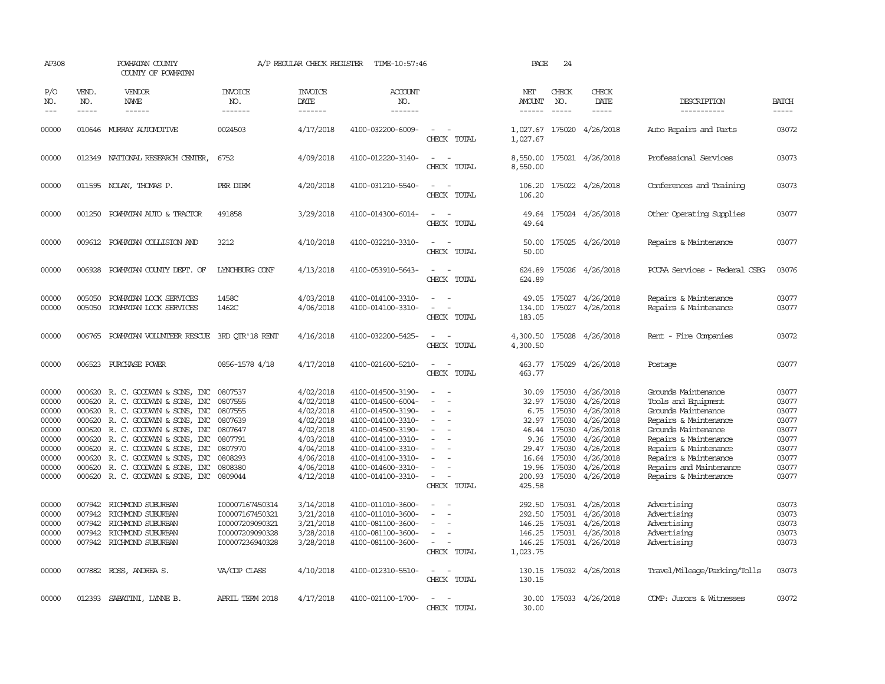AP308 POWHATAN COUNTY A/P REGULAR CHECK REGISTER TIME-10:57:46 PAGE 24

COUNTY OF POWHATAN

| P/O NO. | VEND. NO. | VENDOR NAME | INVOICE NO. | INVOICE DATE | ACCOUNT NO. | | NET AMOUNT | CHECK NO. | CHECK DATE | DESCRIPTION | BATCH |
|---|---|---|---|---|---|---|---|---|---|---|---|
| 00000 | 010646 | MURRAY AUTOMOTIVE | 0024503 | 4/17/2018 | 4100-032200-6009- | - - | 1,027.67 | 175020 | 4/26/2018 | Auto Repairs and Parts | 03072 |
| | | | | | | CHECK TOTAL | 1,027.67 | | | | |
| 00000 | 012349 | NATIONAL RESEARCH CENTER, | 6752 | 4/09/2018 | 4100-012220-3140- | - - | 8,550.00 | 175021 | 4/26/2018 | Professional Services | 03073 |
| | | | | | | CHECK TOTAL | 8,550.00 | | | | |
| 00000 | 011595 | NOLAN, THOMAS P. | PER DIEM | 4/20/2018 | 4100-031210-5540- | - - | 106.20 | 175022 | 4/26/2018 | Conferences and Training | 03073 |
| | | | | | | CHECK TOTAL | 106.20 | | | | |
| 00000 | 001250 | POWHATAN AUTO & TRACTOR | 491858 | 3/29/2018 | 4100-014300-6014- | - - | 49.64 | 175024 | 4/26/2018 | Other Operating Supplies | 03077 |
| | | | | | | CHECK TOTAL | 49.64 | | | | |
| 00000 | 009612 | POWHATAN COLLISION AND | 3212 | 4/10/2018 | 4100-032210-3310- | - - | 50.00 | 175025 | 4/26/2018 | Repairs & Maintenance | 03077 |
| | | | | | | CHECK TOTAL | 50.00 | | | | |
| 00000 | 006928 | POWHATAN COUNTY DEPT. OF | LYNCHBURG CONF | 4/13/2018 | 4100-053910-5643- | - - | 624.89 | 175026 | 4/26/2018 | PCCAA Services - Federal CSBG | 03076 |
| | | | | | | CHECK TOTAL | 624.89 | | | | |
| 00000 | 005050 | POWHATAN LOCK SERVICES | 1458C | 4/03/2018 | 4100-014100-3310- | - - | 49.05 | 175027 | 4/26/2018 | Repairs & Maintenance | 03077 |
| 00000 | 005050 | POWHATAN LOCK SERVICES | 1462C | 4/06/2018 | 4100-014100-3310- | - - | 134.00 | 175027 | 4/26/2018 | Repairs & Maintenance | 03077 |
| | | | | | | CHECK TOTAL | 183.05 | | | | |
| 00000 | 006765 | POWHATAN VOLUNTEER RESCUE | 3RD QTR'18 RENT | 4/16/2018 | 4100-032200-5425- | - - | 4,300.50 | 175028 | 4/26/2018 | Rent - Fire Companies | 03072 |
| | | | | | | CHECK TOTAL | 4,300.50 | | | | |
| 00000 | 006523 | PURCHASE POWER | 0856-1578 4/18 | 4/17/2018 | 4100-021600-5210- | - - | 463.77 | 175029 | 4/26/2018 | Postage | 03077 |
| | | | | | | CHECK TOTAL | 463.77 | | | | |
| 00000 | 000620 | R. C. GOODWYN & SONS, INC | 0807537 | 4/02/2018 | 4100-014500-3190- | - - | 30.09 | 175030 | 4/26/2018 | Grounds Maintenance | 03077 |
| 00000 | 000620 | R. C. GOODWYN & SONS, INC | 0807555 | 4/02/2018 | 4100-014500-6004- | - - | 32.97 | 175030 | 4/26/2018 | Tools and Equipment | 03077 |
| 00000 | 000620 | R. C. GOODWYN & SONS, INC | 0807555 | 4/02/2018 | 4100-014500-3190- | - - | 6.75 | 175030 | 4/26/2018 | Grounds Maintenance | 03077 |
| 00000 | 000620 | R. C. GOODWYN & SONS, INC | 0807639 | 4/02/2018 | 4100-014100-3310- | - - | 32.97 | 175030 | 4/26/2018 | Repairs & Maintenance | 03077 |
| 00000 | 000620 | R. C. GOODWYN & SONS, INC | 0807647 | 4/02/2018 | 4100-014500-3190- | - - | 46.44 | 175030 | 4/26/2018 | Grounds Maintenance | 03077 |
| 00000 | 000620 | R. C. GOODWYN & SONS, INC | 0807791 | 4/03/2018 | 4100-014100-3310- | - - | 9.36 | 175030 | 4/26/2018 | Repairs & Maintenance | 03077 |
| 00000 | 000620 | R. C. GOODWYN & SONS, INC | 0807970 | 4/04/2018 | 4100-014100-3310- | - - | 29.47 | 175030 | 4/26/2018 | Repairs & Maintenance | 03077 |
| 00000 | 000620 | R. C. GOODWYN & SONS, INC | 0808293 | 4/06/2018 | 4100-014100-3310- | - - | 16.64 | 175030 | 4/26/2018 | Repairs & Maintenance | 03077 |
| 00000 | 000620 | R. C. GOODWYN & SONS, INC | 0808380 | 4/06/2018 | 4100-014600-3310- | - - | 19.96 | 175030 | 4/26/2018 | Repairs and Maintenance | 03077 |
| 00000 | 000620 | R. C. GOODWYN & SONS, INC | 0809044 | 4/12/2018 | 4100-014100-3310- | - - | 200.93 | 175030 | 4/26/2018 | Repairs & Maintenance | 03077 |
| | | | | | | CHECK TOTAL | 425.58 | | | | |
| 00000 | 007942 | RICHMOND SUBURBAN | I00007167450314 | 3/14/2018 | 4100-011010-3600- | - - | 292.50 | 175031 | 4/26/2018 | Advertising | 03073 |
| 00000 | 007942 | RICHMOND SUBURBAN | I00007167450321 | 3/21/2018 | 4100-011010-3600- | - - | 292.50 | 175031 | 4/26/2018 | Advertising | 03073 |
| 00000 | 007942 | RICHMOND SUBURBAN | I00007209090321 | 3/21/2018 | 4100-081100-3600- | - - | 146.25 | 175031 | 4/26/2018 | Advertising | 03073 |
| 00000 | 007942 | RICHMOND SUBURBAN | I00007209090328 | 3/28/2018 | 4100-081100-3600- | - - | 146.25 | 175031 | 4/26/2018 | Advertising | 03073 |
| 00000 | 007942 | RICHMOND SUBURBAN | I00007236940328 | 3/28/2018 | 4100-081100-3600- | - - | 146.25 | 175031 | 4/26/2018 | Advertising | 03073 |
| | | | | | | CHECK TOTAL | 1,023.75 | | | | |
| 00000 | 007882 | ROSS, ANDREA S. | VA/CDP CLASS | 4/10/2018 | 4100-012310-5510- | - - | 130.15 | 175032 | 4/26/2018 | Travel/Mileage/Parking/Tolls | 03073 |
| | | | | | | CHECK TOTAL | 130.15 | | | | |
| 00000 | 012393 | SABATINI, LYNNE B. | APRIL TERM 2018 | 4/17/2018 | 4100-021100-1700- | - - | 30.00 | 175033 | 4/26/2018 | COMP: Jurors & Witnesses | 03072 |
| | | | | | | CHECK TOTAL | 30.00 | | | | |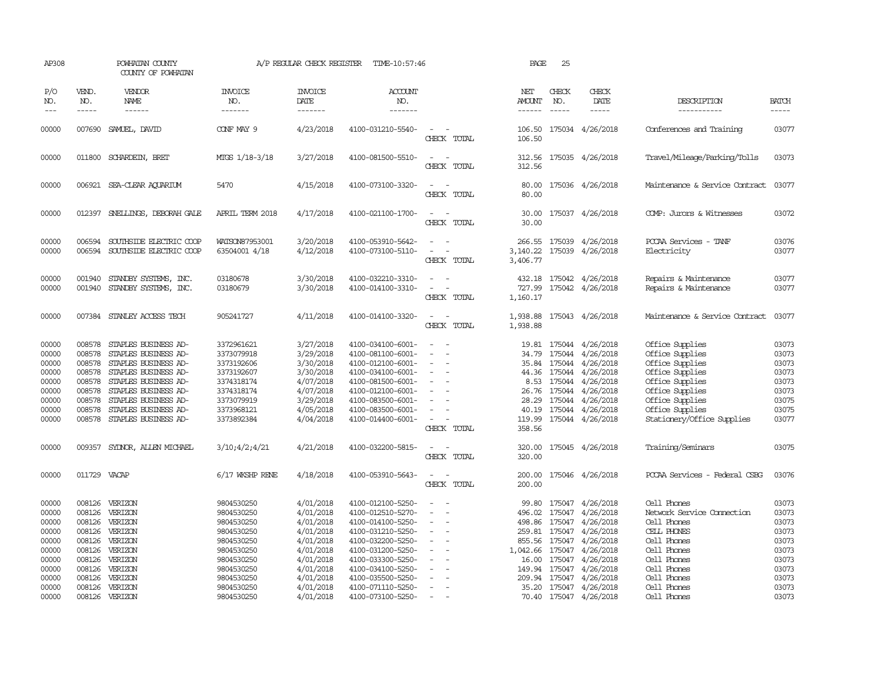AP308 POWHATAN COUNTY A/P REGULAR CHECK REGISTER TIME-10:57:46 PAGE 25

COUNTY OF POWHATAN

| P/O NO. | VEND. NO. | VENDOR NAME | INVOICE NO. | INVOICE DATE | ACCOUNT NO. | | NET AMOUNT | CHECK NO. | CHECK DATE | DESCRIPTION | BATCH |
|---|---|---|---|---|---|---|---|---|---|---|---|
| 00000 | 007690 | SAMUEL, DAVID | CONF MAY 9 | 4/23/2018 | 4100-031210-5540- | - - | 106.50 | 175034 | 4/26/2018 | Conferences and Training | 03077 |
| | | | | | | CHECK TOTAL | 106.50 | | | | |
| 00000 | 011800 | SCHARDEIN, BRET | MTGS 1/18-3/18 | 3/27/2018 | 4100-081500-5510- | - - | 312.56 | 175035 | 4/26/2018 | Travel/Mileage/Parking/Tolls | 03073 |
| | | | | | | CHECK TOTAL | 312.56 | | | | |
| 00000 | 006921 | SEA-CLEAR AQUARIUM | 5470 | 4/15/2018 | 4100-073100-3320- | - - | 80.00 | 175036 | 4/26/2018 | Maintenance & Service Contract | 03077 |
| | | | | | | CHECK TOTAL | 80.00 | | | | |
| 00000 | 012397 | SNELLINGS, DEBORAH GALE | APRIL TERM 2018 | 4/17/2018 | 4100-021100-1700- | - - | 30.00 | 175037 | 4/26/2018 | COMP: Jurors & Witnesses | 03072 |
| | | | | | | CHECK TOTAL | 30.00 | | | | |
| 00000 | 006594 | SOUTHSIDE ELECTRIC COOP | WATSON87953001 | 3/20/2018 | 4100-053910-5642- | - - | 266.55 | 175039 | 4/26/2018 | PCCAA Services - TANF | 03076 |
| 00000 | 006594 | SOUTHSIDE ELECTRIC COOP | 63504001 4/18 | 4/12/2018 | 4100-073100-5110- | - - | 3,140.22 | 175039 | 4/26/2018 | Electricity | 03077 |
| | | | | | | CHECK TOTAL | 3,406.77 | | | | |
| 00000 | 001940 | STANDBY SYSTEMS, INC. | 03180678 | 3/30/2018 | 4100-032210-3310- | - - | 432.18 | 175042 | 4/26/2018 | Repairs & Maintenance | 03077 |
| 00000 | 001940 | STANDBY SYSTEMS, INC. | 03180679 | 3/30/2018 | 4100-014100-3310- | - - | 727.99 | 175042 | 4/26/2018 | Repairs & Maintenance | 03077 |
| | | | | | | CHECK TOTAL | 1,160.17 | | | | |
| 00000 | 007384 | STANLEY ACCESS TECH | 905241727 | 4/11/2018 | 4100-014100-3320- | - - | 1,938.88 | 175043 | 4/26/2018 | Maintenance & Service Contract | 03077 |
| | | | | | | CHECK TOTAL | 1,938.88 | | | | |
| 00000 | 008578 | STAPLES BUSINESS AD- | 3372961621 | 3/27/2018 | 4100-034100-6001- | - - | 19.81 | 175044 | 4/26/2018 | Office Supplies | 03073 |
| 00000 | 008578 | STAPLES BUSINESS AD- | 3373079918 | 3/29/2018 | 4100-081100-6001- | - - | 34.79 | 175044 | 4/26/2018 | Office Supplies | 03073 |
| 00000 | 008578 | STAPLES BUSINESS AD- | 3373192606 | 3/30/2018 | 4100-012100-6001- | - - | 35.84 | 175044 | 4/26/2018 | Office Supplies | 03073 |
| 00000 | 008578 | STAPLES BUSINESS AD- | 3373192607 | 3/30/2018 | 4100-034100-6001- | - - | 44.36 | 175044 | 4/26/2018 | Office Supplies | 03073 |
| 00000 | 008578 | STAPLES BUSINESS AD- | 3374318174 | 4/07/2018 | 4100-081500-6001- | - - | 8.53 | 175044 | 4/26/2018 | Office Supplies | 03073 |
| 00000 | 008578 | STAPLES BUSINESS AD- | 3374318174 | 4/07/2018 | 4100-012100-6001- | - - | 26.76 | 175044 | 4/26/2018 | Office Supplies | 03073 |
| 00000 | 008578 | STAPLES BUSINESS AD- | 3373079919 | 3/29/2018 | 4100-083500-6001- | - - | 28.29 | 175044 | 4/26/2018 | Office Supplies | 03075 |
| 00000 | 008578 | STAPLES BUSINESS AD- | 3373968121 | 4/05/2018 | 4100-083500-6001- | - - | 40.19 | 175044 | 4/26/2018 | Office Supplies | 03075 |
| 00000 | 008578 | STAPLES BUSINESS AD- | 3373892384 | 4/04/2018 | 4100-014400-6001- | - - | 119.99 | 175044 | 4/26/2018 | Stationery/Office Supplies | 03077 |
| | | | | | | CHECK TOTAL | 358.56 | | | | |
| 00000 | 009357 | SYDNOR, ALLEN MICHAEL | 3/10;4/2;4/21 | 4/21/2018 | 4100-032200-5815- | - - | 320.00 | 175045 | 4/26/2018 | Training/Seminars | 03075 |
| | | | | | | CHECK TOTAL | 320.00 | | | | |
| 00000 | 011729 | VACAP | 6/17 WKSHP RENE | 4/18/2018 | 4100-053910-5643- | - - | 200.00 | 175046 | 4/26/2018 | PCCAA Services - Federal CSBG | 03076 |
| | | | | | | CHECK TOTAL | 200.00 | | | | |
| 00000 | 008126 | VERIZON | 9804530250 | 4/01/2018 | 4100-012100-5250- | - - | 99.80 | 175047 | 4/26/2018 | Cell Phones | 03073 |
| 00000 | 008126 | VERIZON | 9804530250 | 4/01/2018 | 4100-012510-5270- | - - | 496.02 | 175047 | 4/26/2018 | Network Service Connection | 03073 |
| 00000 | 008126 | VERIZON | 9804530250 | 4/01/2018 | 4100-014100-5250- | - - | 498.86 | 175047 | 4/26/2018 | Cell Phones | 03073 |
| 00000 | 008126 | VERIZON | 9804530250 | 4/01/2018 | 4100-031210-5250- | - - | 259.81 | 175047 | 4/26/2018 | CELL PHONES | 03073 |
| 00000 | 008126 | VERIZON | 9804530250 | 4/01/2018 | 4100-032200-5250- | - - | 855.56 | 175047 | 4/26/2018 | Cell Phones | 03073 |
| 00000 | 008126 | VERIZON | 9804530250 | 4/01/2018 | 4100-031200-5250- | - - | 1,042.66 | 175047 | 4/26/2018 | Cell Phones | 03073 |
| 00000 | 008126 | VERIZON | 9804530250 | 4/01/2018 | 4100-033300-5250- | - - | 16.00 | 175047 | 4/26/2018 | Cell Phones | 03073 |
| 00000 | 008126 | VERIZON | 9804530250 | 4/01/2018 | 4100-034100-5250- | - - | 149.94 | 175047 | 4/26/2018 | Cell Phones | 03073 |
| 00000 | 008126 | VERIZON | 9804530250 | 4/01/2018 | 4100-035500-5250- | - - | 209.94 | 175047 | 4/26/2018 | Cell Phones | 03073 |
| 00000 | 008126 | VERIZON | 9804530250 | 4/01/2018 | 4100-071110-5250- | - - | 35.20 | 175047 | 4/26/2018 | Cell Phones | 03073 |
| 00000 | 008126 | VERIZON | 9804530250 | 4/01/2018 | 4100-073100-5250- | - - | 70.40 | 175047 | 4/26/2018 | Cell Phones | 03073 |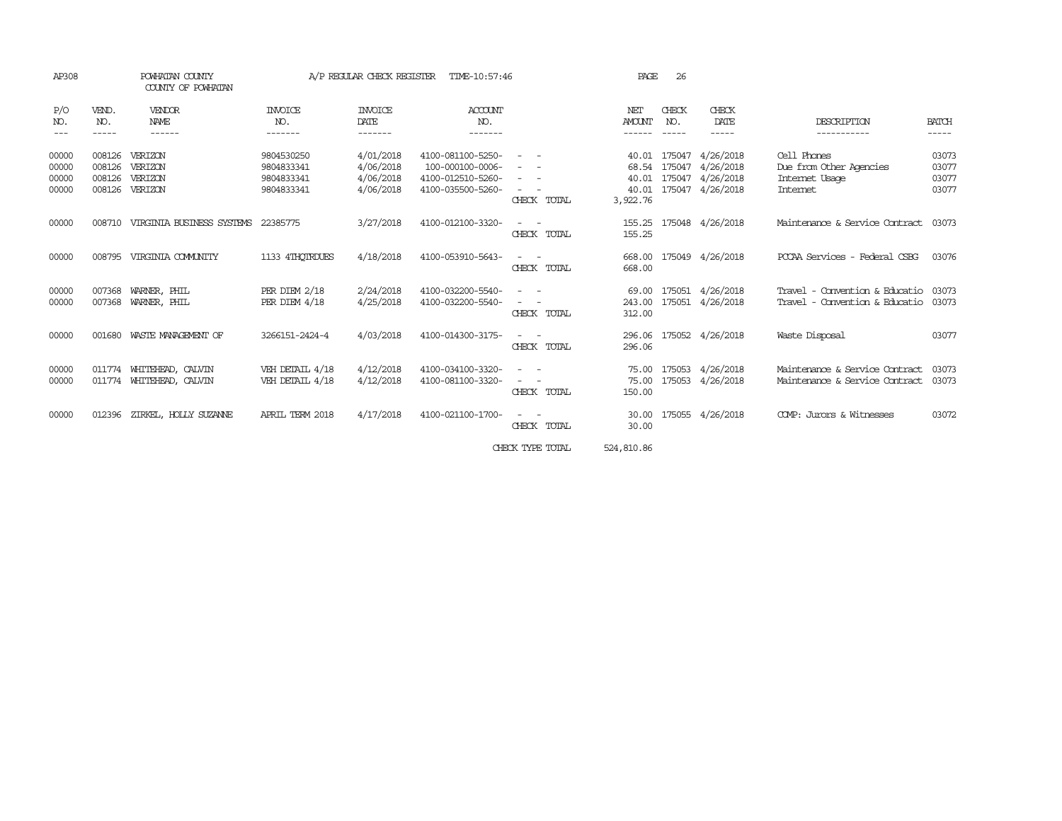AP308 POWHATAN COUNTY A/P REGULAR CHECK REGISTER TIME-10:57:46

COUNTY OF POWHATAN

| P/O NO. | VEND. NO. | VENDOR NAME | INVOICE NO. | INVOICE DATE | ACCOUNT NO. | | NET AMOUNT | CHECK NO. | CHECK DATE | DESCRIPTION | BATCH |
|---|---|---|---|---|---|---|---|---|---|---|---|
| 00000 | 008126 | VERIZON | 9804530250 | 4/01/2018 | 4100-081100-5250- | - - | 40.01 | 175047 | 4/26/2018 | Cell Phones | 03073 |
| 00000 | 008126 | VERIZON | 9804833341 | 4/06/2018 | 100-000100-0006- | - - | 68.54 | 175047 | 4/26/2018 | Due from Other Agencies | 03077 |
| 00000 | 008126 | VERIZON | 9804833341 | 4/06/2018 | 4100-012510-5260- | - - | 40.01 | 175047 | 4/26/2018 | Internet Usage | 03077 |
| 00000 | 008126 | VERIZON | 9804833341 | 4/06/2018 | 4100-035500-5260- | - - | 40.01 | 175047 | 4/26/2018 | Internet | 03077 |
| | | | | | | CHECK TOTAL | 3,922.76 | | | | |
| 00000 | 008710 | VIRGINIA BUSINESS SYSTEMS | 22385775 | 3/27/2018 | 4100-012100-3320- | - - | 155.25 | 175048 | 4/26/2018 | Maintenance & Service Contract | 03073 |
| | | | | | | CHECK TOTAL | 155.25 | | | | |
| 00000 | 008795 | VIRGINIA COMMUNITY | 1133 4THQTRDUES | 4/18/2018 | 4100-053910-5643- | - - | 668.00 | 175049 | 4/26/2018 | PCCAA Services - Federal CSBG | 03076 |
| | | | | | | CHECK TOTAL | 668.00 | | | | |
| 00000 | 007368 | WARNER, PHIL | PER DIEM 2/18 | 2/24/2018 | 4100-032200-5540- | - - | 69.00 | 175051 | 4/26/2018 | Travel - Convention & Educatio | 03073 |
| 00000 | 007368 | WARNER, PHIL | PER DIEM 4/18 | 4/25/2018 | 4100-032200-5540- | - - | 243.00 | 175051 | 4/26/2018 | Travel - Convention & Educatio | 03073 |
| | | | | | | CHECK TOTAL | 312.00 | | | | |
| 00000 | 001680 | WASTE MANAGEMENT OF | 3266151-2424-4 | 4/03/2018 | 4100-014300-3175- | - - | 296.06 | 175052 | 4/26/2018 | Waste Disposal | 03077 |
| | | | | | | CHECK TOTAL | 296.06 | | | | |
| 00000 | 011774 | WHITEHEAD, CALVIN | VEH DETAIL 4/18 | 4/12/2018 | 4100-034100-3320- | - - | 75.00 | 175053 | 4/26/2018 | Maintenance & Service Contract | 03073 |
| 00000 | 011774 | WHITEHEAD, CALVIN | VEH DETAIL 4/18 | 4/12/2018 | 4100-081100-3320- | - - | 75.00 | 175053 | 4/26/2018 | Maintenance & Service Contract | 03073 |
| | | | | | | CHECK TOTAL | 150.00 | | | | |
| 00000 | 012396 | ZIRKEL, HOLLY SUZANNE | APRIL TERM 2018 | 4/17/2018 | 4100-021100-1700- | - - | 30.00 | 175055 | 4/26/2018 | COMP: Jurors & Witnesses | 03072 |
| | | | | | | CHECK TOTAL | 30.00 | | | | |
| | | | | | | CHECK TYPE TOTAL | 524,810.86 | | | | |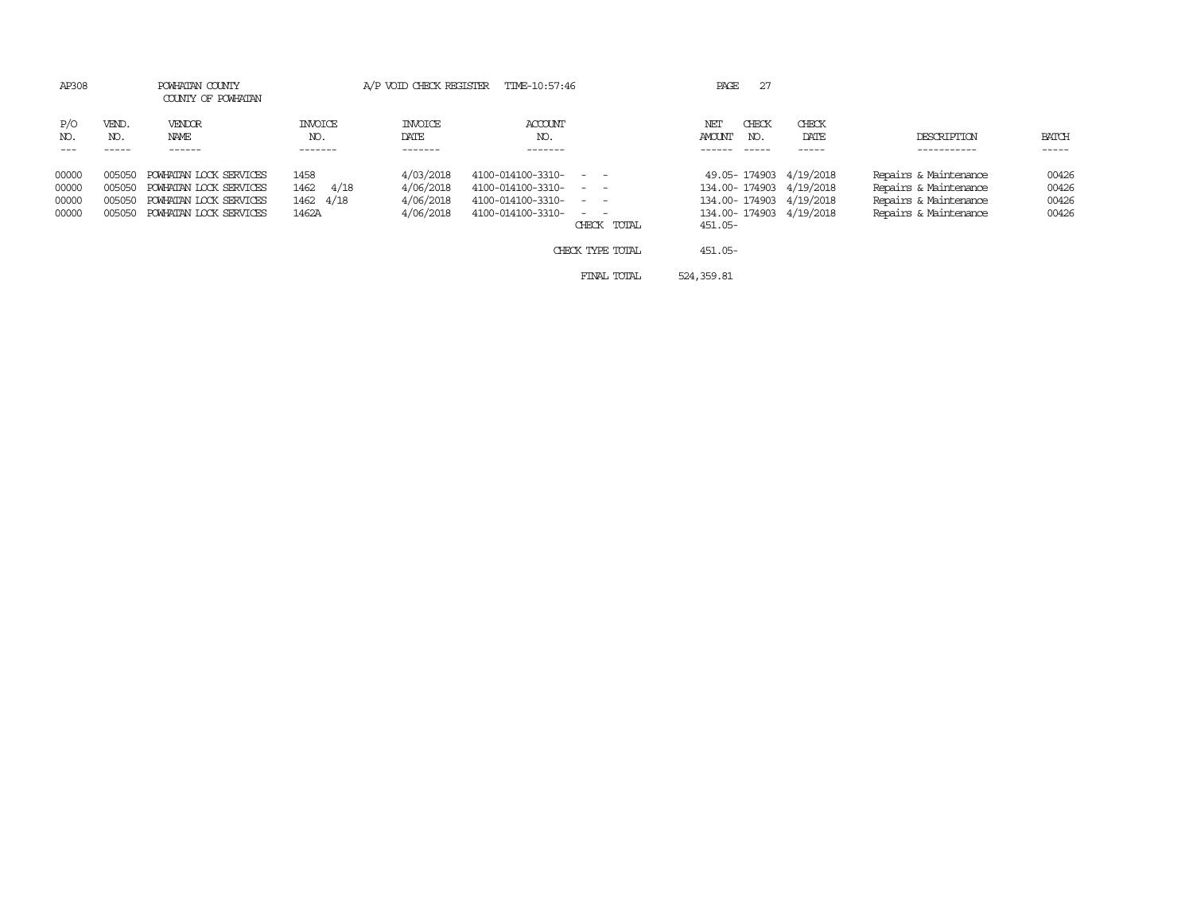AP308 POWHATAN COUNTY A/P VOID CHECK REGISTER TIME-10:57:46

COUNTY OF POWHATAN

| P/O NO. | VEND. NO. | VENDOR NAME | INVOICE NO. | INVOICE DATE | ACCOUNT NO. | | NET AMOUNT | CHECK NO. | CHECK DATE | DESCRIPTION | BATCH |
|---|---|---|---|---|---|---|---|---|---|---|---|
| 00000 | 005050 | POWHATAN LOCK SERVICES | 1458 | 4/03/2018 | 4100-014100-3310- - - | | 49.05- | 174903 | 4/19/2018 | Repairs & Maintenance | 00426 |
| 00000 | 005050 | POWHATAN LOCK SERVICES | 1462 4/18 | 4/06/2018 | 4100-014100-3310- - - | | 134.00- | 174903 | 4/19/2018 | Repairs & Maintenance | 00426 |
| 00000 | 005050 | POWHATAN LOCK SERVICES | 1462 4/18 | 4/06/2018 | 4100-014100-3310- - - | | 134.00- | 174903 | 4/19/2018 | Repairs & Maintenance | 00426 |
| 00000 | 005050 | POWHATAN LOCK SERVICES | 1462A | 4/06/2018 | 4100-014100-3310- - - | | 134.00- | 174903 | 4/19/2018 | Repairs & Maintenance | 00426 |
| | | | | | | CHECK TOTAL | 451.05- | | | | |
| | | | | | | CHECK TYPE TOTAL | 451.05- | | | | |
| | | | | | | FINAL TOTAL | 524,359.81 | | | | |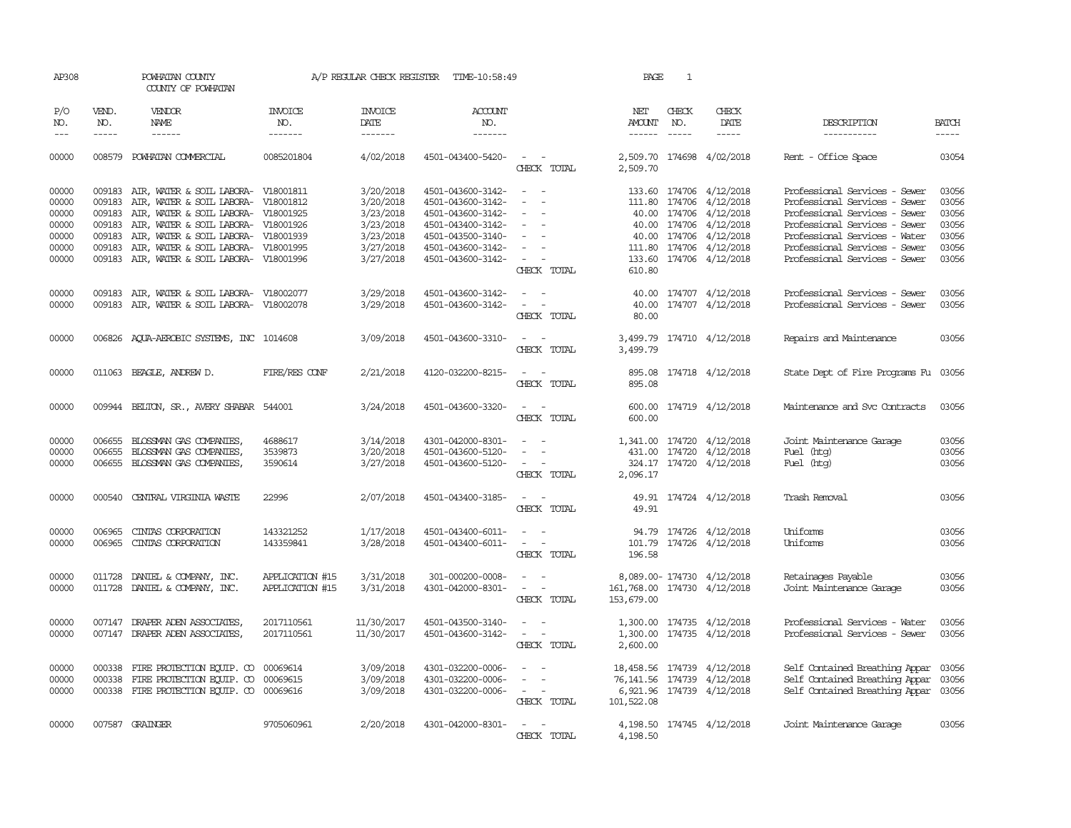AP308 POWHATAN COUNTY A/P REGULAR CHECK REGISTER TIME-10:58:49 PAGE 1
COUNTY OF POWHATAN

| P/O NO. | VEND. NO. | VENDOR NAME | INVOICE NO. | INVOICE DATE | ACCOUNT NO. | | NET AMOUNT | CHECK NO. | CHECK DATE | DESCRIPTION | BATCH |
|---|---|---|---|---|---|---|---|---|---|---|---|
| 00000 | 008579 | POWHATAN COMMERCIAL | 0085201804 | 4/02/2018 | 4501-043400-5420- | - - | 2,509.70 | 174698 | 4/02/2018 | Rent - Office Space | 03054 |
| | | | | | | CHECK TOTAL | 2,509.70 | | | | |
| 00000 | 009183 | AIR, WATER & SOIL LABORA- | V18001811 | 3/20/2018 | 4501-043600-3142- | - - | 133.60 | 174706 | 4/12/2018 | Professional Services - Sewer | 03056 |
| 00000 | 009183 | AIR, WATER & SOIL LABORA- | V18001812 | 3/20/2018 | 4501-043600-3142- | - - | 111.80 | 174706 | 4/12/2018 | Professional Services - Sewer | 03056 |
| 00000 | 009183 | AIR, WATER & SOIL LABORA- | V18001925 | 3/23/2018 | 4501-043600-3142- | - - | 40.00 | 174706 | 4/12/2018 | Professional Services - Sewer | 03056 |
| 00000 | 009183 | AIR, WATER & SOIL LABORA- | V18001926 | 3/23/2018 | 4501-043400-3142- | - - | 40.00 | 174706 | 4/12/2018 | Professional Services - Sewer | 03056 |
| 00000 | 009183 | AIR, WATER & SOIL LABORA- | V18001939 | 3/23/2018 | 4501-043500-3140- | - - | 40.00 | 174706 | 4/12/2018 | Professional Services - Water | 03056 |
| 00000 | 009183 | AIR, WATER & SOIL LABORA- | V18001995 | 3/27/2018 | 4501-043600-3142- | - - | 111.80 | 174706 | 4/12/2018 | Professional Services - Sewer | 03056 |
| 00000 | 009183 | AIR, WATER & SOIL LABORA- | V18001996 | 3/27/2018 | 4501-043600-3142- | - - | 133.60 | 174706 | 4/12/2018 | Professional Services - Sewer | 03056 |
| | | | | | | CHECK TOTAL | 610.80 | | | | |
| 00000 | 009183 | AIR, WATER & SOIL LABORA- | V18002077 | 3/29/2018 | 4501-043600-3142- | - - | 40.00 | 174707 | 4/12/2018 | Professional Services - Sewer | 03056 |
| 00000 | 009183 | AIR, WATER & SOIL LABORA- | V18002078 | 3/29/2018 | 4501-043600-3142- | - - | 40.00 | 174707 | 4/12/2018 | Professional Services - Sewer | 03056 |
| | | | | | | CHECK TOTAL | 80.00 | | | | |
| 00000 | 006826 | AQUA-AEROBIC SYSTEMS, INC | 1014608 | 3/09/2018 | 4501-043600-3310- | - - | 3,499.79 | 174710 | 4/12/2018 | Repairs and Maintenance | 03056 |
| | | | | | | CHECK TOTAL | 3,499.79 | | | | |
| 00000 | 011063 | BEAGLE, ANDREW D. | FIRE/RES CONF | 2/21/2018 | 4120-032200-8215- | - - | 895.08 | 174718 | 4/12/2018 | State Dept of Fire Programs Fu | 03056 |
| | | | | | | CHECK TOTAL | 895.08 | | | | |
| 00000 | 009944 | BELTON, SR., AVERY SHABAR | 544001 | 3/24/2018 | 4501-043600-3320- | - - | 600.00 | 174719 | 4/12/2018 | Maintenance and Svc Contracts | 03056 |
| | | | | | | CHECK TOTAL | 600.00 | | | | |
| 00000 | 006655 | BLOSSMAN GAS COMPANIES, | 4688617 | 3/14/2018 | 4301-042000-8301- | - - | 1,341.00 | 174720 | 4/12/2018 | Joint Maintenance Garage | 03056 |
| 00000 | 006655 | BLOSSMAN GAS COMPANIES, | 3539873 | 3/20/2018 | 4501-043600-5120- | - - | 431.00 | 174720 | 4/12/2018 | Fuel (htg) | 03056 |
| 00000 | 006655 | BLOSSMAN GAS COMPANIES, | 3590614 | 3/27/2018 | 4501-043600-5120- | - - | 324.17 | 174720 | 4/12/2018 | Fuel (htg) | 03056 |
| | | | | | | CHECK TOTAL | 2,096.17 | | | | |
| 00000 | 000540 | CENTRAL VIRGINIA WASTE | 22996 | 2/07/2018 | 4501-043400-3185- | - - | 49.91 | 174724 | 4/12/2018 | Trash Removal | 03056 |
| | | | | | | CHECK TOTAL | 49.91 | | | | |
| 00000 | 006965 | CINTAS CORPORATION | 143321252 | 1/17/2018 | 4501-043400-6011- | - - | 94.79 | 174726 | 4/12/2018 | Uniforms | 03056 |
| 00000 | 006965 | CINTAS CORPORATION | 143359841 | 3/28/2018 | 4501-043400-6011- | - - | 101.79 | 174726 | 4/12/2018 | Uniforms | 03056 |
| | | | | | | CHECK TOTAL | 196.58 | | | | |
| 00000 | 011728 | DANIEL & COMPANY, INC. | APPLICATION #15 | 3/31/2018 | 301-000200-0008- | - - | 8,089.00- | 174730 | 4/12/2018 | Retainages Payable | 03056 |
| 00000 | 011728 | DANIEL & COMPANY, INC. | APPLICATION #15 | 3/31/2018 | 4301-042000-8301- | - - | 161,768.00 | 174730 | 4/12/2018 | Joint Maintenance Garage | 03056 |
| | | | | | | CHECK TOTAL | 153,679.00 | | | | |
| 00000 | 007147 | DRAPER ADEN ASSOCIATES, | 2017110561 | 11/30/2017 | 4501-043500-3140- | - - | 1,300.00 | 174735 | 4/12/2018 | Professional Services - Water | 03056 |
| 00000 | 007147 | DRAPER ADEN ASSOCIATES, | 2017110561 | 11/30/2017 | 4501-043600-3142- | - - | 1,300.00 | 174735 | 4/12/2018 | Professional Services - Sewer | 03056 |
| | | | | | | CHECK TOTAL | 2,600.00 | | | | |
| 00000 | 000338 | FIRE PROTECTION EQUIP. CO | 00069614 | 3/09/2018 | 4301-032200-0006- | - - | 18,458.56 | 174739 | 4/12/2018 | Self Contained Breathing Appar | 03056 |
| 00000 | 000338 | FIRE PROTECTION EQUIP. CO | 00069615 | 3/09/2018 | 4301-032200-0006- | - - | 76,141.56 | 174739 | 4/12/2018 | Self Contained Breathing Appar | 03056 |
| 00000 | 000338 | FIRE PROTECTION EQUIP. CO | 00069616 | 3/09/2018 | 4301-032200-0006- | - - | 6,921.96 | 174739 | 4/12/2018 | Self Contained Breathing Appar | 03056 |
| | | | | | | CHECK TOTAL | 101,522.08 | | | | |
| 00000 | 007587 | GRAINGER | 9705060961 | 2/20/2018 | 4301-042000-8301- | - - | 4,198.50 | 174745 | 4/12/2018 | Joint Maintenance Garage | 03056 |
| | | | | | | CHECK TOTAL | 4,198.50 | | | | |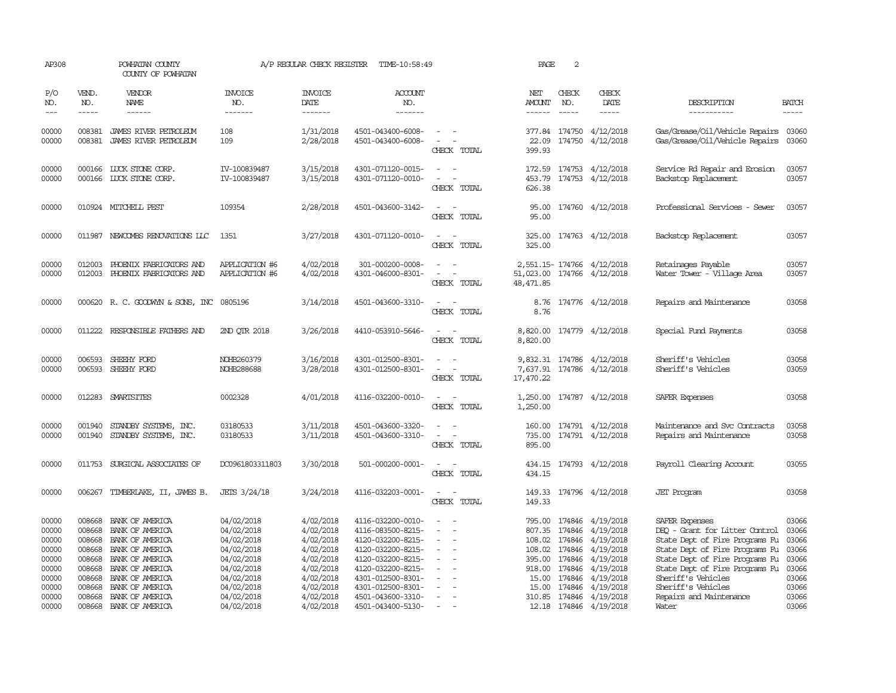AP308 POWHATAN COUNTY A/P REGULAR CHECK REGISTER TIME-10:58:49 PAGE 2

COUNTY OF POWHATAN

| P/O NO. | VEND. NO. | VENDOR NAME | INVOICE NO. | INVOICE DATE | ACCOUNT NO. | | NET AMOUNT | CHECK NO. | CHECK DATE | DESCRIPTION | BATCH |
|---|---|---|---|---|---|---|---|---|---|---|---|
| 00000 | 008381 | JAMES RIVER PETROLEUM | 108 | 1/31/2018 | 4501-043400-6008- | - - | 377.84 | 174750 | 4/12/2018 | Gas/Grease/Oil/Vehicle Repairs | 03060 |
| 00000 | 008381 | JAMES RIVER PETROLEUM | 109 | 2/28/2018 | 4501-043400-6008- | - - | 22.09 | 174750 | 4/12/2018 | Gas/Grease/Oil/Vehicle Repairs | 03060 |
| | | | | | | CHECK TOTAL | 399.93 | | | | |
| 00000 | 000166 | LUCK STONE CORP. | IV-100839487 | 3/15/2018 | 4301-071120-0015- | - - | 172.59 | 174753 | 4/12/2018 | Service Rd Repair and Erosion | 03057 |
| 00000 | 000166 | LUCK STONE CORP. | IV-100839487 | 3/15/2018 | 4301-071120-0010- | - - | 453.79 | 174753 | 4/12/2018 | Backstop Replacement | 03057 |
| | | | | | | CHECK TOTAL | 626.38 | | | | |
| 00000 | 010924 | MITCHELL PEST | 109354 | 2/28/2018 | 4501-043600-3142- | - - | 95.00 | 174760 | 4/12/2018 | Professional Services - Sewer | 03057 |
| | | | | | | CHECK TOTAL | 95.00 | | | | |
| 00000 | 011987 | NEWCOMBS RENOVATIONS LLC | 1351 | 3/27/2018 | 4301-071120-0010- | - - | 325.00 | 174763 | 4/12/2018 | Backstop Replacement | 03057 |
| | | | | | | CHECK TOTAL | 325.00 | | | | |
| 00000 | 012003 | PHOENIX FABRICATORS AND | APPLICATION #6 | 4/02/2018 | 301-000200-0008- | - - | 2,551.15- | 174766 | 4/12/2018 | Retainages Payable | 03057 |
| 00000 | 012003 | PHOENIX FABRICATORS AND | APPLICATION #6 | 4/02/2018 | 4301-046000-8301- | - - | 51,023.00 | 174766 | 4/12/2018 | Water Tower - Village Area | 03057 |
| | | | | | | CHECK TOTAL | 48,471.85 | | | | |
| 00000 | 000620 | R. C. GOODWYN & SONS, INC | 0805196 | 3/14/2018 | 4501-043600-3310- | - - | 8.76 | 174776 | 4/12/2018 | Repairs and Maintenance | 03058 |
| | | | | | | CHECK TOTAL | 8.76 | | | | |
| 00000 | 011222 | RESPONSIBLE FATHERS AND | 2ND QTR 2018 | 3/26/2018 | 4410-053910-5646- | - - | 8,820.00 | 174779 | 4/12/2018 | Special Fund Payments | 03058 |
| | | | | | | CHECK TOTAL | 8,820.00 | | | | |
| 00000 | 006593 | SHEEHY FORD | NOHB260379 | 3/16/2018 | 4301-012500-8301- | - - | 9,832.31 | 174786 | 4/12/2018 | Sheriff's Vehicles | 03058 |
| 00000 | 006593 | SHEEHY FORD | NOHB288688 | 3/28/2018 | 4301-012500-8301- | - - | 7,637.91 | 174786 | 4/12/2018 | Sheriff's Vehicles | 03059 |
| | | | | | | CHECK TOTAL | 17,470.22 | | | | |
| 00000 | 012283 | SMARTSITES | 0002328 | 4/01/2018 | 4116-032200-0010- | - - | 1,250.00 | 174787 | 4/12/2018 | SAFER Expenses | 03058 |
| | | | | | | CHECK TOTAL | 1,250.00 | | | | |
| 00000 | 001940 | STANDBY SYSTEMS, INC. | 03180533 | 3/11/2018 | 4501-043600-3320- | - - | 160.00 | 174791 | 4/12/2018 | Maintenance and Svc Contracts | 03058 |
| 00000 | 001940 | STANDBY SYSTEMS, INC. | 03180533 | 3/11/2018 | 4501-043600-3310- | - - | 735.00 | 174791 | 4/12/2018 | Repairs and Maintenance | 03058 |
| | | | | | | CHECK TOTAL | 895.00 | | | | |
| 00000 | 011753 | SURGICAL ASSOCIATES OF | DC0961803311803 | 3/30/2018 | 501-000200-0001- | - - | 434.15 | 174793 | 4/12/2018 | Payroll Clearing Account | 03055 |
| | | | | | | CHECK TOTAL | 434.15 | | | | |
| 00000 | 006267 | TIMBERLAKE, II, JAMES B. | JETS 3/24/18 | 3/24/2018 | 4116-032203-0001- | - - | 149.33 | 174796 | 4/12/2018 | JET Program | 03058 |
| | | | | | | CHECK TOTAL | 149.33 | | | | |
| 00000 | 008668 | BANK OF AMERICA | 04/02/2018 | 4/02/2018 | 4116-032200-0010- | - - | 795.00 | 174846 | 4/19/2018 | SAFER Expenses | 03066 |
| 00000 | 008668 | BANK OF AMERICA | 04/02/2018 | 4/02/2018 | 4116-083500-8215- | - - | 807.35 | 174846 | 4/19/2018 | DEQ - Grant for Litter Control | 03066 |
| 00000 | 008668 | BANK OF AMERICA | 04/02/2018 | 4/02/2018 | 4120-032200-8215- | - - | 108.02 | 174846 | 4/19/2018 | State Dept of Fire Programs Fu | 03066 |
| 00000 | 008668 | BANK OF AMERICA | 04/02/2018 | 4/02/2018 | 4120-032200-8215- | - - | 108.02 | 174846 | 4/19/2018 | State Dept of Fire Programs Fu | 03066 |
| 00000 | 008668 | BANK OF AMERICA | 04/02/2018 | 4/02/2018 | 4120-032200-8215- | - - | 395.00 | 174846 | 4/19/2018 | State Dept of Fire Programs Fu | 03066 |
| 00000 | 008668 | BANK OF AMERICA | 04/02/2018 | 4/02/2018 | 4120-032200-8215- | - - | 918.00 | 174846 | 4/19/2018 | State Dept of Fire Programs Fu | 03066 |
| 00000 | 008668 | BANK OF AMERICA | 04/02/2018 | 4/02/2018 | 4301-012500-8301- | - - | 15.00 | 174846 | 4/19/2018 | Sheriff's Vehicles | 03066 |
| 00000 | 008668 | BANK OF AMERICA | 04/02/2018 | 4/02/2018 | 4301-012500-8301- | - - | 15.00 | 174846 | 4/19/2018 | Sheriff's Vehicles | 03066 |
| 00000 | 008668 | BANK OF AMERICA | 04/02/2018 | 4/02/2018 | 4501-043600-3310- | - - | 310.85 | 174846 | 4/19/2018 | Repairs and Maintenance | 03066 |
| 00000 | 008668 | BANK OF AMERICA | 04/02/2018 | 4/02/2018 | 4501-043400-5130- | - - | 12.18 | 174846 | 4/19/2018 | Water | 03066 |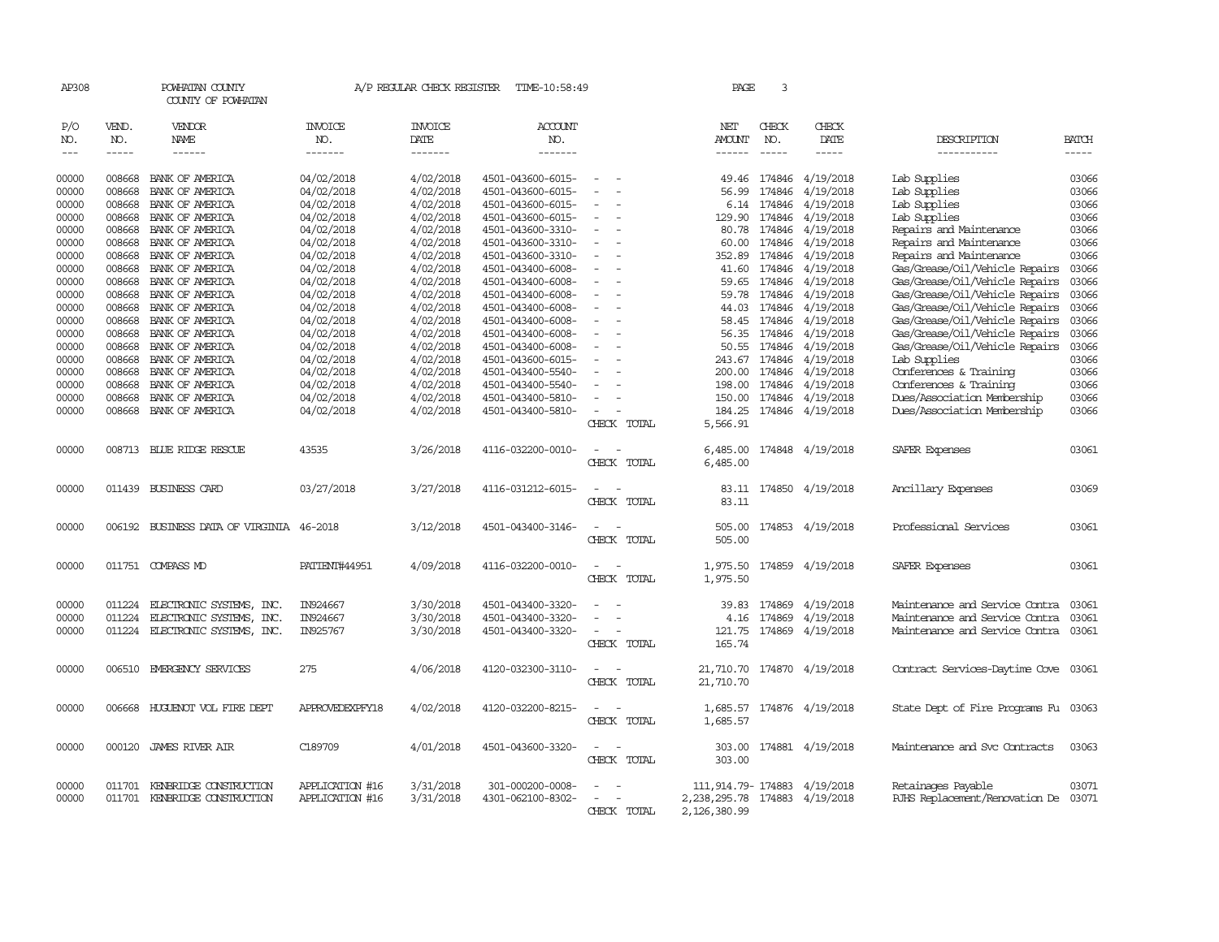AP308 POWHATAN COUNTY A/P REGULAR CHECK REGISTER TIME-10:58:49 PAGE 3

COUNTY OF POWHATAN

| P/O NO. | VEND. NO. | VENDOR NAME | INVOICE NO. | INVOICE DATE | ACCOUNT NO. | | NET AMOUNT | CHECK NO. | CHECK DATE | DESCRIPTION | BATCH |
|---|---|---|---|---|---|---|---|---|---|---|---|
| --- | ----- | ------ | ------- | ------- | ------- | | ------ | ----- | ----- | ----------- | ----- |
| 00000 | 008668 | BANK OF AMERICA | 04/02/2018 | 4/02/2018 | 4501-043600-6015- | - - | 49.46 | 174846 | 4/19/2018 | Lab Supplies | 03066 |
| 00000 | 008668 | BANK OF AMERICA | 04/02/2018 | 4/02/2018 | 4501-043600-6015- | - - | 56.99 | 174846 | 4/19/2018 | Lab Supplies | 03066 |
| 00000 | 008668 | BANK OF AMERICA | 04/02/2018 | 4/02/2018 | 4501-043600-6015- | - - | 6.14 | 174846 | 4/19/2018 | Lab Supplies | 03066 |
| 00000 | 008668 | BANK OF AMERICA | 04/02/2018 | 4/02/2018 | 4501-043600-6015- | - - | 129.90 | 174846 | 4/19/2018 | Lab Supplies | 03066 |
| 00000 | 008668 | BANK OF AMERICA | 04/02/2018 | 4/02/2018 | 4501-043600-3310- | - - | 80.78 | 174846 | 4/19/2018 | Repairs and Maintenance | 03066 |
| 00000 | 008668 | BANK OF AMERICA | 04/02/2018 | 4/02/2018 | 4501-043600-3310- | - - | 60.00 | 174846 | 4/19/2018 | Repairs and Maintenance | 03066 |
| 00000 | 008668 | BANK OF AMERICA | 04/02/2018 | 4/02/2018 | 4501-043600-3310- | - - | 352.89 | 174846 | 4/19/2018 | Repairs and Maintenance | 03066 |
| 00000 | 008668 | BANK OF AMERICA | 04/02/2018 | 4/02/2018 | 4501-043400-6008- | - - | 41.60 | 174846 | 4/19/2018 | Gas/Grease/Oil/Vehicle Repairs | 03066 |
| 00000 | 008668 | BANK OF AMERICA | 04/02/2018 | 4/02/2018 | 4501-043400-6008- | - - | 59.65 | 174846 | 4/19/2018 | Gas/Grease/Oil/Vehicle Repairs | 03066 |
| 00000 | 008668 | BANK OF AMERICA | 04/02/2018 | 4/02/2018 | 4501-043400-6008- | - - | 59.78 | 174846 | 4/19/2018 | Gas/Grease/Oil/Vehicle Repairs | 03066 |
| 00000 | 008668 | BANK OF AMERICA | 04/02/2018 | 4/02/2018 | 4501-043400-6008- | - - | 44.03 | 174846 | 4/19/2018 | Gas/Grease/Oil/Vehicle Repairs | 03066 |
| 00000 | 008668 | BANK OF AMERICA | 04/02/2018 | 4/02/2018 | 4501-043400-6008- | - - | 58.45 | 174846 | 4/19/2018 | Gas/Grease/Oil/Vehicle Repairs | 03066 |
| 00000 | 008668 | BANK OF AMERICA | 04/02/2018 | 4/02/2018 | 4501-043400-6008- | - - | 56.35 | 174846 | 4/19/2018 | Gas/Grease/Oil/Vehicle Repairs | 03066 |
| 00000 | 008668 | BANK OF AMERICA | 04/02/2018 | 4/02/2018 | 4501-043400-6008- | - - | 50.55 | 174846 | 4/19/2018 | Gas/Grease/Oil/Vehicle Repairs | 03066 |
| 00000 | 008668 | BANK OF AMERICA | 04/02/2018 | 4/02/2018 | 4501-043600-6015- | - - | 243.67 | 174846 | 4/19/2018 | Lab Supplies | 03066 |
| 00000 | 008668 | BANK OF AMERICA | 04/02/2018 | 4/02/2018 | 4501-043400-5540- | - - | 200.00 | 174846 | 4/19/2018 | Conferences & Training | 03066 |
| 00000 | 008668 | BANK OF AMERICA | 04/02/2018 | 4/02/2018 | 4501-043400-5540- | - - | 198.00 | 174846 | 4/19/2018 | Conferences & Training | 03066 |
| 00000 | 008668 | BANK OF AMERICA | 04/02/2018 | 4/02/2018 | 4501-043400-5810- | - - | 150.00 | 174846 | 4/19/2018 | Dues/Association Membership | 03066 |
| 00000 | 008668 | BANK OF AMERICA | 04/02/2018 | 4/02/2018 | 4501-043400-5810- | - - | 184.25 | 174846 | 4/19/2018 | Dues/Association Membership | 03066 |
| | | | | | | CHECK TOTAL | 5,566.91 | | | | |
| 00000 | 008713 | BLUE RIDGE RESCUE | 43535 | 3/26/2018 | 4116-032200-0010- | - - | 6,485.00 | 174848 | 4/19/2018 | SAFER Expenses | 03061 |
| | | | | | | CHECK TOTAL | 6,485.00 | | | | |
| 00000 | 011439 | BUSINESS CARD | 03/27/2018 | 3/27/2018 | 4116-031212-6015- | - - | 83.11 | 174850 | 4/19/2018 | Ancillary Expenses | 03069 |
| | | | | | | CHECK TOTAL | 83.11 | | | | |
| 00000 | 006192 | BUSINESS DATA OF VIRGINIA | 46-2018 | 3/12/2018 | 4501-043400-3146- | - - | 505.00 | 174853 | 4/19/2018 | Professional Services | 03061 |
| | | | | | | CHECK TOTAL | 505.00 | | | | |
| 00000 | 011751 | COMPASS MD | PATIENT#44951 | 4/09/2018 | 4116-032200-0010- | - - | 1,975.50 | 174859 | 4/19/2018 | SAFER Expenses | 03061 |
| | | | | | | CHECK TOTAL | 1,975.50 | | | | |
| 00000 | 011224 | ELECTRONIC SYSTEMS, INC. | IN924667 | 3/30/2018 | 4501-043400-3320- | - - | 39.83 | 174869 | 4/19/2018 | Maintenance and Service Contra | 03061 |
| 00000 | 011224 | ELECTRONIC SYSTEMS, INC. | IN924667 | 3/30/2018 | 4501-043400-3320- | - - | 4.16 | 174869 | 4/19/2018 | Maintenance and Service Contra | 03061 |
| 00000 | 011224 | ELECTRONIC SYSTEMS, INC. | IN925767 | 3/30/2018 | 4501-043400-3320- | - - | 121.75 | 174869 | 4/19/2018 | Maintenance and Service Contra | 03061 |
| | | | | | | CHECK TOTAL | 165.74 | | | | |
| 00000 | 006510 | EMERGENCY SERVICES | 275 | 4/06/2018 | 4120-032300-3110- | - - | 21,710.70 | 174870 | 4/19/2018 | Contract Services-Daytime Cove | 03061 |
| | | | | | | CHECK TOTAL | 21,710.70 | | | | |
| 00000 | 006668 | HUGUENOT VOL FIRE DEPT | APPROVEDEXPFY18 | 4/02/2018 | 4120-032200-8215- | - - | 1,685.57 | 174876 | 4/19/2018 | State Dept of Fire Programs Fu | 03063 |
| | | | | | | CHECK TOTAL | 1,685.57 | | | | |
| 00000 | 000120 | JAMES RIVER AIR | C189709 | 4/01/2018 | 4501-043600-3320- | - - | 303.00 | 174881 | 4/19/2018 | Maintenance and Svc Contracts | 03063 |
| | | | | | | CHECK TOTAL | 303.00 | | | | |
| 00000 | 011701 | KENBRIDGE CONSTRUCTION | APPLICATION #16 | 3/31/2018 | 301-000200-0008- | - - | 111,914.79- | 174883 | 4/19/2018 | Retainages Payable | 03071 |
| 00000 | 011701 | KENBRIDGE CONSTRUCTION | APPLICATION #16 | 3/31/2018 | 4301-062100-8302- | - - | 2,238,295.78 | 174883 | 4/19/2018 | PJHS Replacement/Renovation De | 03071 |
| | | | | | | CHECK TOTAL | 2,126,380.99 | | | | |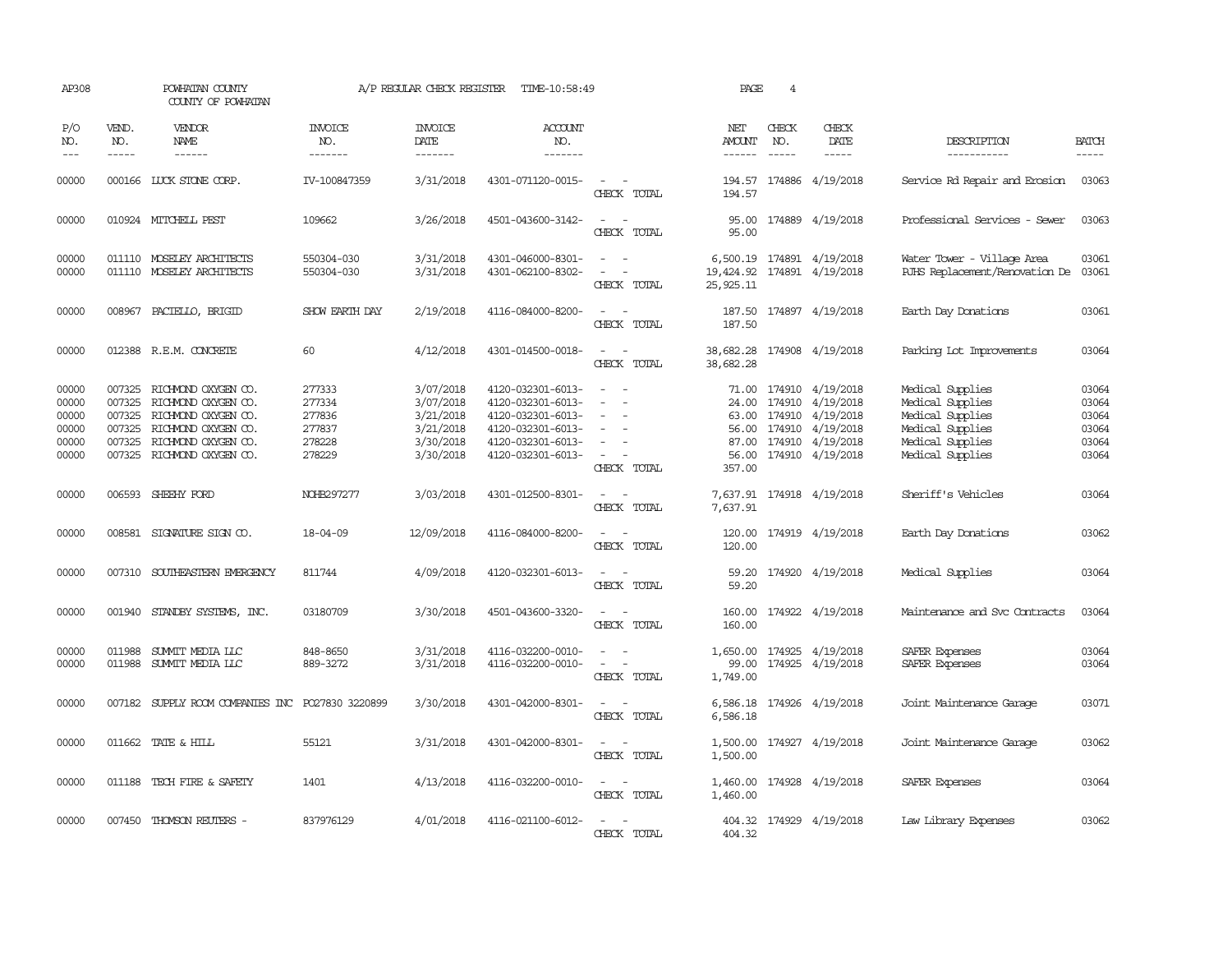AP308 POWHATAN COUNTY A/P REGULAR CHECK REGISTER TIME-10:58:49 PAGE 4

COUNTY OF POWHATAN

| P/O NO. | VEND. NO. | VENDOR NAME | INVOICE NO. | INVOICE DATE | ACCOUNT NO. | | NET AMOUNT | CHECK NO. | CHECK DATE | DESCRIPTION | BATCH |
|---|---|---|---|---|---|---|---|---|---|---|---|
| --- | ----- | ------ | ------- | ------- | ------- | | ------ | ----- | ----- | ----------- | ----- |
| 00000 | 000166 | LUCK STONE CORP. | IV-100847359 | 3/31/2018 | 4301-071120-0015- | - - | 194.57 | 174886 | 4/19/2018 | Service Rd Repair and Erosion | 03063 |
| | | | | | | CHECK TOTAL | 194.57 | | | | |
| 00000 | 010924 | MITCHELL PEST | 109662 | 3/26/2018 | 4501-043600-3142- | - - | 95.00 | 174889 | 4/19/2018 | Professional Services - Sewer | 03063 |
| | | | | | | CHECK TOTAL | 95.00 | | | | |
| 00000 | 011110 | MOSELEY ARCHITECTS | 550304-030 | 3/31/2018 | 4301-046000-8301- | - - | 6,500.19 | 174891 | 4/19/2018 | Water Tower - Village Area | 03061 |
| 00000 | 011110 | MOSELEY ARCHITECTS | 550304-030 | 3/31/2018 | 4301-062100-8302- | - - | 19,424.92 | 174891 | 4/19/2018 | PJHS Replacement/Renovation De | 03061 |
| | | | | | | CHECK TOTAL | 25,925.11 | | | | |
| 00000 | 008967 | PACIELLO, BRIGID | SHOW EARTH DAY | 2/19/2018 | 4116-084000-8200- | - - | 187.50 | 174897 | 4/19/2018 | Earth Day Donations | 03061 |
| | | | | | | CHECK TOTAL | 187.50 | | | | |
| 00000 | 012388 | R.E.M. CONCRETE | 60 | 4/12/2018 | 4301-014500-0018- | - - | 38,682.28 | 174908 | 4/19/2018 | Parking Lot Improvements | 03064 |
| | | | | | | CHECK TOTAL | 38,682.28 | | | | |
| 00000 | 007325 | RICHMOND OXYGEN CO. | 277333 | 3/07/2018 | 4120-032301-6013- | - - | 71.00 | 174910 | 4/19/2018 | Medical Supplies | 03064 |
| 00000 | 007325 | RICHMOND OXYGEN CO. | 277334 | 3/07/2018 | 4120-032301-6013- | - - | 24.00 | 174910 | 4/19/2018 | Medical Supplies | 03064 |
| 00000 | 007325 | RICHMOND OXYGEN CO. | 277836 | 3/21/2018 | 4120-032301-6013- | - - | 63.00 | 174910 | 4/19/2018 | Medical Supplies | 03064 |
| 00000 | 007325 | RICHMOND OXYGEN CO. | 277837 | 3/21/2018 | 4120-032301-6013- | - - | 56.00 | 174910 | 4/19/2018 | Medical Supplies | 03064 |
| 00000 | 007325 | RICHMOND OXYGEN CO. | 278228 | 3/30/2018 | 4120-032301-6013- | - - | 87.00 | 174910 | 4/19/2018 | Medical Supplies | 03064 |
| 00000 | 007325 | RICHMOND OXYGEN CO. | 278229 | 3/30/2018 | 4120-032301-6013- | - - | 56.00 | 174910 | 4/19/2018 | Medical Supplies | 03064 |
| | | | | | | CHECK TOTAL | 357.00 | | | | |
| 00000 | 006593 | SHEEHY FORD | NOHB297277 | 3/03/2018 | 4301-012500-8301- | - - | 7,637.91 | 174918 | 4/19/2018 | Sheriff's Vehicles | 03064 |
| | | | | | | CHECK TOTAL | 7,637.91 | | | | |
| 00000 | 008581 | SIGNATURE SIGN CO. | 18-04-09 | 12/09/2018 | 4116-084000-8200- | - - | 120.00 | 174919 | 4/19/2018 | Earth Day Donations | 03062 |
| | | | | | | CHECK TOTAL | 120.00 | | | | |
| 00000 | 007310 | SOUTHEASTERN EMERGENCY | 811744 | 4/09/2018 | 4120-032301-6013- | - - | 59.20 | 174920 | 4/19/2018 | Medical Supplies | 03064 |
| | | | | | | CHECK TOTAL | 59.20 | | | | |
| 00000 | 001940 | STANDBY SYSTEMS, INC. | 03180709 | 3/30/2018 | 4501-043600-3320- | - - | 160.00 | 174922 | 4/19/2018 | Maintenance and Svc Contracts | 03064 |
| | | | | | | CHECK TOTAL | 160.00 | | | | |
| 00000 | 011988 | SUMMIT MEDIA LLC | 848-8650 | 3/31/2018 | 4116-032200-0010- | - - | 1,650.00 | 174925 | 4/19/2018 | SAFER Expenses | 03064 |
| 00000 | 011988 | SUMMIT MEDIA LLC | 889-3272 | 3/31/2018 | 4116-032200-0010- | - - | 99.00 | 174925 | 4/19/2018 | SAFER Expenses | 03064 |
| | | | | | | CHECK TOTAL | 1,749.00 | | | | |
| 00000 | 007182 | SUPPLY ROOM COMPANIES INC | PO27830 3220899 | 3/30/2018 | 4301-042000-8301- | - - | 6,586.18 | 174926 | 4/19/2018 | Joint Maintenance Garage | 03071 |
| | | | | | | CHECK TOTAL | 6,586.18 | | | | |
| 00000 | 011662 | TATE & HILL | 55121 | 3/31/2018 | 4301-042000-8301- | - - | 1,500.00 | 174927 | 4/19/2018 | Joint Maintenance Garage | 03062 |
| | | | | | | CHECK TOTAL | 1,500.00 | | | | |
| 00000 | 011188 | TECH FIRE & SAFETY | 1401 | 4/13/2018 | 4116-032200-0010- | - - | 1,460.00 | 174928 | 4/19/2018 | SAFER Expenses | 03064 |
| | | | | | | CHECK TOTAL | 1,460.00 | | | | |
| 00000 | 007450 | THOMSON REUTERS - | 837976129 | 4/01/2018 | 4116-021100-6012- | - - | 404.32 | 174929 | 4/19/2018 | Law Library Expenses | 03062 |
| | | | | | | CHECK TOTAL | 404.32 | | | | |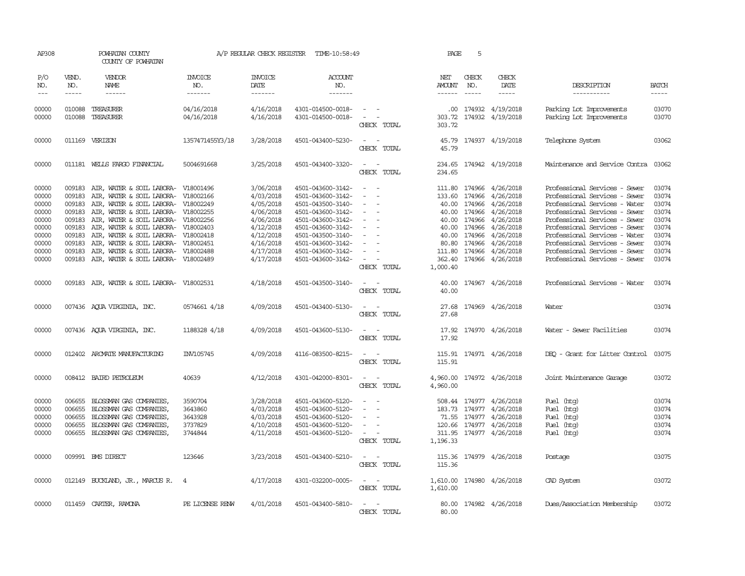AP308 POWHATAN COUNTY A/P REGULAR CHECK REGISTER TIME-10:58:49 PAGE 5

COUNTY OF POWHATAN

| P/O NO. | VEND. NO. | VENDOR NAME | INVOICE NO. | INVOICE DATE | ACCOUNT NO. | | NET AMOUNT | CHECK NO. | CHECK DATE | DESCRIPTION | BATCH |
|---|---|---|---|---|---|---|---|---|---|---|---|
| --- | ----- | ------ | ------- | ------- | ------- | | ------ | ----- | ----- | ----------- | ----- |
| 00000 | 010088 | TREASURER | 04/16/2018 | 4/16/2018 | 4301-014500-0018- | - - | .00 | 174932 | 4/19/2018 | Parking Lot Improvements | 03070 |
| 00000 | 010088 | TREASURER | 04/16/2018 | 4/16/2018 | 4301-014500-0018- | - - | 303.72 | 174932 | 4/19/2018 | Parking Lot Improvements | 03070 |
| | | | | | | CHECK TOTAL | 303.72 | | | | |
| 00000 | 011169 | VERIZON | 1357471455Y3/18 | 3/28/2018 | 4501-043400-5230- | - - | 45.79 | 174937 | 4/19/2018 | Telephone System | 03062 |
| | | | | | | CHECK TOTAL | 45.79 | | | | |
| 00000 | 011181 | WELLS FARGO FINANCIAL | 5004691668 | 3/25/2018 | 4501-043400-3320- | - - | 234.65 | 174942 | 4/19/2018 | Maintenance and Service Contra | 03062 |
| | | | | | | CHECK TOTAL | 234.65 | | | | |
| 00000 | 009183 | AIR, WATER & SOIL LABORA- | V18001496 | 3/06/2018 | 4501-043600-3142- | - - | 111.80 | 174966 | 4/26/2018 | Professional Services - Sewer | 03074 |
| 00000 | 009183 | AIR, WATER & SOIL LABORA- | V18002166 | 4/03/2018 | 4501-043600-3142- | - - | 133.60 | 174966 | 4/26/2018 | Professional Services - Sewer | 03074 |
| 00000 | 009183 | AIR, WATER & SOIL LABORA- | V18002249 | 4/05/2018 | 4501-043500-3140- | - - | 40.00 | 174966 | 4/26/2018 | Professional Services - Water | 03074 |
| 00000 | 009183 | AIR, WATER & SOIL LABORA- | V18002255 | 4/06/2018 | 4501-043600-3142- | - - | 40.00 | 174966 | 4/26/2018 | Professional Services - Sewer | 03074 |
| 00000 | 009183 | AIR, WATER & SOIL LABORA- | V18002256 | 4/06/2018 | 4501-043600-3142- | - - | 40.00 | 174966 | 4/26/2018 | Professional Services - Sewer | 03074 |
| 00000 | 009183 | AIR, WATER & SOIL LABORA- | V18002403 | 4/12/2018 | 4501-043600-3142- | - - | 40.00 | 174966 | 4/26/2018 | Professional Services - Sewer | 03074 |
| 00000 | 009183 | AIR, WATER & SOIL LABORA- | V18002418 | 4/12/2018 | 4501-043500-3140- | - - | 40.00 | 174966 | 4/26/2018 | Professional Services - Water | 03074 |
| 00000 | 009183 | AIR, WATER & SOIL LABORA- | V18002451 | 4/16/2018 | 4501-043600-3142- | - - | 80.80 | 174966 | 4/26/2018 | Professional Services - Sewer | 03074 |
| 00000 | 009183 | AIR, WATER & SOIL LABORA- | V18002488 | 4/17/2018 | 4501-043600-3142- | - - | 111.80 | 174966 | 4/26/2018 | Professional Services - Sewer | 03074 |
| 00000 | 009183 | AIR, WATER & SOIL LABORA- | V18002489 | 4/17/2018 | 4501-043600-3142- | - - | 362.40 | 174966 | 4/26/2018 | Professional Services - Sewer | 03074 |
| | | | | | | CHECK TOTAL | 1,000.40 | | | | |
| 00000 | 009183 | AIR, WATER & SOIL LABORA- | V18002531 | 4/18/2018 | 4501-043500-3140- | - - | 40.00 | 174967 | 4/26/2018 | Professional Services - Water | 03074 |
| | | | | | | CHECK TOTAL | 40.00 | | | | |
| 00000 | 007436 | AQUA VIRGINIA, INC. | 0574661 4/18 | 4/09/2018 | 4501-043400-5130- | - - | 27.68 | 174969 | 4/26/2018 | Water | 03074 |
| | | | | | | CHECK TOTAL | 27.68 | | | | |
| 00000 | 007436 | AQUA VIRGINIA, INC. | 1188328 4/18 | 4/09/2018 | 4501-043600-5130- | - - | 17.92 | 174970 | 4/26/2018 | Water - Sewer Facilities | 03074 |
| | | | | | | CHECK TOTAL | 17.92 | | | | |
| 00000 | 012402 | ARCMATE MANUFACTURING | INV105745 | 4/09/2018 | 4116-083500-8215- | - - | 115.91 | 174971 | 4/26/2018 | DEQ - Grant for Litter Control | 03075 |
| | | | | | | CHECK TOTAL | 115.91 | | | | |
| 00000 | 008412 | BAIRD PETROLEUM | 40639 | 4/12/2018 | 4301-042000-8301- | - - | 4,960.00 | 174972 | 4/26/2018 | Joint Maintenance Garage | 03072 |
| | | | | | | CHECK TOTAL | 4,960.00 | | | | |
| 00000 | 006655 | BLOSSMAN GAS COMPANIES, | 3590704 | 3/28/2018 | 4501-043600-5120- | - - | 508.44 | 174977 | 4/26/2018 | Fuel (htg) | 03074 |
| 00000 | 006655 | BLOSSMAN GAS COMPANIES, | 3643860 | 4/03/2018 | 4501-043600-5120- | - - | 183.73 | 174977 | 4/26/2018 | Fuel (htg) | 03074 |
| 00000 | 006655 | BLOSSMAN GAS COMPANIES, | 3643928 | 4/03/2018 | 4501-043600-5120- | - - | 71.55 | 174977 | 4/26/2018 | Fuel (htg) | 03074 |
| 00000 | 006655 | BLOSSMAN GAS COMPANIES, | 3737829 | 4/10/2018 | 4501-043600-5120- | - - | 120.66 | 174977 | 4/26/2018 | Fuel (htg) | 03074 |
| 00000 | 006655 | BLOSSMAN GAS COMPANIES, | 3744844 | 4/11/2018 | 4501-043600-5120- | - - | 311.95 | 174977 | 4/26/2018 | Fuel (htg) | 03074 |
| | | | | | | CHECK TOTAL | 1,196.33 | | | | |
| 00000 | 009991 | BMS DIRECT | 123646 | 3/23/2018 | 4501-043400-5210- | - - | 115.36 | 174979 | 4/26/2018 | Postage | 03075 |
| | | | | | | CHECK TOTAL | 115.36 | | | | |
| 00000 | 012149 | BUCKLAND, JR., MARCUS R. | 4 | 4/17/2018 | 4301-032200-0005- | - - | 1,610.00 | 174980 | 4/26/2018 | CAD System | 03072 |
| | | | | | | CHECK TOTAL | 1,610.00 | | | | |
| 00000 | 011459 | CARTER, RAMONA | PE LICENSE RENW | 4/01/2018 | 4501-043400-5810- | - - | 80.00 | 174982 | 4/26/2018 | Dues/Association Membership | 03072 |
| | | | | | | CHECK TOTAL | 80.00 | | | | |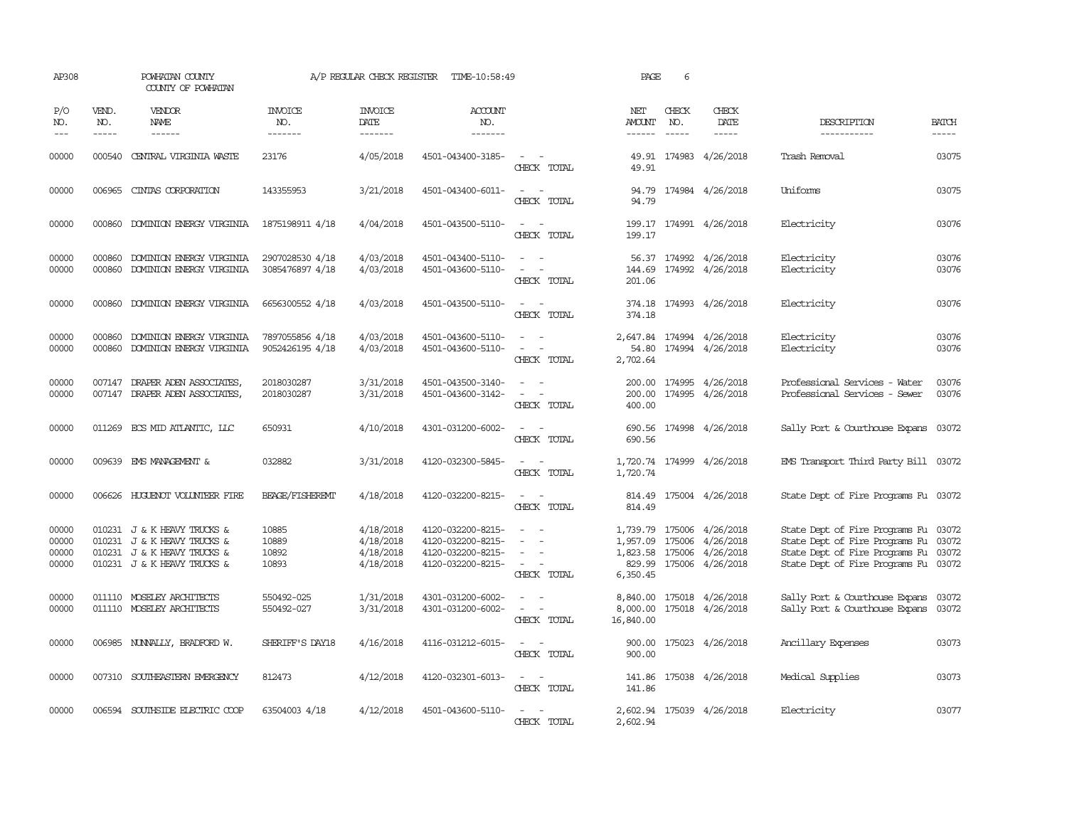AP308 POWHATAN COUNTY A/P REGULAR CHECK REGISTER TIME-10:58:49 PAGE 6

COUNTY OF POWHATAN

| P/O NO. | VEND. NO. | VENDOR NAME | INVOICE NO. | INVOICE DATE | ACCOUNT NO. | | NET AMOUNT | CHECK NO. | CHECK DATE | DESCRIPTION | BATCH |
|---|---|---|---|---|---|---|---|---|---|---|---|
| --- | ----- | ------ | ------- | ------- | ------- | | ------ | ----- | ----- | ----------- | ----- |
| 00000 | 000540 | CENTRAL VIRGINIA WASTE | 23176 | 4/05/2018 | 4501-043400-3185- | - - | 49.91 | 174983 | 4/26/2018 | Trash Removal | 03075 |
| | | | | | | CHECK TOTAL | 49.91 | | | | |
| 00000 | 006965 | CINTAS CORPORATION | 143355953 | 3/21/2018 | 4501-043400-6011- | - - | 94.79 | 174984 | 4/26/2018 | Uniforms | 03075 |
| | | | | | | CHECK TOTAL | 94.79 | | | | |
| 00000 | 000860 | DOMINION ENERGY VIRGINIA | 1875198911 4/18 | 4/04/2018 | 4501-043500-5110- | - - | 199.17 | 174991 | 4/26/2018 | Electricity | 03076 |
| | | | | | | CHECK TOTAL | 199.17 | | | | |
| 00000 | 000860 | DOMINION ENERGY VIRGINIA | 2907028530 4/18 | 4/03/2018 | 4501-043400-5110- | - - | 56.37 | 174992 | 4/26/2018 | Electricity | 03076 |
| 00000 | 000860 | DOMINION ENERGY VIRGINIA | 3085476897 4/18 | 4/03/2018 | 4501-043600-5110- | - - | 144.69 | 174992 | 4/26/2018 | Electricity | 03076 |
| | | | | | | CHECK TOTAL | 201.06 | | | | |
| 00000 | 000860 | DOMINION ENERGY VIRGINIA | 6656300552 4/18 | 4/03/2018 | 4501-043500-5110- | - - | 374.18 | 174993 | 4/26/2018 | Electricity | 03076 |
| | | | | | | CHECK TOTAL | 374.18 | | | | |
| 00000 | 000860 | DOMINION ENERGY VIRGINIA | 7897055856 4/18 | 4/03/2018 | 4501-043600-5110- | - - | 2,647.84 | 174994 | 4/26/2018 | Electricity | 03076 |
| 00000 | 000860 | DOMINION ENERGY VIRGINIA | 9052426195 4/18 | 4/03/2018 | 4501-043600-5110- | - - | 54.80 | 174994 | 4/26/2018 | Electricity | 03076 |
| | | | | | | CHECK TOTAL | 2,702.64 | | | | |
| 00000 | 007147 | DRAPER ADEN ASSOCIATES, | 2018030287 | 3/31/2018 | 4501-043500-3140- | - - | 200.00 | 174995 | 4/26/2018 | Professional Services - Water | 03076 |
| 00000 | 007147 | DRAPER ADEN ASSOCIATES, | 2018030287 | 3/31/2018 | 4501-043600-3142- | - - | 200.00 | 174995 | 4/26/2018 | Professional Services - Sewer | 03076 |
| | | | | | | CHECK TOTAL | 400.00 | | | | |
| 00000 | 011269 | ECS MID ATLANTIC, LLC | 650931 | 4/10/2018 | 4301-031200-6002- | - - | 690.56 | 174998 | 4/26/2018 | Sally Port & Courthouse Expans | 03072 |
| | | | | | | CHECK TOTAL | 690.56 | | | | |
| 00000 | 009639 | EMS MANAGEMENT & | 032882 | 3/31/2018 | 4120-032300-5845- | - - | 1,720.74 | 174999 | 4/26/2018 | EMS Transport Third Party Bill | 03072 |
| | | | | | | CHECK TOTAL | 1,720.74 | | | | |
| 00000 | 006626 | HUGUENOT VOLUNTEER FIRE | BEAGE/FISHEREMT | 4/18/2018 | 4120-032200-8215- | - - | 814.49 | 175004 | 4/26/2018 | State Dept of Fire Programs Fu | 03072 |
| | | | | | | CHECK TOTAL | 814.49 | | | | |
| 00000 | 010231 | J & K HEAVY TRUCKS & | 10885 | 4/18/2018 | 4120-032200-8215- | - - | 1,739.79 | 175006 | 4/26/2018 | State Dept of Fire Programs Fu | 03072 |
| 00000 | 010231 | J & K HEAVY TRUCKS & | 10889 | 4/18/2018 | 4120-032200-8215- | - - | 1,957.09 | 175006 | 4/26/2018 | State Dept of Fire Programs Fu | 03072 |
| 00000 | 010231 | J & K HEAVY TRUCKS & | 10892 | 4/18/2018 | 4120-032200-8215- | - - | 1,823.58 | 175006 | 4/26/2018 | State Dept of Fire Programs Fu | 03072 |
| 00000 | 010231 | J & K HEAVY TRUCKS & | 10893 | 4/18/2018 | 4120-032200-8215- | - - | 829.99 | 175006 | 4/26/2018 | State Dept of Fire Programs Fu | 03072 |
| | | | | | | CHECK TOTAL | 6,350.45 | | | | |
| 00000 | 011110 | MOSELEY ARCHITECTS | 550492-025 | 1/31/2018 | 4301-031200-6002- | - - | 8,840.00 | 175018 | 4/26/2018 | Sally Port & Courthouse Expans | 03072 |
| 00000 | 011110 | MOSELEY ARCHITECTS | 550492-027 | 3/31/2018 | 4301-031200-6002- | - - | 8,000.00 | 175018 | 4/26/2018 | Sally Port & Courthouse Expans | 03072 |
| | | | | | | CHECK TOTAL | 16,840.00 | | | | |
| 00000 | 006985 | NUNNALLY, BRADFORD W. | SHERIFF'S DAY18 | 4/16/2018 | 4116-031212-6015- | - - | 900.00 | 175023 | 4/26/2018 | Ancillary Expenses | 03073 |
| | | | | | | CHECK TOTAL | 900.00 | | | | |
| 00000 | 007310 | SOUTHEASTERN EMERGENCY | 812473 | 4/12/2018 | 4120-032301-6013- | - - | 141.86 | 175038 | 4/26/2018 | Medical Supplies | 03073 |
| | | | | | | CHECK TOTAL | 141.86 | | | | |
| 00000 | 006594 | SOUTHSIDE ELECTRIC COOP | 63504003 4/18 | 4/12/2018 | 4501-043600-5110- | - - | 2,602.94 | 175039 | 4/26/2018 | Electricity | 03077 |
| | | | | | | CHECK TOTAL | 2,602.94 | | | | |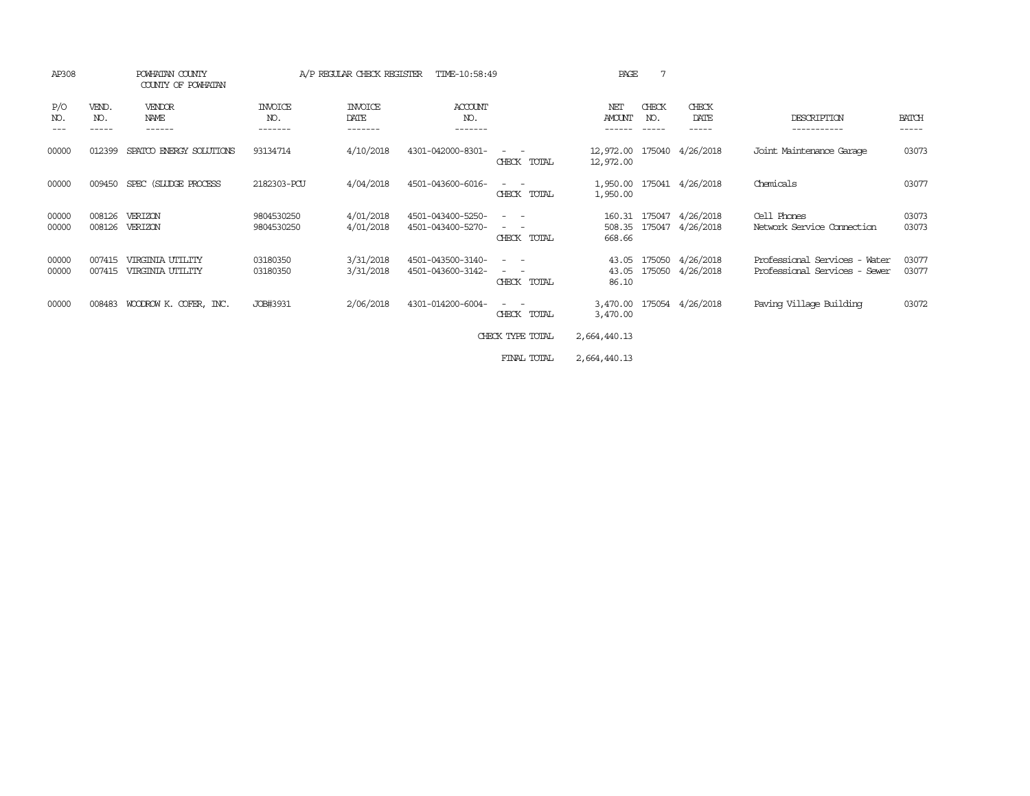AP308 POWHATAN COUNTY A/P REGULAR CHECK REGISTER TIME-10:58:49 PAGE 7

COUNTY OF POWHATAN

| P/O NO. | VEND. NO. | VENDOR NAME | INVOICE NO. | INVOICE DATE | ACCOUNT NO. | | NET AMOUNT | CHECK NO. | CHECK DATE | DESCRIPTION | BATCH |
|---|---|---|---|---|---|---|---|---|---|---|---|
| 00000 | 012399 | SPATCO ENERGY SOLUTIONS | 93134714 | 4/10/2018 | 4301-042000-8301- | - - | 12,972.00 | 175040 | 4/26/2018 | Joint Maintenance Garage | 03073 |
| | | | | | | CHECK TOTAL | 12,972.00 | | | | |
| 00000 | 009450 | SPEC (SLUDGE PROCESS | 2182303-PCU | 4/04/2018 | 4501-043600-6016- | - - | 1,950.00 | 175041 | 4/26/2018 | Chemicals | 03077 |
| | | | | | | CHECK TOTAL | 1,950.00 | | | | |
| 00000 | 008126 | VERIZON | 9804530250 | 4/01/2018 | 4501-043400-5250- | - - | 160.31 | 175047 | 4/26/2018 | Cell Phones | 03073 |
| 00000 | 008126 | VERIZON | 9804530250 | 4/01/2018 | 4501-043400-5270- | - - | 508.35 | 175047 | 4/26/2018 | Network Service Connection | 03073 |
| | | | | | | CHECK TOTAL | 668.66 | | | | |
| 00000 | 007415 | VIRGINIA UTILITY | 03180350 | 3/31/2018 | 4501-043500-3140- | - - | 43.05 | 175050 | 4/26/2018 | Professional Services - Water | 03077 |
| 00000 | 007415 | VIRGINIA UTILITY | 03180350 | 3/31/2018 | 4501-043600-3142- | - - | 43.05 | 175050 | 4/26/2018 | Professional Services - Sewer | 03077 |
| | | | | | | CHECK TOTAL | 86.10 | | | | |
| 00000 | 008483 | WOODROW K. COFER, INC. | JOB#3931 | 2/06/2018 | 4301-014200-6004- | - - | 3,470.00 | 175054 | 4/26/2018 | Paving Village Building | 03072 |
| | | | | | | CHECK TOTAL | 3,470.00 | | | | |
| | | | | | | CHECK TYPE TOTAL | 2,664,440.13 | | | | |
| | | | | | | FINAL TOTAL | 2,664,440.13 | | | | |